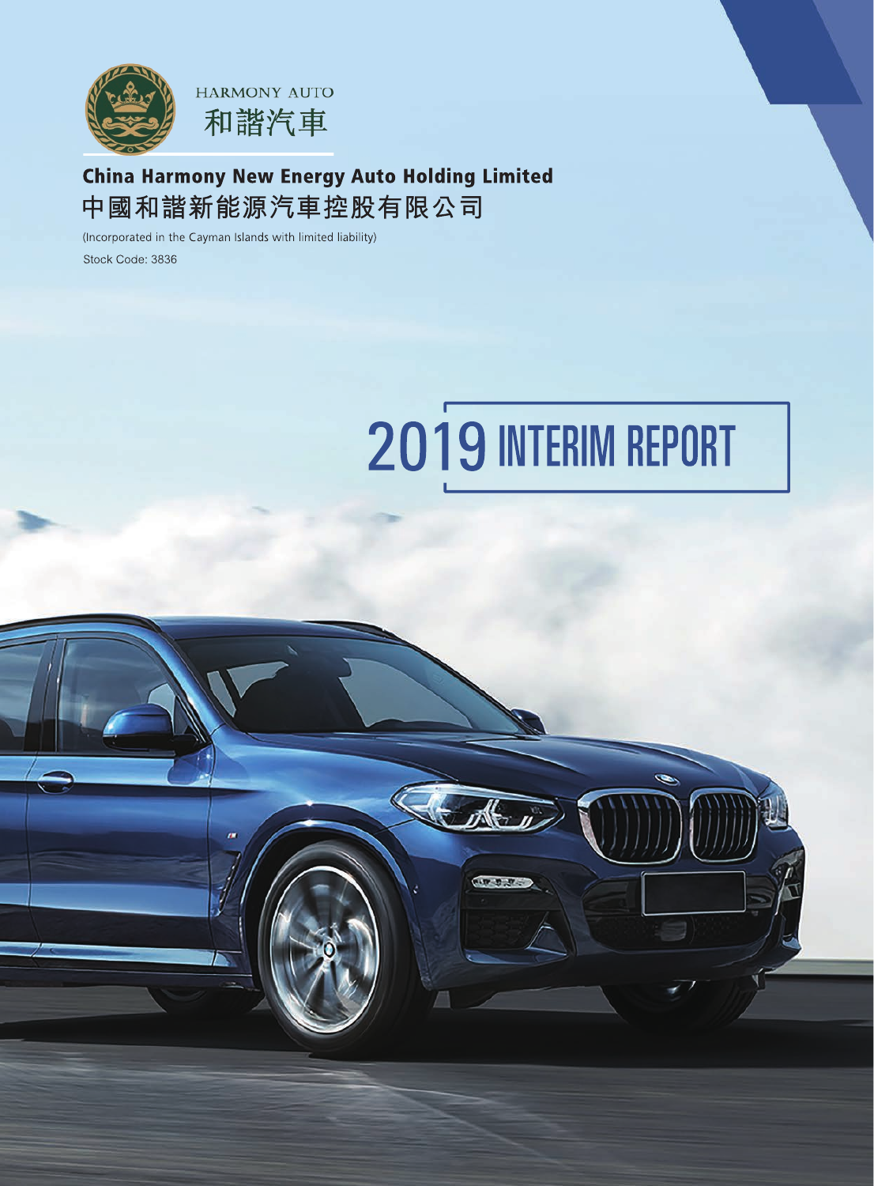HARMONY AUTO
和諧汽車

# China Harmony New Energy Auto Holding Limited
# 中國和諧新能源汽車控股有限公司

(Incorporated in the Cayman Islands with limited liability)

Stock Code: 3836

# 2019 INTERIM REPORT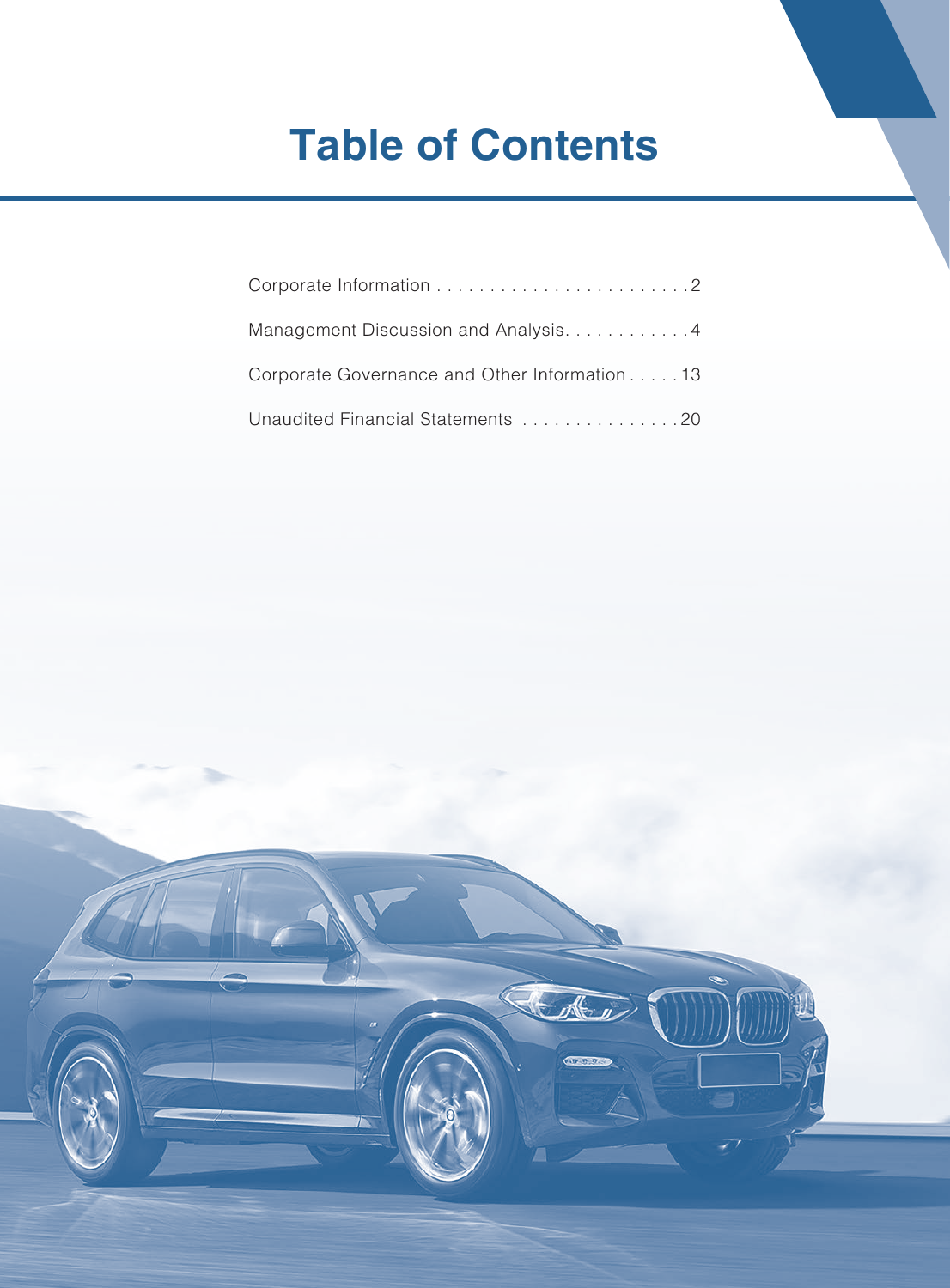# Table of Contents

| | |
|---|---|
| Corporate Information | 2 |
| Management Discussion and Analysis | 4 |
| Corporate Governance and Other Information | 13 |
| Unaudited Financial Statements | 20 |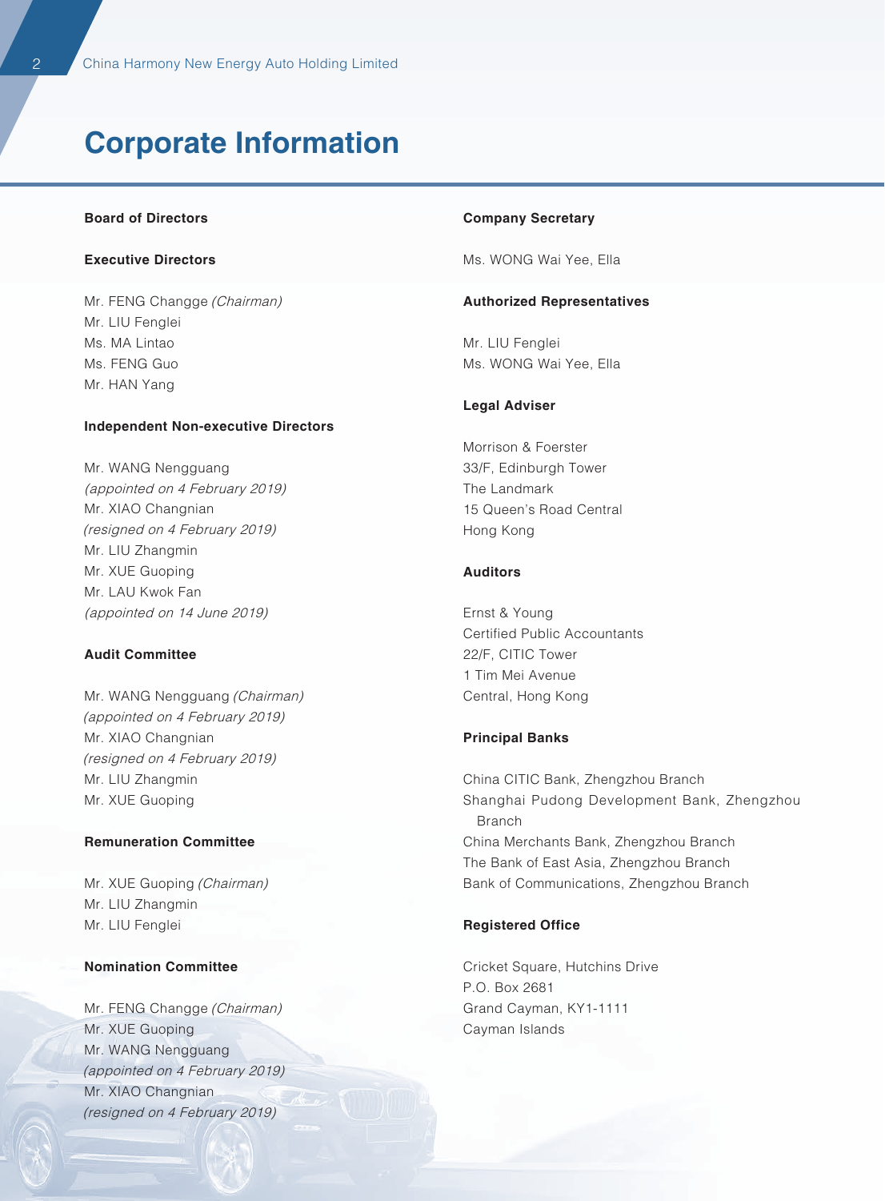# Corporate Information

### Board of Directors

#### Executive Directors

Mr. FENG Changge *(Chairman)*
Mr. LIU Fenglei
Ms. MA Lintao
Ms. FENG Guo
Mr. HAN Yang

#### Independent Non-executive Directors

Mr. WANG Nengguang
*(appointed on 4 February 2019)*
Mr. XIAO Changnian
*(resigned on 4 February 2019)*
Mr. LIU Zhangmin
Mr. XUE Guoping
Mr. LAU Kwok Fan
*(appointed on 14 June 2019)*

### Audit Committee

Mr. WANG Nengguang *(Chairman)*
*(appointed on 4 February 2019)*
Mr. XIAO Changnian
*(resigned on 4 February 2019)*
Mr. LIU Zhangmin
Mr. XUE Guoping

### Remuneration Committee

Mr. XUE Guoping *(Chairman)*
Mr. LIU Zhangmin
Mr. LIU Fenglei

### Nomination Committee

Mr. FENG Changge *(Chairman)*
Mr. XUE Guoping
Mr. WANG Nengguang
*(appointed on 4 February 2019)*
Mr. XIAO Changnian
*(resigned on 4 February 2019)*

### Company Secretary

Ms. WONG Wai Yee, Ella

### Authorized Representatives

Mr. LIU Fenglei
Ms. WONG Wai Yee, Ella

### Legal Adviser

Morrison & Foerster
33/F, Edinburgh Tower
The Landmark
15 Queen's Road Central
Hong Kong

### Auditors

Ernst & Young
Certified Public Accountants
22/F, CITIC Tower
1 Tim Mei Avenue
Central, Hong Kong

### Principal Banks

China CITIC Bank, Zhengzhou Branch
Shanghai Pudong Development Bank, Zhengzhou Branch
China Merchants Bank, Zhengzhou Branch
The Bank of East Asia, Zhengzhou Branch
Bank of Communications, Zhengzhou Branch

### Registered Office

Cricket Square, Hutchins Drive
P.O. Box 2681
Grand Cayman, KY1-1111
Cayman Islands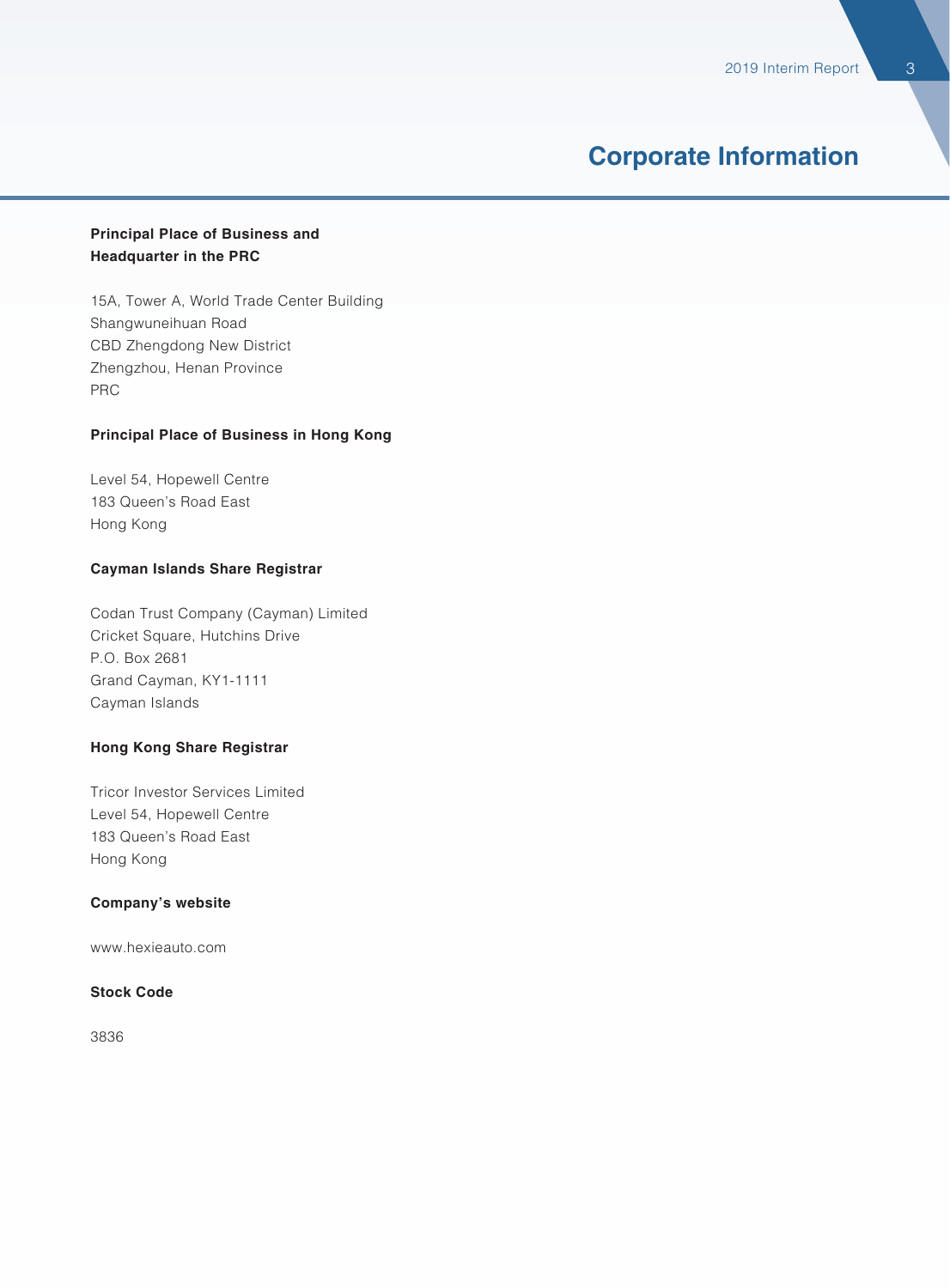# Corporate Information

**Principal Place of Business and Headquarter in the PRC**

15A, Tower A, World Trade Center Building
Shangwuneihuan Road
CBD Zhengdong New District
Zhengzhou, Henan Province
PRC

**Principal Place of Business in Hong Kong**

Level 54, Hopewell Centre
183 Queen's Road East
Hong Kong

**Cayman Islands Share Registrar**

Codan Trust Company (Cayman) Limited
Cricket Square, Hutchins Drive
P.O. Box 2681
Grand Cayman, KY1-1111
Cayman Islands

**Hong Kong Share Registrar**

Tricor Investor Services Limited
Level 54, Hopewell Centre
183 Queen's Road East
Hong Kong

**Company's website**

www.hexieauto.com

**Stock Code**

3836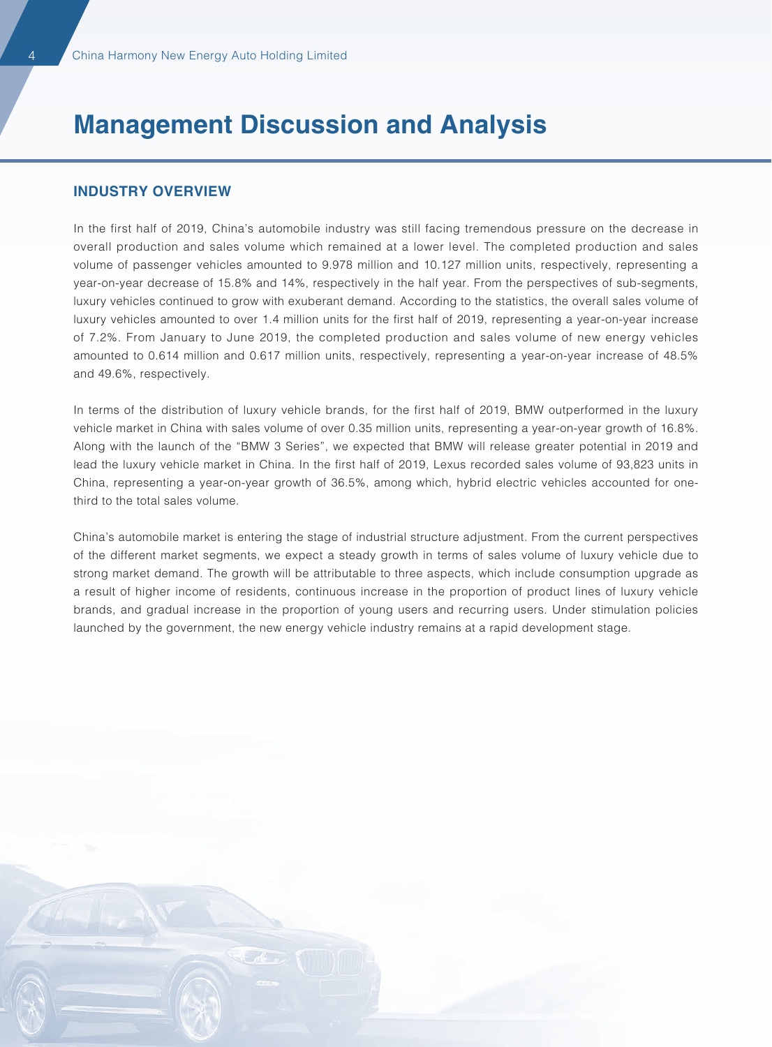# Management Discussion and Analysis

## INDUSTRY OVERVIEW

In the first half of 2019, China's automobile industry was still facing tremendous pressure on the decrease in overall production and sales volume which remained at a lower level. The completed production and sales volume of passenger vehicles amounted to 9.978 million and 10.127 million units, respectively, representing a year-on-year decrease of 15.8% and 14%, respectively in the half year. From the perspectives of sub-segments, luxury vehicles continued to grow with exuberant demand. According to the statistics, the overall sales volume of luxury vehicles amounted to over 1.4 million units for the first half of 2019, representing a year-on-year increase of 7.2%. From January to June 2019, the completed production and sales volume of new energy vehicles amounted to 0.614 million and 0.617 million units, respectively, representing a year-on-year increase of 48.5% and 49.6%, respectively.

In terms of the distribution of luxury vehicle brands, for the first half of 2019, BMW outperformed in the luxury vehicle market in China with sales volume of over 0.35 million units, representing a year-on-year growth of 16.8%. Along with the launch of the "BMW 3 Series", we expected that BMW will release greater potential in 2019 and lead the luxury vehicle market in China. In the first half of 2019, Lexus recorded sales volume of 93,823 units in China, representing a year-on-year growth of 36.5%, among which, hybrid electric vehicles accounted for one-third to the total sales volume.

China's automobile market is entering the stage of industrial structure adjustment. From the current perspectives of the different market segments, we expect a steady growth in terms of sales volume of luxury vehicle due to strong market demand. The growth will be attributable to three aspects, which include consumption upgrade as a result of higher income of residents, continuous increase in the proportion of product lines of luxury vehicle brands, and gradual increase in the proportion of young users and recurring users. Under stimulation policies launched by the government, the new energy vehicle industry remains at a rapid development stage.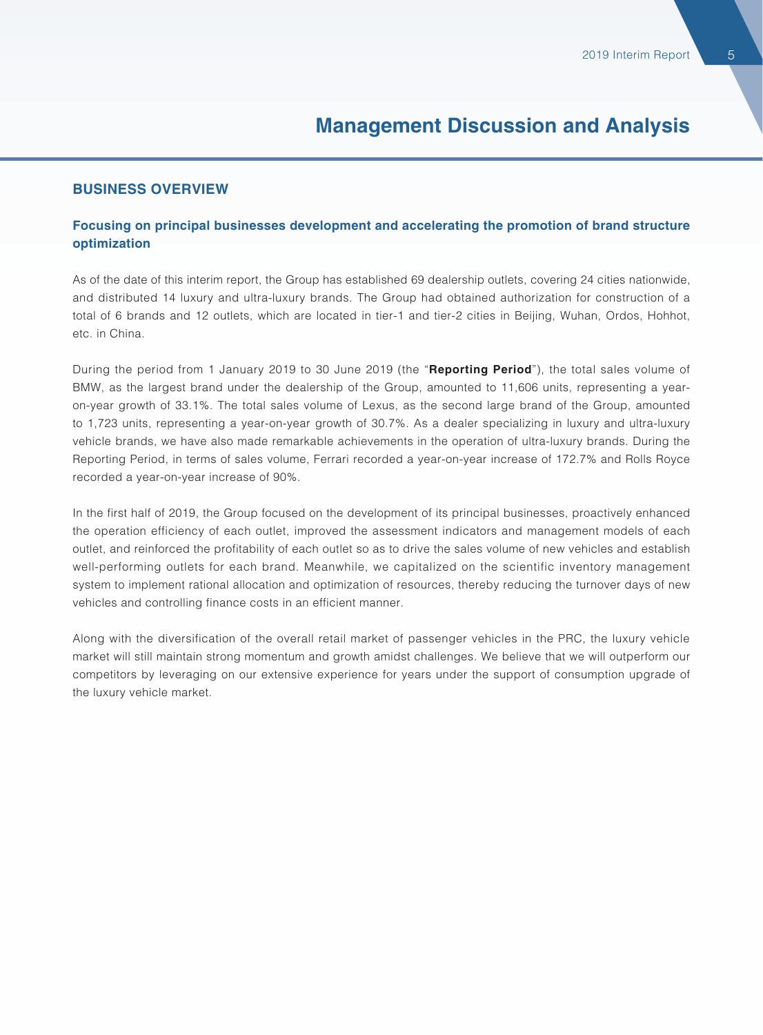# Management Discussion and Analysis

## BUSINESS OVERVIEW

### Focusing on principal businesses development and accelerating the promotion of brand structure optimization

As of the date of this interim report, the Group has established 69 dealership outlets, covering 24 cities nationwide, and distributed 14 luxury and ultra-luxury brands. The Group had obtained authorization for construction of a total of 6 brands and 12 outlets, which are located in tier-1 and tier-2 cities in Beijing, Wuhan, Ordos, Hohhot, etc. in China.

During the period from 1 January 2019 to 30 June 2019 (the "**Reporting Period**"), the total sales volume of BMW, as the largest brand under the dealership of the Group, amounted to 11,606 units, representing a year-on-year growth of 33.1%. The total sales volume of Lexus, as the second large brand of the Group, amounted to 1,723 units, representing a year-on-year growth of 30.7%. As a dealer specializing in luxury and ultra-luxury vehicle brands, we have also made remarkable achievements in the operation of ultra-luxury brands. During the Reporting Period, in terms of sales volume, Ferrari recorded a year-on-year increase of 172.7% and Rolls Royce recorded a year-on-year increase of 90%.

In the first half of 2019, the Group focused on the development of its principal businesses, proactively enhanced the operation efficiency of each outlet, improved the assessment indicators and management models of each outlet, and reinforced the profitability of each outlet so as to drive the sales volume of new vehicles and establish well-performing outlets for each brand. Meanwhile, we capitalized on the scientific inventory management system to implement rational allocation and optimization of resources, thereby reducing the turnover days of new vehicles and controlling finance costs in an efficient manner.

Along with the diversification of the overall retail market of passenger vehicles in the PRC, the luxury vehicle market will still maintain strong momentum and growth amidst challenges. We believe that we will outperform our competitors by leveraging on our extensive experience for years under the support of consumption upgrade of the luxury vehicle market.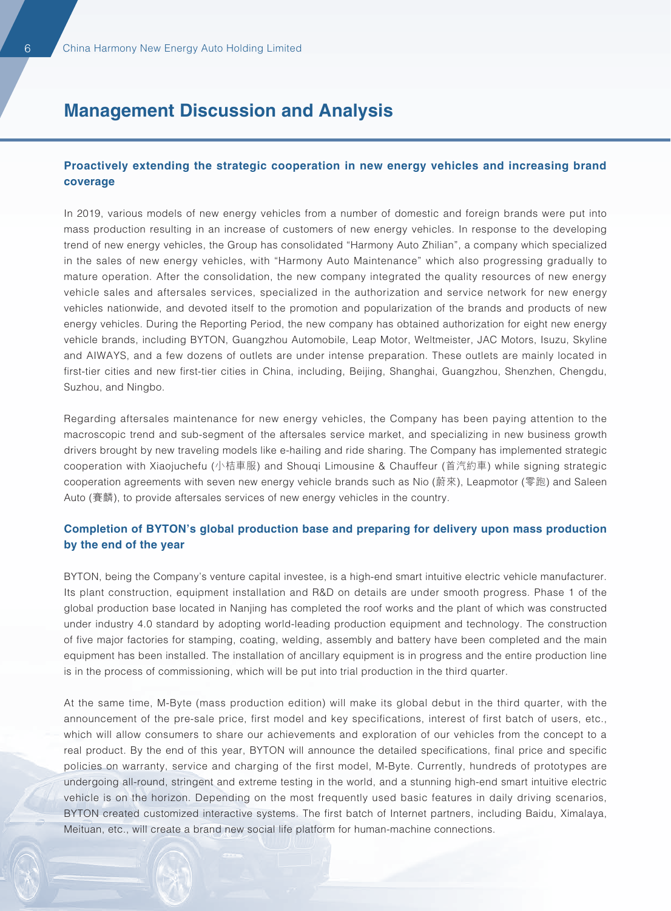## Management Discussion and Analysis

### Proactively extending the strategic cooperation in new energy vehicles and increasing brand coverage

In 2019, various models of new energy vehicles from a number of domestic and foreign brands were put into mass production resulting in an increase of customers of new energy vehicles. In response to the developing trend of new energy vehicles, the Group has consolidated "Harmony Auto Zhilian", a company which specialized in the sales of new energy vehicles, with "Harmony Auto Maintenance" which also progressing gradually to mature operation. After the consolidation, the new company integrated the quality resources of new energy vehicle sales and aftersales services, specialized in the authorization and service network for new energy vehicles nationwide, and devoted itself to the promotion and popularization of the brands and products of new energy vehicles. During the Reporting Period, the new company has obtained authorization for eight new energy vehicle brands, including BYTON, Guangzhou Automobile, Leap Motor, Weltmeister, JAC Motors, Isuzu, Skyline and AIWAYS, and a few dozens of outlets are under intense preparation. These outlets are mainly located in first-tier cities and new first-tier cities in China, including, Beijing, Shanghai, Guangzhou, Shenzhen, Chengdu, Suzhou, and Ningbo.

Regarding aftersales maintenance for new energy vehicles, the Company has been paying attention to the macroscopic trend and sub-segment of the aftersales service market, and specializing in new business growth drivers brought by new traveling models like e-hailing and ride sharing. The Company has implemented strategic cooperation with Xiaojuchefu (小桔車服) and Shouqi Limousine & Chauffeur (首汽約車) while signing strategic cooperation agreements with seven new energy vehicle brands such as Nio (蔚來), Leapmotor (零跑) and Saleen Auto (賽麟), to provide aftersales services of new energy vehicles in the country.

### Completion of BYTON's global production base and preparing for delivery upon mass production by the end of the year

BYTON, being the Company's venture capital investee, is a high-end smart intuitive electric vehicle manufacturer. Its plant construction, equipment installation and R&D on details are under smooth progress. Phase 1 of the global production base located in Nanjing has completed the roof works and the plant of which was constructed under industry 4.0 standard by adopting world-leading production equipment and technology. The construction of five major factories for stamping, coating, welding, assembly and battery have been completed and the main equipment has been installed. The installation of ancillary equipment is in progress and the entire production line is in the process of commissioning, which will be put into trial production in the third quarter.

At the same time, M-Byte (mass production edition) will make its global debut in the third quarter, with the announcement of the pre-sale price, first model and key specifications, interest of first batch of users, etc., which will allow consumers to share our achievements and exploration of our vehicles from the concept to a real product. By the end of this year, BYTON will announce the detailed specifications, final price and specific policies on warranty, service and charging of the first model, M-Byte. Currently, hundreds of prototypes are undergoing all-round, stringent and extreme testing in the world, and a stunning high-end smart intuitive electric vehicle is on the horizon. Depending on the most frequently used basic features in daily driving scenarios, BYTON created customized interactive systems. The first batch of Internet partners, including Baidu, Ximalaya, Meituan, etc., will create a brand new social life platform for human-machine connections.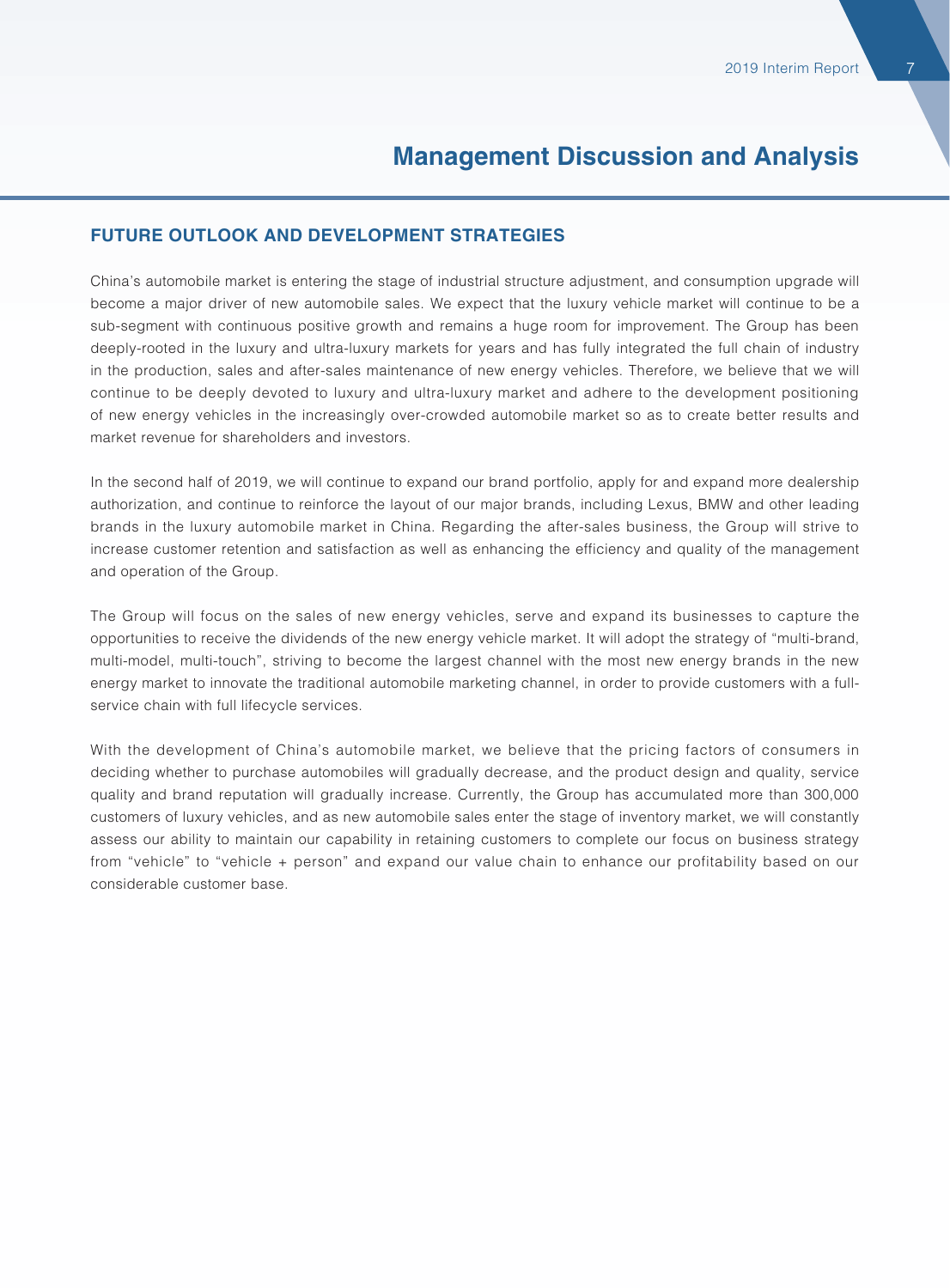# Management Discussion and Analysis

## FUTURE OUTLOOK AND DEVELOPMENT STRATEGIES

China's automobile market is entering the stage of industrial structure adjustment, and consumption upgrade will become a major driver of new automobile sales. We expect that the luxury vehicle market will continue to be a sub-segment with continuous positive growth and remains a huge room for improvement. The Group has been deeply-rooted in the luxury and ultra-luxury markets for years and has fully integrated the full chain of industry in the production, sales and after-sales maintenance of new energy vehicles. Therefore, we believe that we will continue to be deeply devoted to luxury and ultra-luxury market and adhere to the development positioning of new energy vehicles in the increasingly over-crowded automobile market so as to create better results and market revenue for shareholders and investors.

In the second half of 2019, we will continue to expand our brand portfolio, apply for and expand more dealership authorization, and continue to reinforce the layout of our major brands, including Lexus, BMW and other leading brands in the luxury automobile market in China. Regarding the after-sales business, the Group will strive to increase customer retention and satisfaction as well as enhancing the efficiency and quality of the management and operation of the Group.

The Group will focus on the sales of new energy vehicles, serve and expand its businesses to capture the opportunities to receive the dividends of the new energy vehicle market. It will adopt the strategy of "multi-brand, multi-model, multi-touch", striving to become the largest channel with the most new energy brands in the new energy market to innovate the traditional automobile marketing channel, in order to provide customers with a full-service chain with full lifecycle services.

With the development of China's automobile market, we believe that the pricing factors of consumers in deciding whether to purchase automobiles will gradually decrease, and the product design and quality, service quality and brand reputation will gradually increase. Currently, the Group has accumulated more than 300,000 customers of luxury vehicles, and as new automobile sales enter the stage of inventory market, we will constantly assess our ability to maintain our capability in retaining customers to complete our focus on business strategy from "vehicle" to "vehicle + person" and expand our value chain to enhance our profitability based on our considerable customer base.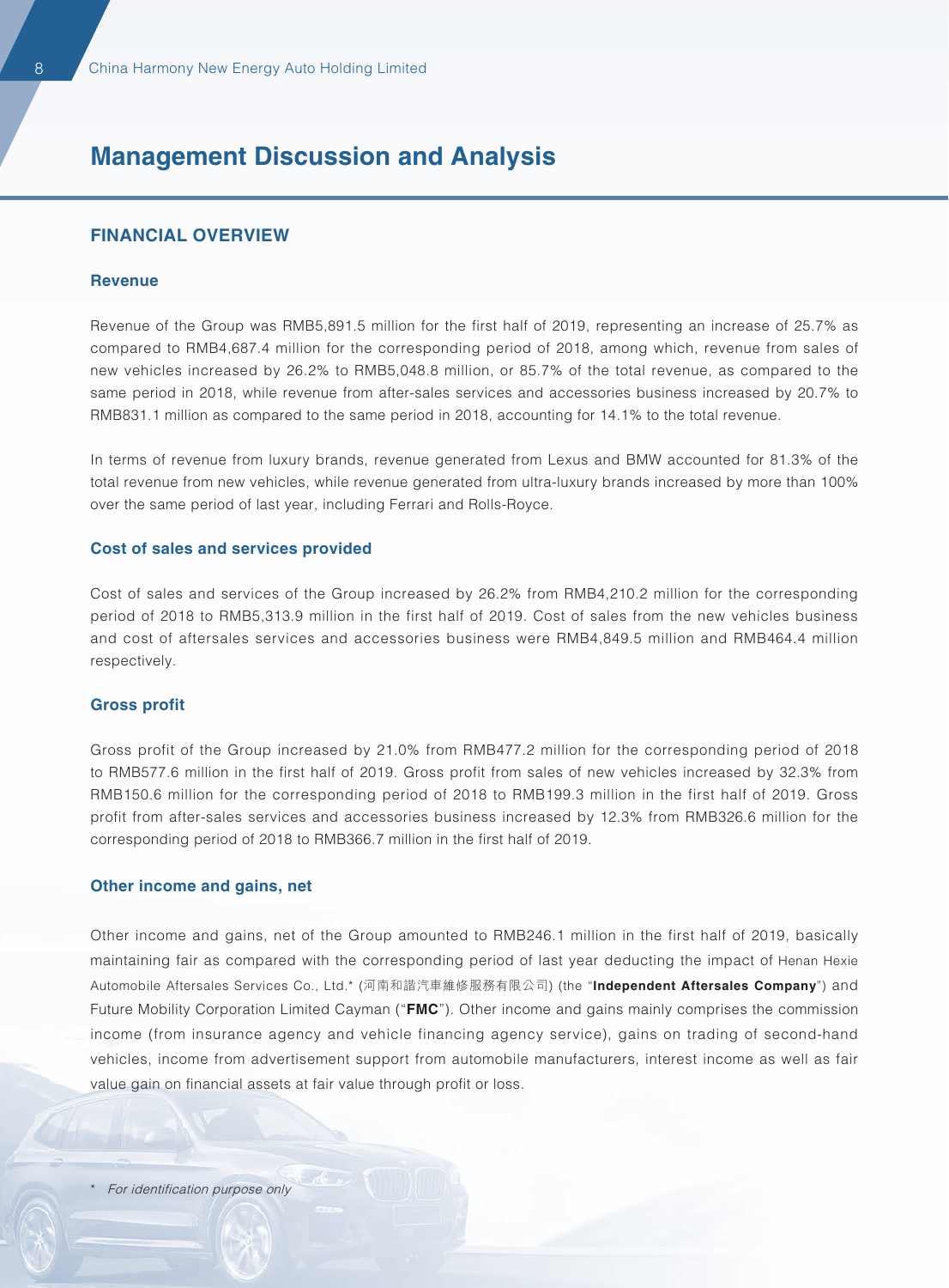# Management Discussion and Analysis

## FINANCIAL OVERVIEW

### Revenue

Revenue of the Group was RMB5,891.5 million for the first half of 2019, representing an increase of 25.7% as compared to RMB4,687.4 million for the corresponding period of 2018, among which, revenue from sales of new vehicles increased by 26.2% to RMB5,048.8 million, or 85.7% of the total revenue, as compared to the same period in 2018, while revenue from after-sales services and accessories business increased by 20.7% to RMB831.1 million as compared to the same period in 2018, accounting for 14.1% to the total revenue.

In terms of revenue from luxury brands, revenue generated from Lexus and BMW accounted for 81.3% of the total revenue from new vehicles, while revenue generated from ultra-luxury brands increased by more than 100% over the same period of last year, including Ferrari and Rolls-Royce.

### Cost of sales and services provided

Cost of sales and services of the Group increased by 26.2% from RMB4,210.2 million for the corresponding period of 2018 to RMB5,313.9 million in the first half of 2019. Cost of sales from the new vehicles business and cost of aftersales services and accessories business were RMB4,849.5 million and RMB464.4 million respectively.

### Gross profit

Gross profit of the Group increased by 21.0% from RMB477.2 million for the corresponding period of 2018 to RMB577.6 million in the first half of 2019. Gross profit from sales of new vehicles increased by 32.3% from RMB150.6 million for the corresponding period of 2018 to RMB199.3 million in the first half of 2019. Gross profit from after-sales services and accessories business increased by 12.3% from RMB326.6 million for the corresponding period of 2018 to RMB366.7 million in the first half of 2019.

### Other income and gains, net

Other income and gains, net of the Group amounted to RMB246.1 million in the first half of 2019, basically maintaining fair as compared with the corresponding period of last year deducting the impact of Henan Hexie Automobile Aftersales Services Co., Ltd.* (河南和諧汽車維修服務有限公司) (the "**Independent Aftersales Company**") and Future Mobility Corporation Limited Cayman ("**FMC**"). Other income and gains mainly comprises the commission income (from insurance agency and vehicle financing agency service), gains on trading of second-hand vehicles, income from advertisement support from automobile manufacturers, interest income as well as fair value gain on financial assets at fair value through profit or loss.

\* *For identification purpose only*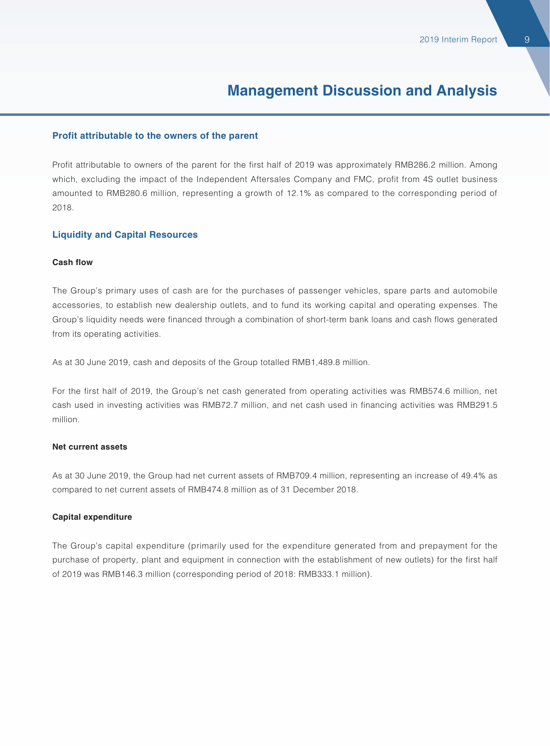## Management Discussion and Analysis

### Profit attributable to the owners of the parent

Profit attributable to owners of the parent for the first half of 2019 was approximately RMB286.2 million. Among which, excluding the impact of the Independent Aftersales Company and FMC, profit from 4S outlet business amounted to RMB280.6 million, representing a growth of 12.1% as compared to the corresponding period of 2018.

### Liquidity and Capital Resources

#### Cash flow

The Group's primary uses of cash are for the purchases of passenger vehicles, spare parts and automobile accessories, to establish new dealership outlets, and to fund its working capital and operating expenses. The Group's liquidity needs were financed through a combination of short-term bank loans and cash flows generated from its operating activities.

As at 30 June 2019, cash and deposits of the Group totalled RMB1,489.8 million.

For the first half of 2019, the Group's net cash generated from operating activities was RMB574.6 million, net cash used in investing activities was RMB72.7 million, and net cash used in financing activities was RMB291.5 million.

#### Net current assets

As at 30 June 2019, the Group had net current assets of RMB709.4 million, representing an increase of 49.4% as compared to net current assets of RMB474.8 million as of 31 December 2018.

#### Capital expenditure

The Group's capital expenditure (primarily used for the expenditure generated from and prepayment for the purchase of property, plant and equipment in connection with the establishment of new outlets) for the first half of 2019 was RMB146.3 million (corresponding period of 2018: RMB333.1 million).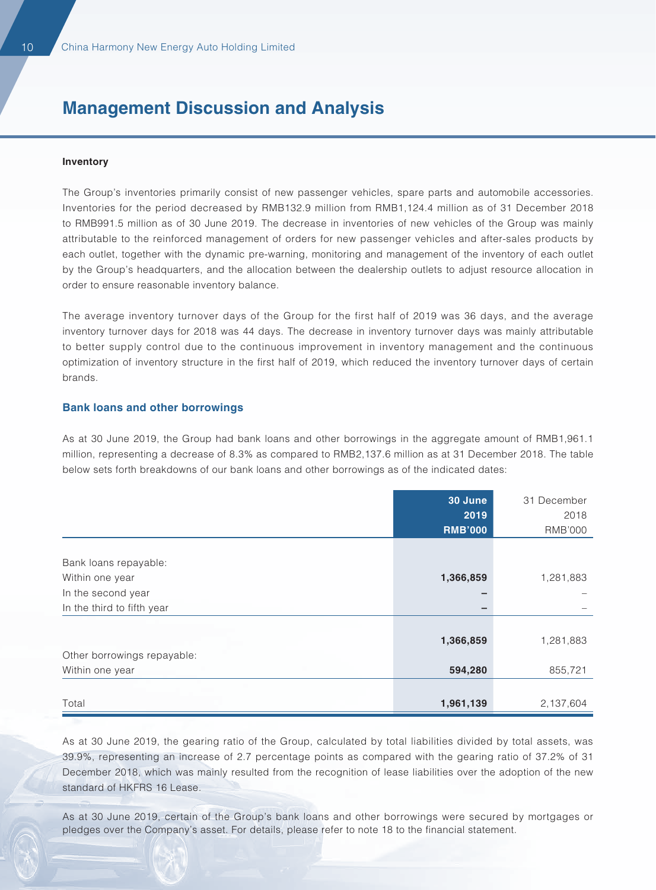## Management Discussion and Analysis

**Inventory**

The Group's inventories primarily consist of new passenger vehicles, spare parts and automobile accessories. Inventories for the period decreased by RMB132.9 million from RMB1,124.4 million as of 31 December 2018 to RMB991.5 million as of 30 June 2019. The decrease in inventories of new vehicles of the Group was mainly attributable to the reinforced management of orders for new passenger vehicles and after-sales products by each outlet, together with the dynamic pre-warning, monitoring and management of the inventory of each outlet by the Group's headquarters, and the allocation between the dealership outlets to adjust resource allocation in order to ensure reasonable inventory balance.

The average inventory turnover days of the Group for the first half of 2019 was 36 days, and the average inventory turnover days for 2018 was 44 days. The decrease in inventory turnover days was mainly attributable to better supply control due to the continuous improvement in inventory management and the continuous optimization of inventory structure in the first half of 2019, which reduced the inventory turnover days of certain brands.

### Bank loans and other borrowings

As at 30 June 2019, the Group had bank loans and other borrowings in the aggregate amount of RMB1,961.1 million, representing a decrease of 8.3% as compared to RMB2,137.6 million as at 31 December 2018. The table below sets forth breakdowns of our bank loans and other borrowings as of the indicated dates:

| | 30 June 2019 RMB'000 | 31 December 2018 RMB'000 |
|---|---|---|
| Bank loans repayable: | | |
| Within one year | **1,366,859** | 1,281,883 |
| In the second year | **–** | – |
| In the third to fifth year | **–** | – |
| | **1,366,859** | 1,281,883 |
| Other borrowings repayable: | | |
| Within one year | **594,280** | 855,721 |
| Total | **1,961,139** | 2,137,604 |

As at 30 June 2019, the gearing ratio of the Group, calculated by total liabilities divided by total assets, was 39.9%, representing an increase of 2.7 percentage points as compared with the gearing ratio of 37.2% of 31 December 2018, which was mainly resulted from the recognition of lease liabilities over the adoption of the new standard of HKFRS 16 Lease.

As at 30 June 2019, certain of the Group's bank loans and other borrowings were secured by mortgages or pledges over the Company's asset. For details, please refer to note 18 to the financial statement.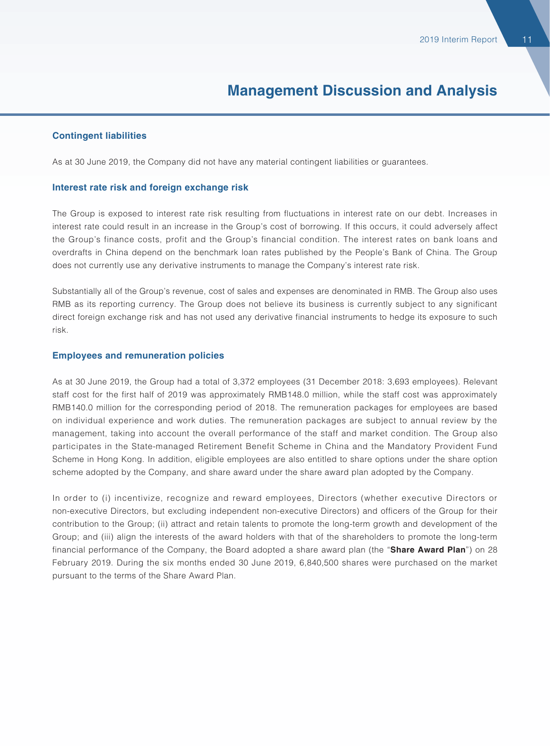# Management Discussion and Analysis

### Contingent liabilities

As at 30 June 2019, the Company did not have any material contingent liabilities or guarantees.

### Interest rate risk and foreign exchange risk

The Group is exposed to interest rate risk resulting from fluctuations in interest rate on our debt. Increases in interest rate could result in an increase in the Group's cost of borrowing. If this occurs, it could adversely affect the Group's finance costs, profit and the Group's financial condition. The interest rates on bank loans and overdrafts in China depend on the benchmark loan rates published by the People's Bank of China. The Group does not currently use any derivative instruments to manage the Company's interest rate risk.

Substantially all of the Group's revenue, cost of sales and expenses are denominated in RMB. The Group also uses RMB as its reporting currency. The Group does not believe its business is currently subject to any significant direct foreign exchange risk and has not used any derivative financial instruments to hedge its exposure to such risk.

### Employees and remuneration policies

As at 30 June 2019, the Group had a total of 3,372 employees (31 December 2018: 3,693 employees). Relevant staff cost for the first half of 2019 was approximately RMB148.0 million, while the staff cost was approximately RMB140.0 million for the corresponding period of 2018. The remuneration packages for employees are based on individual experience and work duties. The remuneration packages are subject to annual review by the management, taking into account the overall performance of the staff and market condition. The Group also participates in the State-managed Retirement Benefit Scheme in China and the Mandatory Provident Fund Scheme in Hong Kong. In addition, eligible employees are also entitled to share options under the share option scheme adopted by the Company, and share award under the share award plan adopted by the Company.

In order to (i) incentivize, recognize and reward employees, Directors (whether executive Directors or non-executive Directors, but excluding independent non-executive Directors) and officers of the Group for their contribution to the Group; (ii) attract and retain talents to promote the long-term growth and development of the Group; and (iii) align the interests of the award holders with that of the shareholders to promote the long-term financial performance of the Company, the Board adopted a share award plan (the "**Share Award Plan**") on 28 February 2019. During the six months ended 30 June 2019, 6,840,500 shares were purchased on the market pursuant to the terms of the Share Award Plan.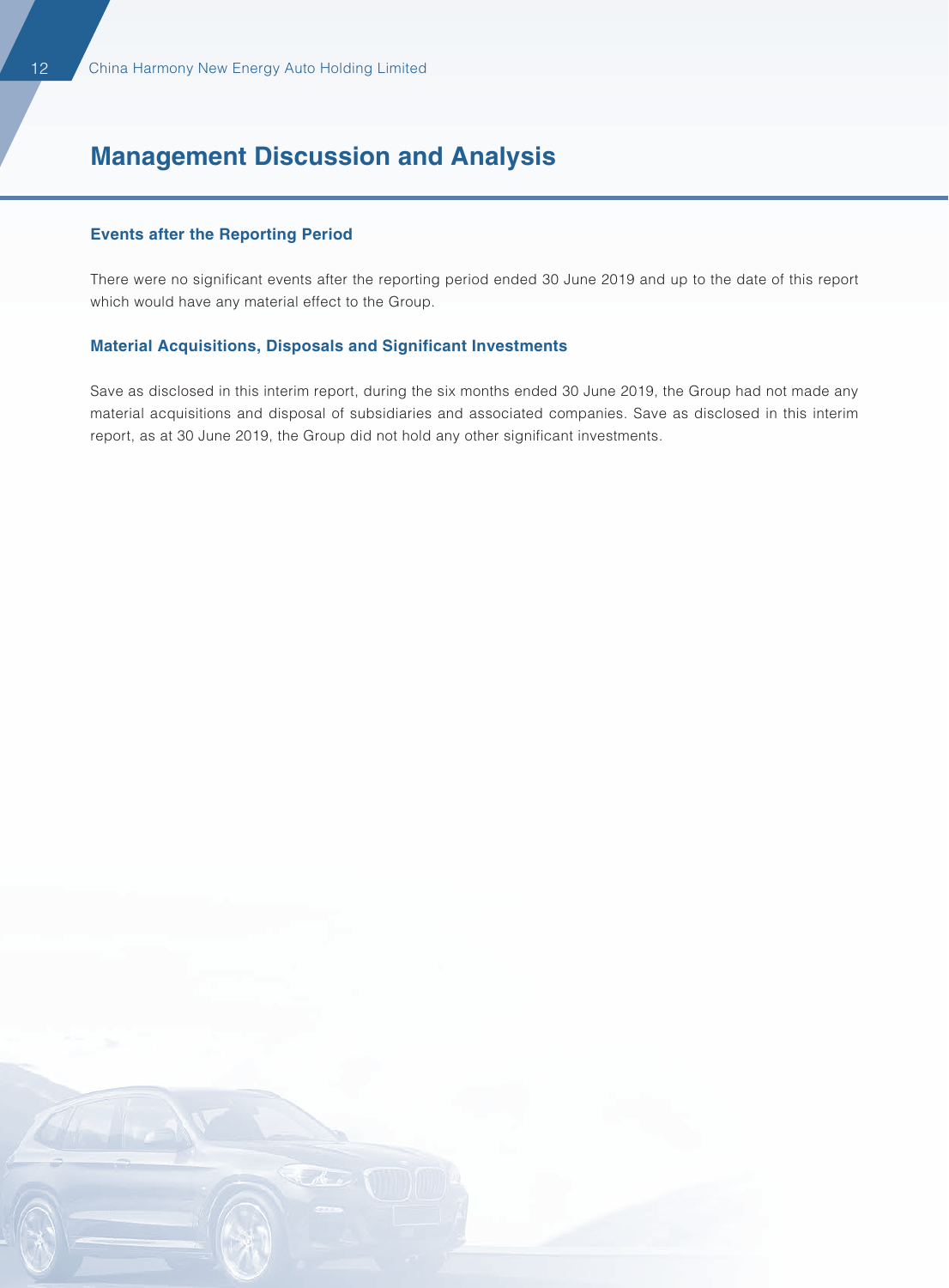# Management Discussion and Analysis

### Events after the Reporting Period

There were no significant events after the reporting period ended 30 June 2019 and up to the date of this report which would have any material effect to the Group.

### Material Acquisitions, Disposals and Significant Investments

Save as disclosed in this interim report, during the six months ended 30 June 2019, the Group had not made any material acquisitions and disposal of subsidiaries and associated companies. Save as disclosed in this interim report, as at 30 June 2019, the Group did not hold any other significant investments.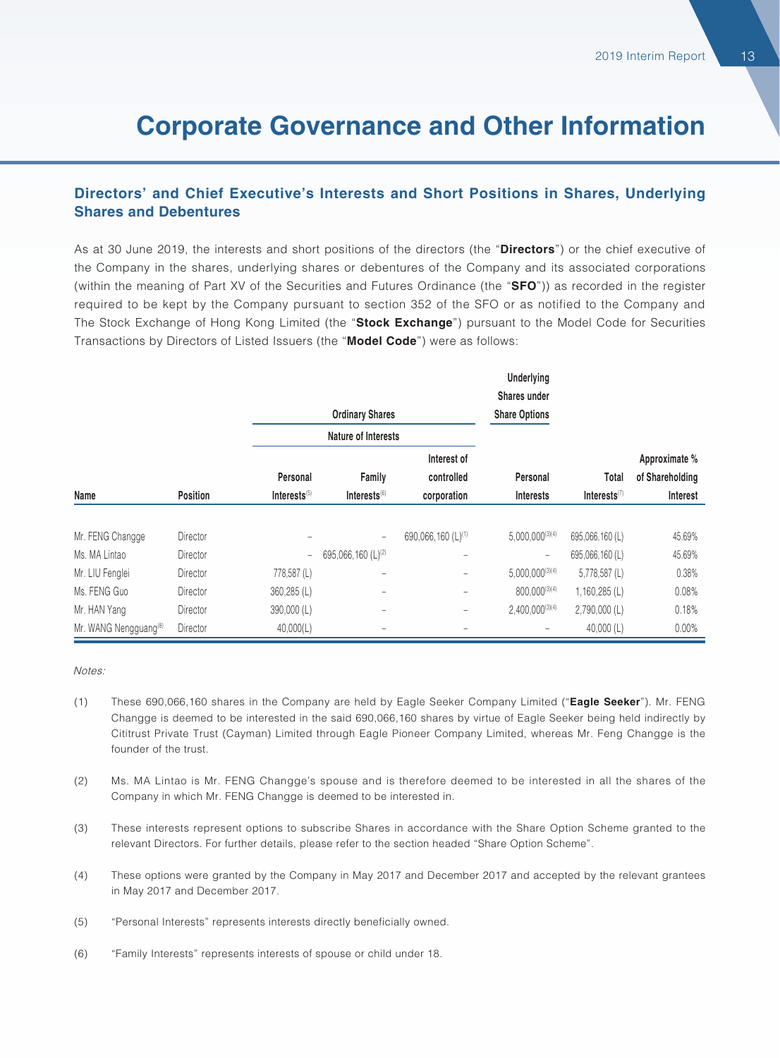# Corporate Governance and Other Information

## Directors' and Chief Executive's Interests and Short Positions in Shares, Underlying Shares and Debentures

As at 30 June 2019, the interests and short positions of the directors (the "**Directors**") or the chief executive of the Company in the shares, underlying shares or debentures of the Company and its associated corporations (within the meaning of Part XV of the Securities and Futures Ordinance (the "**SFO**")) as recorded in the register required to be kept by the Company pursuant to section 352 of the SFO or as notified to the Company and The Stock Exchange of Hong Kong Limited (the "**Stock Exchange**") pursuant to the Model Code for Securities Transactions by Directors of Listed Issuers (the "**Model Code**") were as follows:

| | | Ordinary Shares | | | Underlying Shares under Share Options | | |
|---|---|---|---|---|---|---|---|
| | | Nature of Interests | | | | | |
| Name | Position | Personal Interests[5] | Family Interests[6] | Interest of controlled corporation | Personal Interests | Total Interests[7] | Approximate % of Shareholding Interest |
| Mr. FENG Changge | Director | – | – | 690,066,160 (L)[1] | 5,000,000[3][4] | 695,066,160 (L) | 45.69% |
| Ms. MA Lintao | Director | – | 695,066,160 (L)[2] | – | – | 695,066,160 (L) | 45.69% |
| Mr. LIU Fenglei | Director | 778,587 (L) | – | – | 5,000,000[3][4] | 5,778,587 (L) | 0.38% |
| Ms. FENG Guo | Director | 360,285 (L) | – | – | 800,000[3][4] | 1,160,285 (L) | 0.08% |
| Mr. HAN Yang | Director | 390,000 (L) | – | – | 2,400,000[3][4] | 2,790,000 (L) | 0.18% |
| Mr. WANG Nengguang[8] | Director | 40,000(L) | – | – | – | 40,000 (L) | 0.00% |

*Notes:*

(1) These 690,066,160 shares in the Company are held by Eagle Seeker Company Limited ("**Eagle Seeker**"). Mr. FENG Changge is deemed to be interested in the said 690,066,160 shares by virtue of Eagle Seeker being held indirectly by Cititrust Private Trust (Cayman) Limited through Eagle Pioneer Company Limited, whereas Mr. Feng Changge is the founder of the trust.

(2) Ms. MA Lintao is Mr. FENG Changge's spouse and is therefore deemed to be interested in all the shares of the Company in which Mr. FENG Changge is deemed to be interested in.

(3) These interests represent options to subscribe Shares in accordance with the Share Option Scheme granted to the relevant Directors. For further details, please refer to the section headed "Share Option Scheme".

(4) These options were granted by the Company in May 2017 and December 2017 and accepted by the relevant grantees in May 2017 and December 2017.

(5) "Personal Interests" represents interests directly beneficially owned.

(6) "Family Interests" represents interests of spouse or child under 18.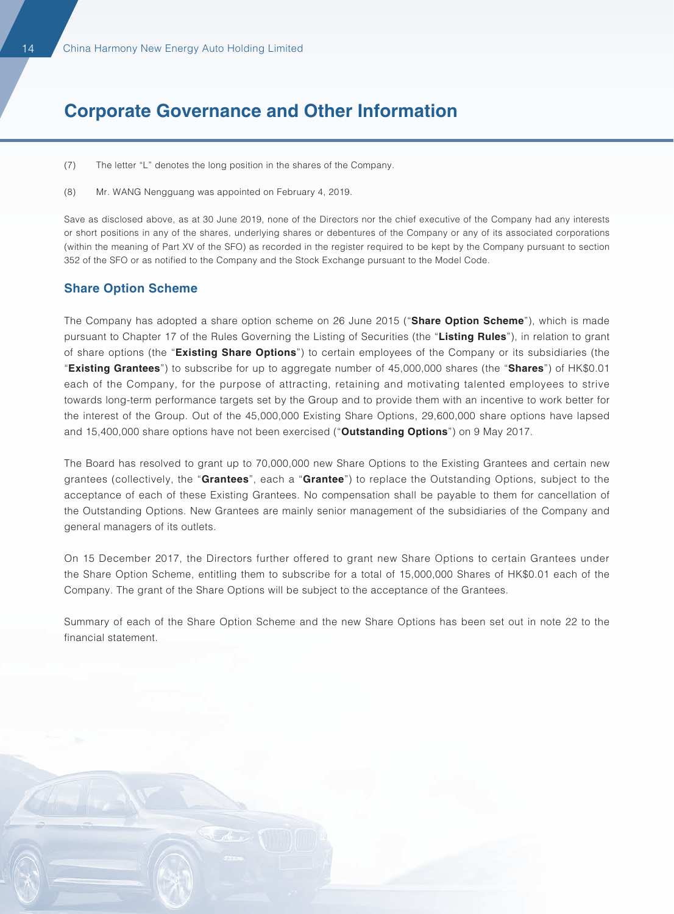# Corporate Governance and Other Information

(7) The letter "L" denotes the long position in the shares of the Company.

(8) Mr. WANG Nengguang was appointed on February 4, 2019.

Save as disclosed above, as at 30 June 2019, none of the Directors nor the chief executive of the Company had any interests or short positions in any of the shares, underlying shares or debentures of the Company or any of its associated corporations (within the meaning of Part XV of the SFO) as recorded in the register required to be kept by the Company pursuant to section 352 of the SFO or as notified to the Company and the Stock Exchange pursuant to the Model Code.

## Share Option Scheme

The Company has adopted a share option scheme on 26 June 2015 ("**Share Option Scheme**"), which is made pursuant to Chapter 17 of the Rules Governing the Listing of Securities (the "**Listing Rules**"), in relation to grant of share options (the "**Existing Share Options**") to certain employees of the Company or its subsidiaries (the "**Existing Grantees**") to subscribe for up to aggregate number of 45,000,000 shares (the "**Shares**") of HK$0.01 each of the Company, for the purpose of attracting, retaining and motivating talented employees to strive towards long-term performance targets set by the Group and to provide them with an incentive to work better for the interest of the Group. Out of the 45,000,000 Existing Share Options, 29,600,000 share options have lapsed and 15,400,000 share options have not been exercised ("**Outstanding Options**") on 9 May 2017.

The Board has resolved to grant up to 70,000,000 new Share Options to the Existing Grantees and certain new grantees (collectively, the "**Grantees**", each a "**Grantee**") to replace the Outstanding Options, subject to the acceptance of each of these Existing Grantees. No compensation shall be payable to them for cancellation of the Outstanding Options. New Grantees are mainly senior management of the subsidiaries of the Company and general managers of its outlets.

On 15 December 2017, the Directors further offered to grant new Share Options to certain Grantees under the Share Option Scheme, entitling them to subscribe for a total of 15,000,000 Shares of HK$0.01 each of the Company. The grant of the Share Options will be subject to the acceptance of the Grantees.

Summary of each of the Share Option Scheme and the new Share Options has been set out in note 22 to the financial statement.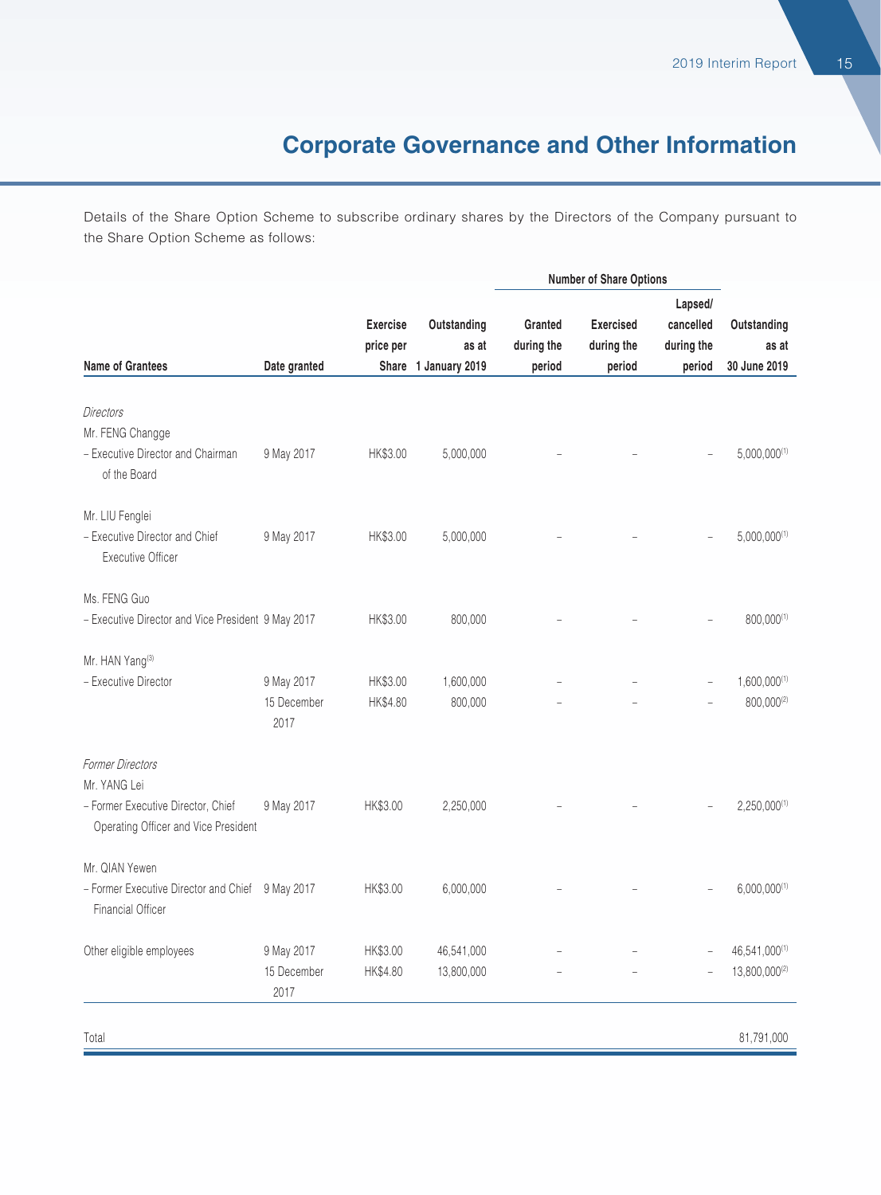# Corporate Governance and Other Information

Details of the Share Option Scheme to subscribe ordinary shares by the Directors of the Company pursuant to the Share Option Scheme as follows:

| | | | | Number of Share Options | | | |
|---|---|---|---|---|---|---|---|
| **Name of Grantees** | **Date granted** | **Exercise price per Share** | **Outstanding as at 1 January 2019** | **Granted during the period** | **Exercised during the period** | **Lapsed/ cancelled during the period** | **Outstanding as at 30 June 2019** |
| *Directors* | | | | | | | |
| Mr. FENG Changge | | | | | | | |
| – Executive Director and Chairman of the Board | 9 May 2017 | HK$3.00 | 5,000,000 | – | – | – | 5,000,000[1] |
| Mr. LIU Fenglei | | | | | | | |
| – Executive Director and Chief Executive Officer | 9 May 2017 | HK$3.00 | 5,000,000 | – | – | – | 5,000,000[1] |
| Ms. FENG Guo | | | | | | | |
| – Executive Director and Vice President | 9 May 2017 | HK$3.00 | 800,000 | – | – | – | 800,000[1] |
| Mr. HAN Yang[3] | | | | | | | |
| – Executive Director | 9 May 2017 | HK$3.00 | 1,600,000 | – | – | – | 1,600,000[1] |
| | 15 December 2017 | HK$4.80 | 800,000 | – | – | – | 800,000[2] |
| *Former Directors* | | | | | | | |
| Mr. YANG Lei | | | | | | | |
| – Former Executive Director, Chief Operating Officer and Vice President | 9 May 2017 | HK$3.00 | 2,250,000 | – | – | – | 2,250,000[1] |
| Mr. QIAN Yewen | | | | | | | |
| – Former Executive Director and Chief Financial Officer | 9 May 2017 | HK$3.00 | 6,000,000 | – | – | – | 6,000,000[1] |
| Other eligible employees | 9 May 2017 | HK$3.00 | 46,541,000 | – | – | – | 46,541,000[1] |
| | 15 December 2017 | HK$4.80 | 13,800,000 | – | – | – | 13,800,000[2] |
| Total | | | | | | | 81,791,000 |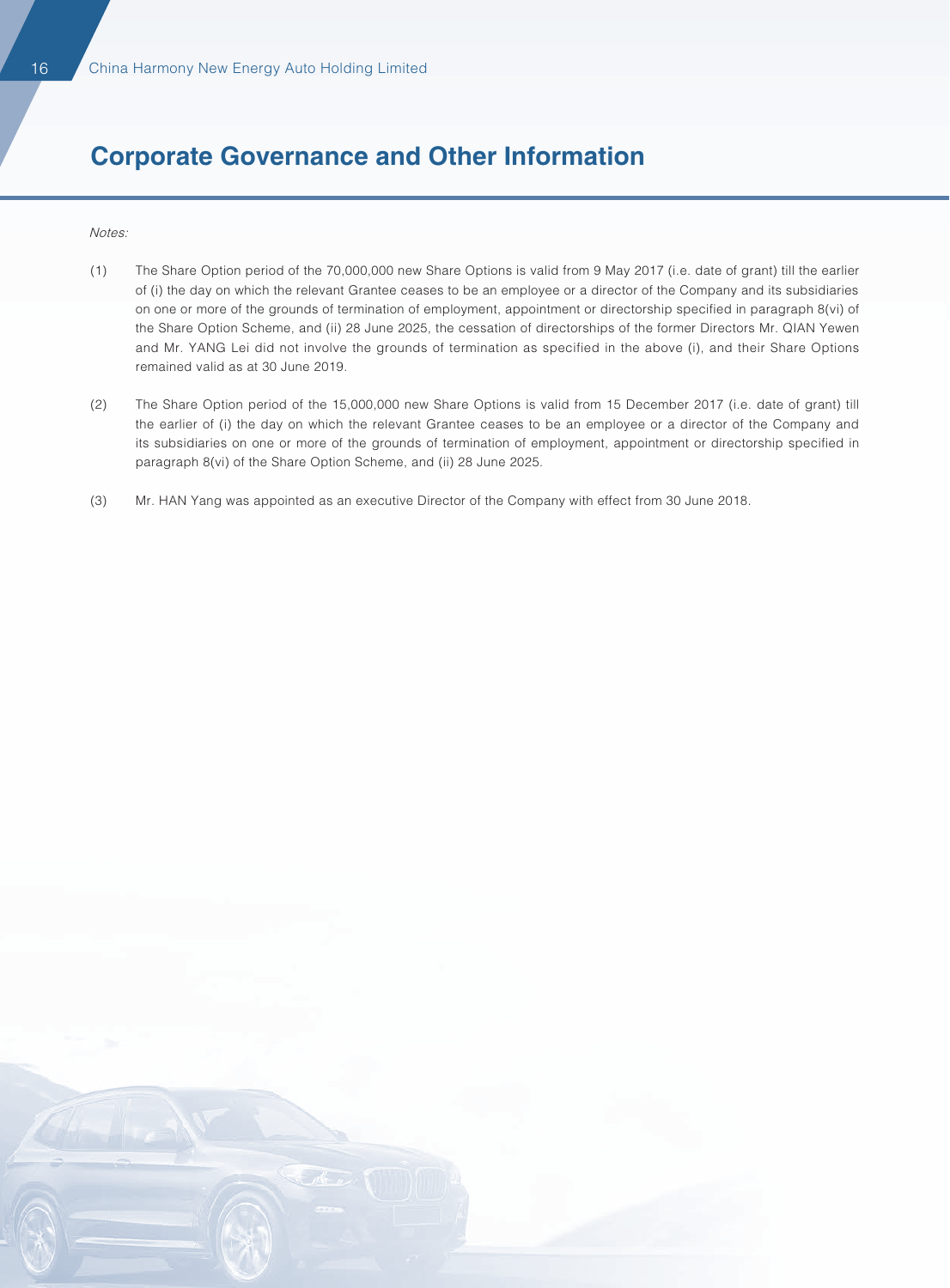# Corporate Governance and Other Information

*Notes:*

(1) The Share Option period of the 70,000,000 new Share Options is valid from 9 May 2017 (i.e. date of grant) till the earlier of (i) the day on which the relevant Grantee ceases to be an employee or a director of the Company and its subsidiaries on one or more of the grounds of termination of employment, appointment or directorship specified in paragraph 8(vi) of the Share Option Scheme, and (ii) 28 June 2025, the cessation of directorships of the former Directors Mr. QIAN Yewen and Mr. YANG Lei did not involve the grounds of termination as specified in the above (i), and their Share Options remained valid as at 30 June 2019.

(2) The Share Option period of the 15,000,000 new Share Options is valid from 15 December 2017 (i.e. date of grant) till the earlier of (i) the day on which the relevant Grantee ceases to be an employee or a director of the Company and its subsidiaries on one or more of the grounds of termination of employment, appointment or directorship specified in paragraph 8(vi) of the Share Option Scheme, and (ii) 28 June 2025.

(3) Mr. HAN Yang was appointed as an executive Director of the Company with effect from 30 June 2018.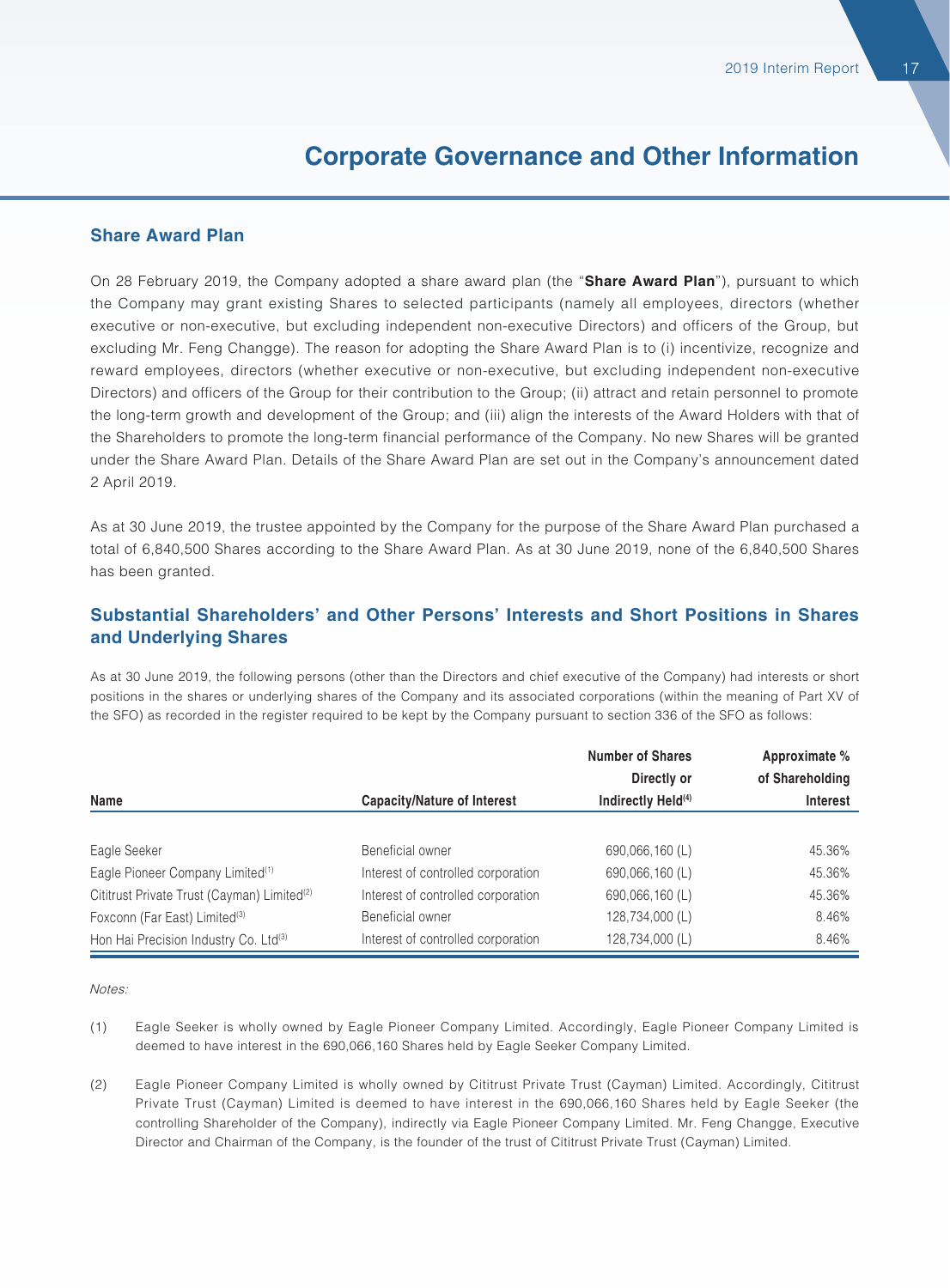# Corporate Governance and Other Information

## Share Award Plan

On 28 February 2019, the Company adopted a share award plan (the "**Share Award Plan**"), pursuant to which the Company may grant existing Shares to selected participants (namely all employees, directors (whether executive or non-executive, but excluding independent non-executive Directors) and officers of the Group, but excluding Mr. Feng Changge). The reason for adopting the Share Award Plan is to (i) incentivize, recognize and reward employees, directors (whether executive or non-executive, but excluding independent non-executive Directors) and officers of the Group for their contribution to the Group; (ii) attract and retain personnel to promote the long-term growth and development of the Group; and (iii) align the interests of the Award Holders with that of the Shareholders to promote the long-term financial performance of the Company. No new Shares will be granted under the Share Award Plan. Details of the Share Award Plan are set out in the Company's announcement dated 2 April 2019.

As at 30 June 2019, the trustee appointed by the Company for the purpose of the Share Award Plan purchased a total of 6,840,500 Shares according to the Share Award Plan. As at 30 June 2019, none of the 6,840,500 Shares has been granted.

## Substantial Shareholders' and Other Persons' Interests and Short Positions in Shares and Underlying Shares

As at 30 June 2019, the following persons (other than the Directors and chief executive of the Company) had interests or short positions in the shares or underlying shares of the Company and its associated corporations (within the meaning of Part XV of the SFO) as recorded in the register required to be kept by the Company pursuant to section 336 of the SFO as follows:

| Name | Capacity/Nature of Interest | Number of Shares Directly or Indirectly Held[(4)] | Approximate % of Shareholding Interest |
|---|---|---|---|
| Eagle Seeker | Beneficial owner | 690,066,160 (L) | 45.36% |
| Eagle Pioneer Company Limited[(1)] | Interest of controlled corporation | 690,066,160 (L) | 45.36% |
| Cititrust Private Trust (Cayman) Limited[(2)] | Interest of controlled corporation | 690,066,160 (L) | 45.36% |
| Foxconn (Far East) Limited[(3)] | Beneficial owner | 128,734,000 (L) | 8.46% |
| Hon Hai Precision Industry Co. Ltd[(3)] | Interest of controlled corporation | 128,734,000 (L) | 8.46% |

*Notes:*

(1) Eagle Seeker is wholly owned by Eagle Pioneer Company Limited. Accordingly, Eagle Pioneer Company Limited is deemed to have interest in the 690,066,160 Shares held by Eagle Seeker Company Limited.

(2) Eagle Pioneer Company Limited is wholly owned by Cititrust Private Trust (Cayman) Limited. Accordingly, Cititrust Private Trust (Cayman) Limited is deemed to have interest in the 690,066,160 Shares held by Eagle Seeker (the controlling Shareholder of the Company), indirectly via Eagle Pioneer Company Limited. Mr. Feng Changge, Executive Director and Chairman of the Company, is the founder of the trust of Cititrust Private Trust (Cayman) Limited.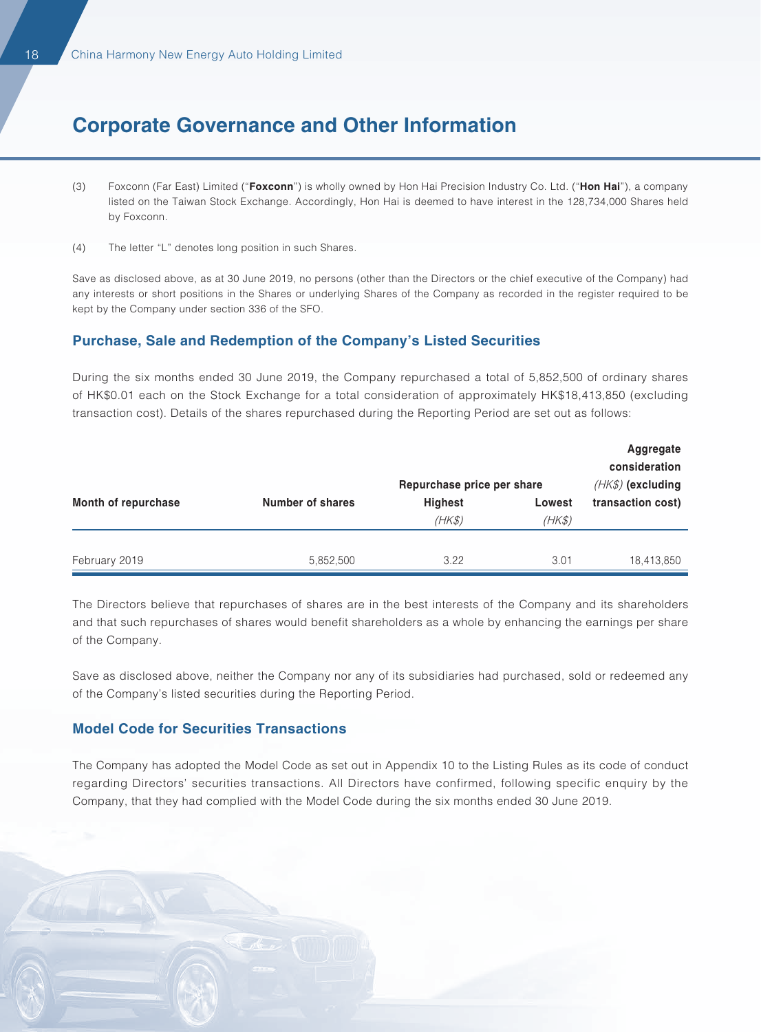## Corporate Governance and Other Information

(3) Foxconn (Far East) Limited ("**Foxconn**") is wholly owned by Hon Hai Precision Industry Co. Ltd. ("**Hon Hai**"), a company listed on the Taiwan Stock Exchange. Accordingly, Hon Hai is deemed to have interest in the 128,734,000 Shares held by Foxconn.

(4) The letter "L" denotes long position in such Shares.

Save as disclosed above, as at 30 June 2019, no persons (other than the Directors or the chief executive of the Company) had any interests or short positions in the Shares or underlying Shares of the Company as recorded in the register required to be kept by the Company under section 336 of the SFO.

### Purchase, Sale and Redemption of the Company's Listed Securities

During the six months ended 30 June 2019, the Company repurchased a total of 5,852,500 of ordinary shares of HK$0.01 each on the Stock Exchange for a total consideration of approximately HK$18,413,850 (excluding transaction cost). Details of the shares repurchased during the Reporting Period are set out as follows:

| Month of repurchase | Number of shares | Repurchase price per share | | Aggregate consideration *(HK$)* (excluding transaction cost) |
|---|---|---|---|---|
| | | Highest *(HK$)* | Lowest *(HK$)* | |
| February 2019 | 5,852,500 | 3.22 | 3.01 | 18,413,850 |

The Directors believe that repurchases of shares are in the best interests of the Company and its shareholders and that such repurchases of shares would benefit shareholders as a whole by enhancing the earnings per share of the Company.

Save as disclosed above, neither the Company nor any of its subsidiaries had purchased, sold or redeemed any of the Company's listed securities during the Reporting Period.

### Model Code for Securities Transactions

The Company has adopted the Model Code as set out in Appendix 10 to the Listing Rules as its code of conduct regarding Directors' securities transactions. All Directors have confirmed, following specific enquiry by the Company, that they had complied with the Model Code during the six months ended 30 June 2019.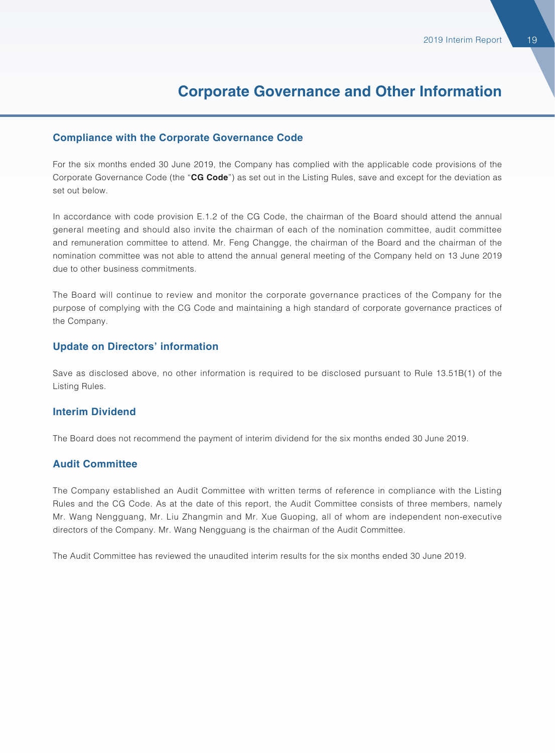# Corporate Governance and Other Information

## Compliance with the Corporate Governance Code

For the six months ended 30 June 2019, the Company has complied with the applicable code provisions of the Corporate Governance Code (the "**CG Code**") as set out in the Listing Rules, save and except for the deviation as set out below.

In accordance with code provision E.1.2 of the CG Code, the chairman of the Board should attend the annual general meeting and should also invite the chairman of each of the nomination committee, audit committee and remuneration committee to attend. Mr. Feng Changge, the chairman of the Board and the chairman of the nomination committee was not able to attend the annual general meeting of the Company held on 13 June 2019 due to other business commitments.

The Board will continue to review and monitor the corporate governance practices of the Company for the purpose of complying with the CG Code and maintaining a high standard of corporate governance practices of the Company.

## Update on Directors' information

Save as disclosed above, no other information is required to be disclosed pursuant to Rule 13.51B(1) of the Listing Rules.

## Interim Dividend

The Board does not recommend the payment of interim dividend for the six months ended 30 June 2019.

## Audit Committee

The Company established an Audit Committee with written terms of reference in compliance with the Listing Rules and the CG Code. As at the date of this report, the Audit Committee consists of three members, namely Mr. Wang Nengguang, Mr. Liu Zhangmin and Mr. Xue Guoping, all of whom are independent non-executive directors of the Company. Mr. Wang Nengguang is the chairman of the Audit Committee.

The Audit Committee has reviewed the unaudited interim results for the six months ended 30 June 2019.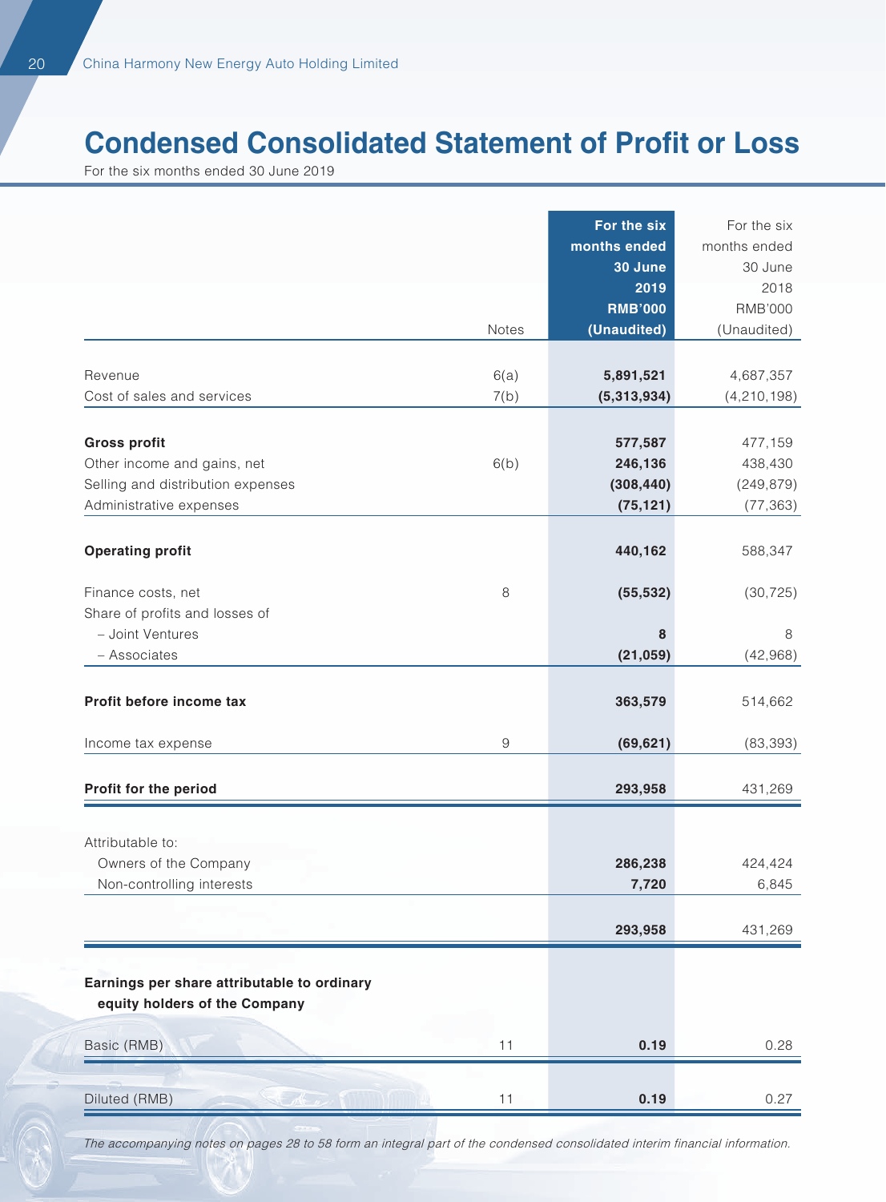# Condensed Consolidated Statement of Profit or Loss

For the six months ended 30 June 2019

| | Notes | For the six months ended 30 June 2019 RMB'000 (Unaudited) | For the six months ended 30 June 2018 RMB'000 (Unaudited) |
|---|---|---|---|
| Revenue | 6(a) | **5,891,521** | 4,687,357 |
| Cost of sales and services | 7(b) | **(5,313,934)** | (4,210,198) |
| **Gross profit** | | **577,587** | 477,159 |
| Other income and gains, net | 6(b) | **246,136** | 438,430 |
| Selling and distribution expenses | | **(308,440)** | (249,879) |
| Administrative expenses | | **(75,121)** | (77,363) |
| **Operating profit** | | **440,162** | 588,347 |
| Finance costs, net | 8 | **(55,532)** | (30,725) |
| Share of profits and losses of | | | |
| – Joint Ventures | | **8** | 8 |
| – Associates | | **(21,059)** | (42,968) |
| **Profit before income tax** | | **363,579** | 514,662 |
| Income tax expense | 9 | **(69,621)** | (83,393) |
| **Profit for the period** | | **293,958** | 431,269 |
| Attributable to: | | | |
| Owners of the Company | | **286,238** | 424,424 |
| Non-controlling interests | | **7,720** | 6,845 |
| | | **293,958** | 431,269 |
| **Earnings per share attributable to ordinary equity holders of the Company** | | | |
| Basic (RMB) | 11 | **0.19** | 0.28 |
| Diluted (RMB) | 11 | **0.19** | 0.27 |

*The accompanying notes on pages 28 to 58 form an integral part of the condensed consolidated interim financial information.*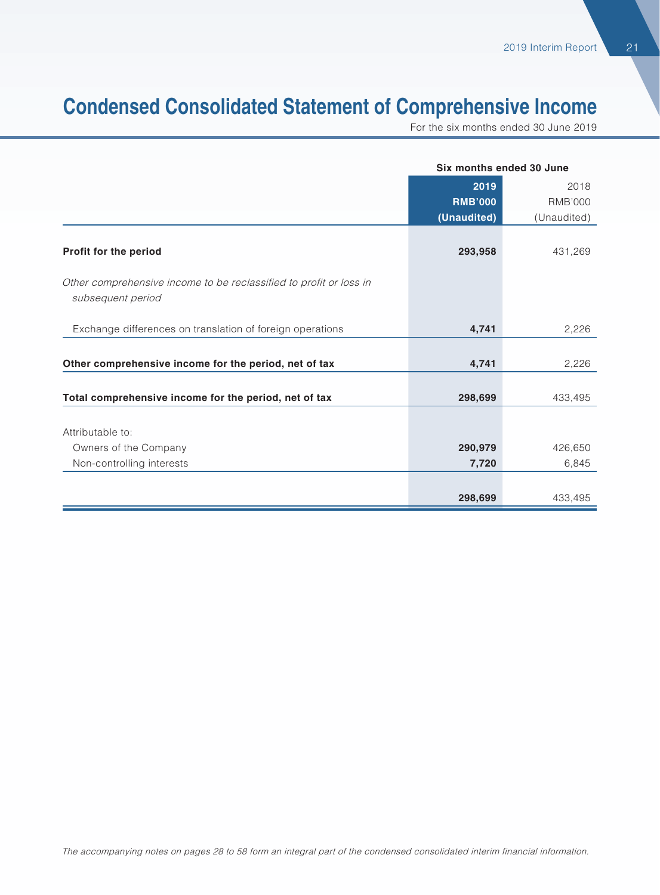# Condensed Consolidated Statement of Comprehensive Income

For the six months ended 30 June 2019

| | Six months ended 30 June | |
|---|---|---|
| | **2019** | 2018 |
| | **RMB'000** | RMB'000 |
| | **(Unaudited)** | (Unaudited) |
| **Profit for the period** | **293,958** | 431,269 |
| *Other comprehensive income to be reclassified to profit or loss in subsequent period* | | |
| Exchange differences on translation of foreign operations | **4,741** | 2,226 |
| **Other comprehensive income for the period, net of tax** | **4,741** | 2,226 |
| **Total comprehensive income for the period, net of tax** | **298,699** | 433,495 |
| Attributable to: | | |
| Owners of the Company | **290,979** | 426,650 |
| Non-controlling interests | **7,720** | 6,845 |
| | **298,699** | 433,495 |

*The accompanying notes on pages 28 to 58 form an integral part of the condensed consolidated interim financial information.*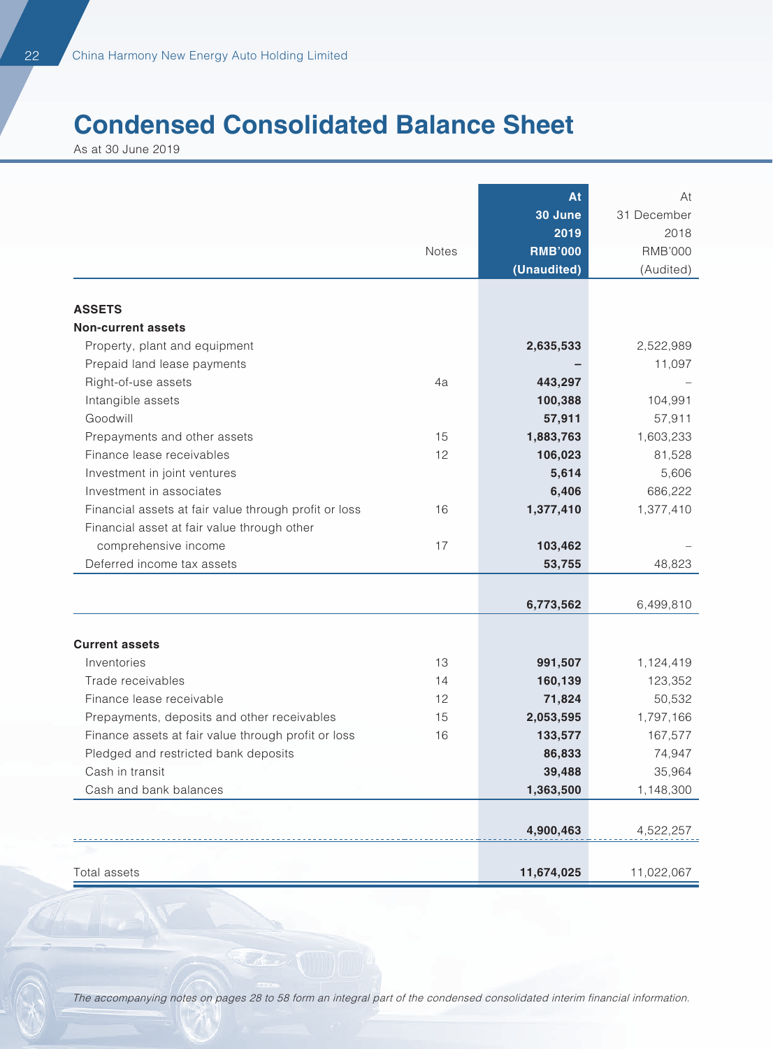# Condensed Consolidated Balance Sheet

As at 30 June 2019

| | Notes | At 30 June 2019 RMB'000 (Unaudited) | At 31 December 2018 RMB'000 (Audited) |
|---|---|---|---|
| **ASSETS** | | | |
| **Non-current assets** | | | |
| Property, plant and equipment | | **2,635,533** | 2,522,989 |
| Prepaid land lease payments | | **–** | 11,097 |
| Right-of-use assets | 4a | **443,297** | – |
| Intangible assets | | **100,388** | 104,991 |
| Goodwill | | **57,911** | 57,911 |
| Prepayments and other assets | 15 | **1,883,763** | 1,603,233 |
| Finance lease receivables | 12 | **106,023** | 81,528 |
| Investment in joint ventures | | **5,614** | 5,606 |
| Investment in associates | | **6,406** | 686,222 |
| Financial assets at fair value through profit or loss | 16 | **1,377,410** | 1,377,410 |
| Financial asset at fair value through other comprehensive income | 17 | **103,462** | – |
| Deferred income tax assets | | **53,755** | 48,823 |
| | | **6,773,562** | 6,499,810 |
| **Current assets** | | | |
| Inventories | 13 | **991,507** | 1,124,419 |
| Trade receivables | 14 | **160,139** | 123,352 |
| Finance lease receivable | 12 | **71,824** | 50,532 |
| Prepayments, deposits and other receivables | 15 | **2,053,595** | 1,797,166 |
| Finance assets at fair value through profit or loss | 16 | **133,577** | 167,577 |
| Pledged and restricted bank deposits | | **86,833** | 74,947 |
| Cash in transit | | **39,488** | 35,964 |
| Cash and bank balances | | **1,363,500** | 1,148,300 |
| | | **4,900,463** | 4,522,257 |
| Total assets | | **11,674,025** | 11,022,067 |

*The accompanying notes on pages 28 to 58 form an integral part of the condensed consolidated interim financial information.*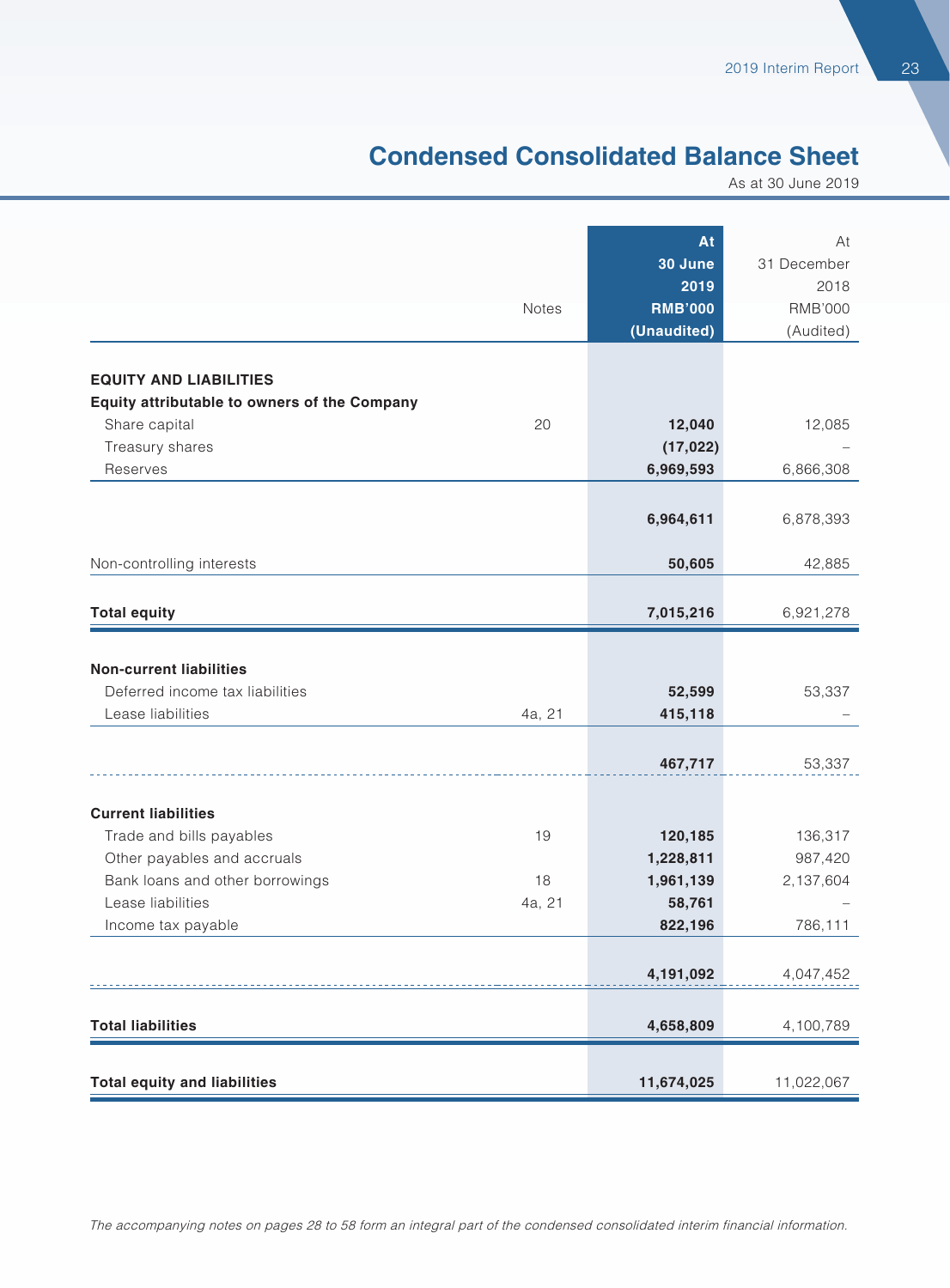# Condensed Consolidated Balance Sheet

As at 30 June 2019

| | Notes | At 30 June 2019 RMB'000 (Unaudited) | At 31 December 2018 RMB'000 (Audited) |
|---|---|---|---|
| **EQUITY AND LIABILITIES** | | | |
| **Equity attributable to owners of the Company** | | | |
| Share capital | 20 | **12,040** | 12,085 |
| Treasury shares | | **(17,022)** | – |
| Reserves | | **6,969,593** | 6,866,308 |
| | | **6,964,611** | 6,878,393 |
| Non-controlling interests | | **50,605** | 42,885 |
| **Total equity** | | **7,015,216** | 6,921,278 |
| **Non-current liabilities** | | | |
| Deferred income tax liabilities | | **52,599** | 53,337 |
| Lease liabilities | 4a, 21 | **415,118** | – |
| | | **467,717** | 53,337 |
| **Current liabilities** | | | |
| Trade and bills payables | 19 | **120,185** | 136,317 |
| Other payables and accruals | | **1,228,811** | 987,420 |
| Bank loans and other borrowings | 18 | **1,961,139** | 2,137,604 |
| Lease liabilities | 4a, 21 | **58,761** | – |
| Income tax payable | | **822,196** | 786,111 |
| | | **4,191,092** | 4,047,452 |
| **Total liabilities** | | **4,658,809** | 4,100,789 |
| **Total equity and liabilities** | | **11,674,025** | 11,022,067 |

*The accompanying notes on pages 28 to 58 form an integral part of the condensed consolidated interim financial information.*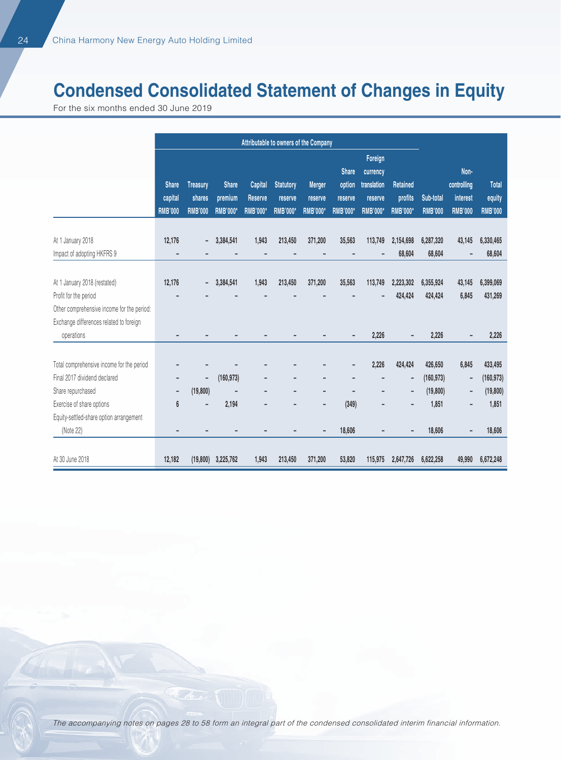# Condensed Consolidated Statement of Changes in Equity

For the six months ended 30 June 2019

| | Attributable to owners of the Company | | | | | | | | | | | |
|---|---|---|---|---|---|---|---|---|---|---|---|---|
| | Share capital RMB'000 | Treasury shares RMB'000 | Share premium RMB'000* | Capital Reserve RMB'000* | Statutory reserve RMB'000* | Merger reserve RMB'000* | Share option reserve RMB'000* | Foreign currency translation reserve RMB'000* | Retained profits RMB'000* | Sub-total RMB'000 | Non-controlling interest RMB'000 | Total equity RMB'000 |
| At 1 January 2018 | 12,176 | – | 3,384,541 | 1,943 | 213,450 | 371,200 | 35,563 | 113,749 | 2,154,698 | 6,287,320 | 43,145 | 6,330,465 |
| Impact of adopting HKFRS 9 | – | – | – | – | – | – | – | – | 68,604 | 68,604 | – | 68,604 |
| At 1 January 2018 (restated) | 12,176 | – | 3,384,541 | 1,943 | 213,450 | 371,200 | 35,563 | 113,749 | 2,223,302 | 6,355,924 | 43,145 | 6,399,069 |
| Profit for the period | – | – | – | – | – | – | – | – | 424,424 | 424,424 | 6,845 | 431,269 |
| Other comprehensive income for the period: | | | | | | | | | | | | |
| Exchange differences related to foreign operations | – | – | – | – | – | – | – | 2,226 | – | 2,226 | – | 2,226 |
| Total comprehensive income for the period | – | – | – | – | – | – | – | 2,226 | 424,424 | 426,650 | 6,845 | 433,495 |
| Final 2017 dividend declared | – | – | (160,973) | – | – | – | – | – | – | (160,973) | – | (160,973) |
| Share repurchased | – | (19,800) | – | – | – | – | – | – | – | (19,800) | – | (19,800) |
| Exercise of share options | 6 | – | 2,194 | – | – | – | (349) | – | – | 1,851 | – | 1,851 |
| Equity-settled-share option arrangement (Note 22) | – | – | – | – | – | – | 18,606 | – | – | 18,606 | – | 18,606 |
| At 30 June 2018 | 12,182 | (19,800) | 3,225,762 | 1,943 | 213,450 | 371,200 | 53,820 | 115,975 | 2,647,726 | 6,622,258 | 49,990 | 6,672,248 |

*The accompanying notes on pages 28 to 58 form an integral part of the condensed consolidated interim financial information.*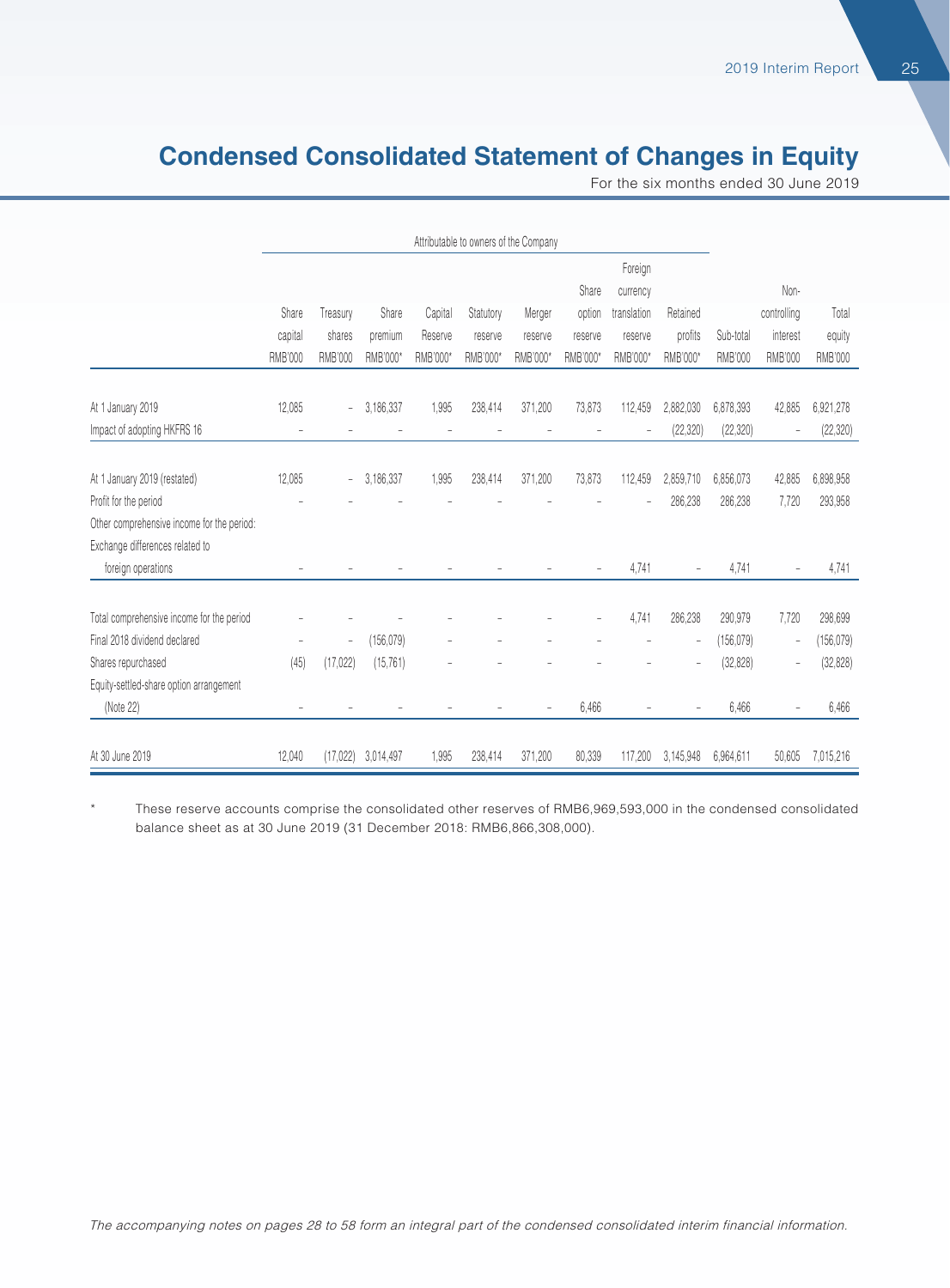# Condensed Consolidated Statement of Changes in Equity

For the six months ended 30 June 2019

| | Attributable to owners of the Company | | | | | | | | | | | |
|---|---|---|---|---|---|---|---|---|---|---|---|---|
| | Share capital RMB'000 | Treasury shares RMB'000 | Share premium RMB'000* | Capital Reserve RMB'000* | Statutory reserve RMB'000* | Merger reserve RMB'000* | Share option reserve RMB'000* | Foreign currency translation reserve RMB'000* | Retained profits RMB'000* | Sub-total RMB'000 | Non-controlling interest RMB'000 | Total equity RMB'000 |
| At 1 January 2019 | 12,085 | – | 3,186,337 | 1,995 | 238,414 | 371,200 | 73,873 | 112,459 | 2,882,030 | 6,878,393 | 42,885 | 6,921,278 |
| Impact of adopting HKFRS 16 | – | – | – | – | – | – | – | – | (22,320) | (22,320) | – | (22,320) |
| At 1 January 2019 (restated) | 12,085 | – | 3,186,337 | 1,995 | 238,414 | 371,200 | 73,873 | 112,459 | 2,859,710 | 6,856,073 | 42,885 | 6,898,958 |
| Profit for the period | – | – | – | – | – | – | – | – | 286,238 | 286,238 | 7,720 | 293,958 |
| Other comprehensive income for the period: | | | | | | | | | | | | |
| Exchange differences related to foreign operations | – | – | – | – | – | – | – | 4,741 | – | 4,741 | – | 4,741 |
| Total comprehensive income for the period | – | – | – | – | – | – | – | 4,741 | 286,238 | 290,979 | 7,720 | 298,699 |
| Final 2018 dividend declared | – | – | (156,079) | – | – | – | – | – | – | (156,079) | – | (156,079) |
| Shares repurchased | (45) | (17,022) | (15,761) | – | – | – | – | – | – | (32,828) | – | (32,828) |
| Equity-settled-share option arrangement (Note 22) | – | – | – | – | – | – | 6,466 | – | – | 6,466 | – | 6,466 |
| At 30 June 2019 | 12,040 | (17,022) | 3,014,497 | 1,995 | 238,414 | 371,200 | 80,339 | 117,200 | 3,145,948 | 6,964,611 | 50,605 | 7,015,216 |

\* These reserve accounts comprise the consolidated other reserves of RMB6,969,593,000 in the condensed consolidated balance sheet as at 30 June 2019 (31 December 2018: RMB6,866,308,000).

*The accompanying notes on pages 28 to 58 form an integral part of the condensed consolidated interim financial information.*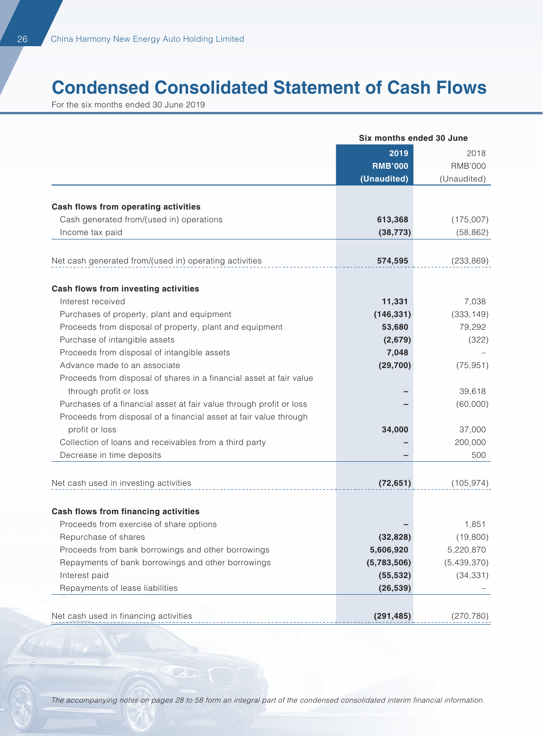# Condensed Consolidated Statement of Cash Flows

For the six months ended 30 June 2019

| | Six months ended 30 June | |
|---|---|---|
| | **2019** | 2018 |
| | **RMB'000** | RMB'000 |
| | **(Unaudited)** | (Unaudited) |
| **Cash flows from operating activities** | | |
| Cash generated from/(used in) operations | **613,368** | (175,007) |
| Income tax paid | **(38,773)** | (58,862) |
| Net cash generated from/(used in) operating activities | **574,595** | (233,869) |
| **Cash flows from investing activities** | | |
| Interest received | **11,331** | 7,038 |
| Purchases of property, plant and equipment | **(146,331)** | (333,149) |
| Proceeds from disposal of property, plant and equipment | **53,680** | 79,292 |
| Purchase of intangible assets | **(2,679)** | (322) |
| Proceeds from disposal of intangible assets | **7,048** | – |
| Advance made to an associate | **(29,700)** | (75,951) |
| Proceeds from disposal of shares in a financial asset at fair value through profit or loss | **–** | 39,618 |
| Purchases of a financial asset at fair value through profit or loss | **–** | (60,000) |
| Proceeds from disposal of a financial asset at fair value through profit or loss | **34,000** | 37,000 |
| Collection of loans and receivables from a third party | **–** | 200,000 |
| Decrease in time deposits | **–** | 500 |
| Net cash used in investing activities | **(72,651)** | (105,974) |
| **Cash flows from financing activities** | | |
| Proceeds from exercise of share options | **–** | 1,851 |
| Repurchase of shares | **(32,828)** | (19,800) |
| Proceeds from bank borrowings and other borrowings | **5,606,920** | 5,220,870 |
| Repayments of bank borrowings and other borrowings | **(5,783,506)** | (5,439,370) |
| Interest paid | **(55,532)** | (34,331) |
| Repayments of lease liabilities | **(26,539)** | – |
| Net cash used in financing activities | **(291,485)** | (270,780) |

*The accompanying notes on pages 28 to 58 form an integral part of the condensed consolidated interim financial information.*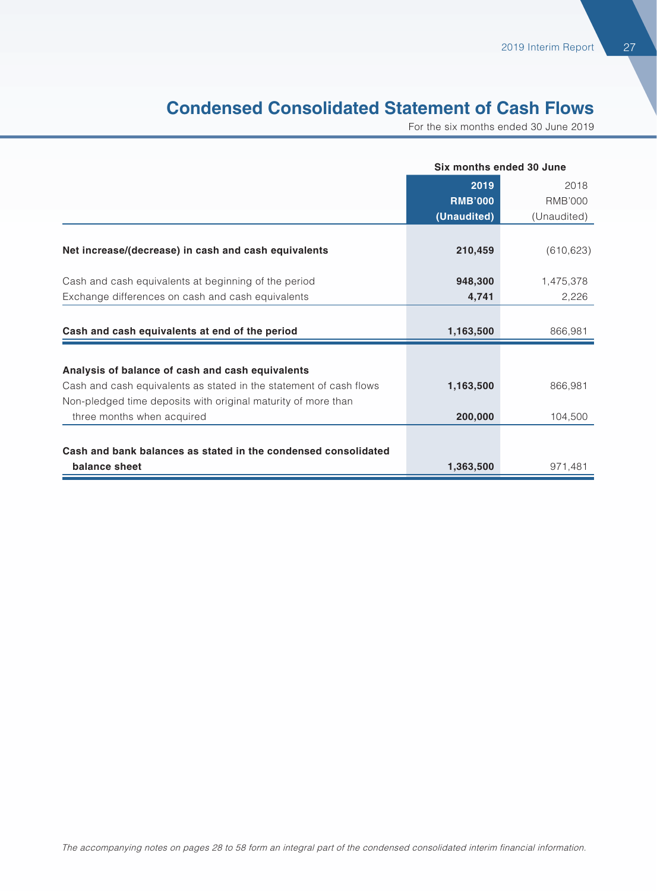# Condensed Consolidated Statement of Cash Flows

For the six months ended 30 June 2019

| | Six months ended 30 June | |
|---|---|---|
| | **2019** | 2018 |
| | **RMB'000** | RMB'000 |
| | **(Unaudited)** | (Unaudited) |
| **Net increase/(decrease) in cash and cash equivalents** | **210,459** | (610,623) |
| Cash and cash equivalents at beginning of the period | **948,300** | 1,475,378 |
| Exchange differences on cash and cash equivalents | **4,741** | 2,226 |
| **Cash and cash equivalents at end of the period** | **1,163,500** | 866,981 |
| **Analysis of balance of cash and cash equivalents** | | |
| Cash and cash equivalents as stated in the statement of cash flows | **1,163,500** | 866,981 |
| Non-pledged time deposits with original maturity of more than three months when acquired | **200,000** | 104,500 |
| **Cash and bank balances as stated in the condensed consolidated balance sheet** | **1,363,500** | 971,481 |

*The accompanying notes on pages 28 to 58 form an integral part of the condensed consolidated interim financial information.*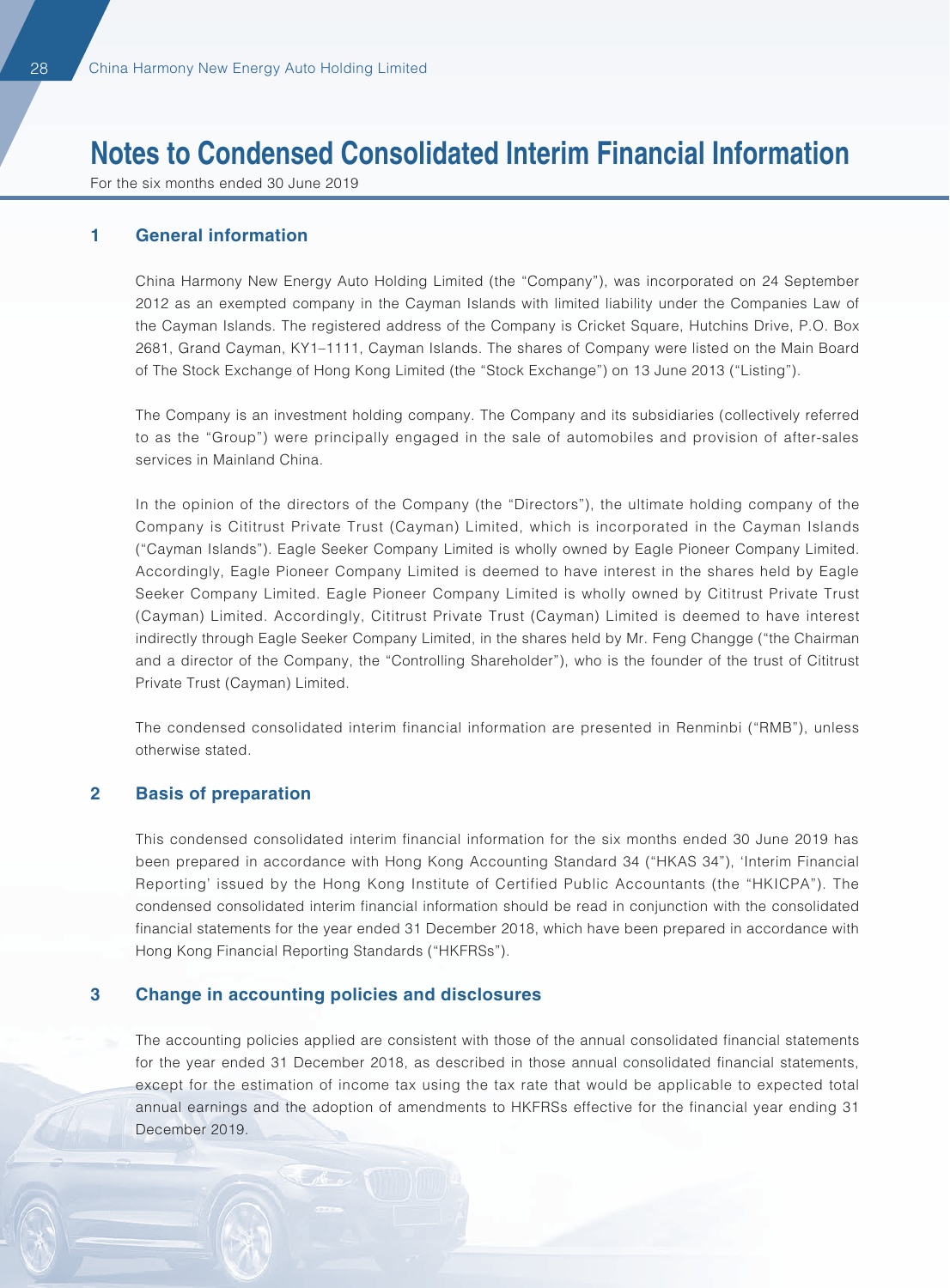# Notes to Condensed Consolidated Interim Financial Information

For the six months ended 30 June 2019

## 1 General information

China Harmony New Energy Auto Holding Limited (the "Company"), was incorporated on 24 September 2012 as an exempted company in the Cayman Islands with limited liability under the Companies Law of the Cayman Islands. The registered address of the Company is Cricket Square, Hutchins Drive, P.O. Box 2681, Grand Cayman, KY1–1111, Cayman Islands. The shares of Company were listed on the Main Board of The Stock Exchange of Hong Kong Limited (the "Stock Exchange") on 13 June 2013 ("Listing").

The Company is an investment holding company. The Company and its subsidiaries (collectively referred to as the "Group") were principally engaged in the sale of automobiles and provision of after-sales services in Mainland China.

In the opinion of the directors of the Company (the "Directors"), the ultimate holding company of the Company is Cititrust Private Trust (Cayman) Limited, which is incorporated in the Cayman Islands ("Cayman Islands"). Eagle Seeker Company Limited is wholly owned by Eagle Pioneer Company Limited. Accordingly, Eagle Pioneer Company Limited is deemed to have interest in the shares held by Eagle Seeker Company Limited. Eagle Pioneer Company Limited is wholly owned by Cititrust Private Trust (Cayman) Limited. Accordingly, Cititrust Private Trust (Cayman) Limited is deemed to have interest indirectly through Eagle Seeker Company Limited, in the shares held by Mr. Feng Changge ("the Chairman and a director of the Company, the "Controlling Shareholder"), who is the founder of the trust of Cititrust Private Trust (Cayman) Limited.

The condensed consolidated interim financial information are presented in Renminbi ("RMB"), unless otherwise stated.

## 2 Basis of preparation

This condensed consolidated interim financial information for the six months ended 30 June 2019 has been prepared in accordance with Hong Kong Accounting Standard 34 ("HKAS 34"), 'Interim Financial Reporting' issued by the Hong Kong Institute of Certified Public Accountants (the "HKICPA"). The condensed consolidated interim financial information should be read in conjunction with the consolidated financial statements for the year ended 31 December 2018, which have been prepared in accordance with Hong Kong Financial Reporting Standards ("HKFRSs").

## 3 Change in accounting policies and disclosures

The accounting policies applied are consistent with those of the annual consolidated financial statements for the year ended 31 December 2018, as described in those annual consolidated financial statements, except for the estimation of income tax using the tax rate that would be applicable to expected total annual earnings and the adoption of amendments to HKFRSs effective for the financial year ending 31 December 2019.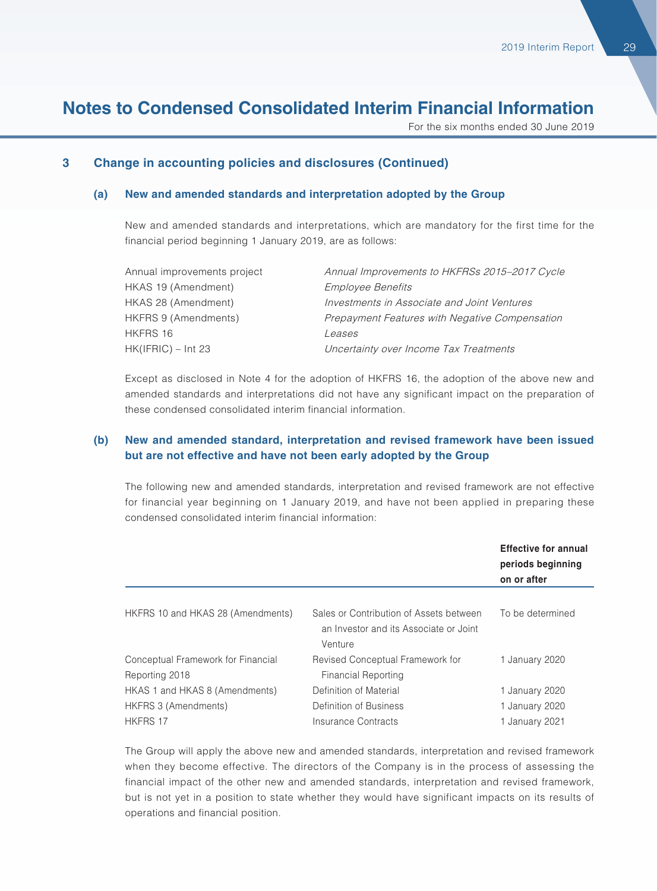# Notes to Condensed Consolidated Interim Financial Information

For the six months ended 30 June 2019

## 3 Change in accounting policies and disclosures (Continued)

### (a) New and amended standards and interpretation adopted by the Group

New and amended standards and interpretations, which are mandatory for the first time for the financial period beginning 1 January 2019, are as follows:

| | |
|---|---|
| Annual improvements project | *Annual Improvements to HKFRSs 2015–2017 Cycle* |
| HKAS 19 (Amendment) | *Employee Benefits* |
| HKAS 28 (Amendment) | *Investments in Associate and Joint Ventures* |
| HKFRS 9 (Amendments) | *Prepayment Features with Negative Compensation* |
| HKFRS 16 | *Leases* |
| HK(IFRIC) – Int 23 | *Uncertainty over Income Tax Treatments* |

Except as disclosed in Note 4 for the adoption of HKFRS 16, the adoption of the above new and amended standards and interpretations did not have any significant impact on the preparation of these condensed consolidated interim financial information.

### (b) New and amended standard, interpretation and revised framework have been issued but are not effective and have not been early adopted by the Group

The following new and amended standards, interpretation and revised framework are not effective for financial year beginning on 1 January 2019, and have not been applied in preparing these condensed consolidated interim financial information:

| | | **Effective for annual periods beginning on or after** |
|---|---|---|
| HKFRS 10 and HKAS 28 (Amendments) | Sales or Contribution of Assets between an Investor and its Associate or Joint Venture | To be determined |
| Conceptual Framework for Financial Reporting 2018 | Revised Conceptual Framework for Financial Reporting | 1 January 2020 |
| HKAS 1 and HKAS 8 (Amendments) | Definition of Material | 1 January 2020 |
| HKFRS 3 (Amendments) | Definition of Business | 1 January 2020 |
| HKFRS 17 | Insurance Contracts | 1 January 2021 |

The Group will apply the above new and amended standards, interpretation and revised framework when they become effective. The directors of the Company is in the process of assessing the financial impact of the other new and amended standards, interpretation and revised framework, but is not yet in a position to state whether they would have significant impacts on its results of operations and financial position.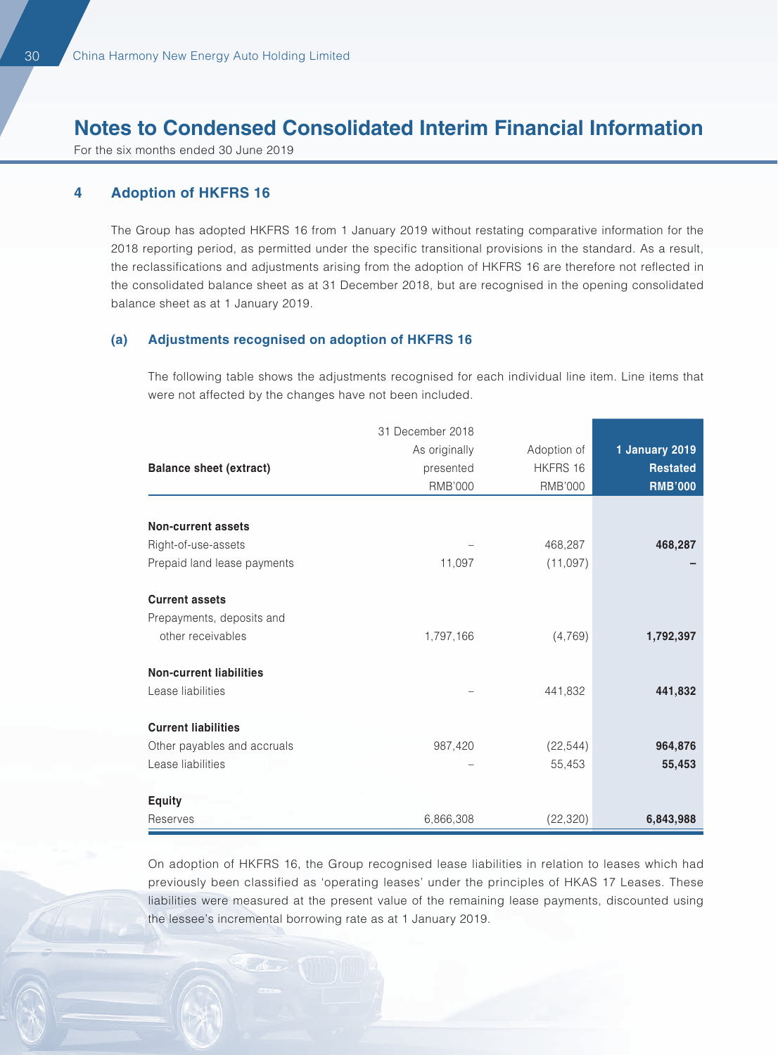# Notes to Condensed Consolidated Interim Financial Information

For the six months ended 30 June 2019

## 4 Adoption of HKFRS 16

The Group has adopted HKFRS 16 from 1 January 2019 without restating comparative information for the 2018 reporting period, as permitted under the specific transitional provisions in the standard. As a result, the reclassifications and adjustments arising from the adoption of HKFRS 16 are therefore not reflected in the consolidated balance sheet as at 31 December 2018, but are recognised in the opening consolidated balance sheet as at 1 January 2019.

### (a) Adjustments recognised on adoption of HKFRS 16

The following table shows the adjustments recognised for each individual line item. Line items that were not affected by the changes have not been included.

| Balance sheet (extract) | 31 December 2018 As originally presented RMB'000 | Adoption of HKFRS 16 RMB'000 | 1 January 2019 Restated RMB'000 |
|---|---|---|---|
| **Non-current assets** | | | |
| Right-of-use-assets | – | 468,287 | **468,287** |
| Prepaid land lease payments | 11,097 | (11,097) | **–** |
| **Current assets** | | | |
| Prepayments, deposits and other receivables | 1,797,166 | (4,769) | **1,792,397** |
| **Non-current liabilities** | | | |
| Lease liabilities | – | 441,832 | **441,832** |
| **Current liabilities** | | | |
| Other payables and accruals | 987,420 | (22,544) | **964,876** |
| Lease liabilities | – | 55,453 | **55,453** |
| **Equity** | | | |
| Reserves | 6,866,308 | (22,320) | **6,843,988** |

On adoption of HKFRS 16, the Group recognised lease liabilities in relation to leases which had previously been classified as 'operating leases' under the principles of HKAS 17 Leases. These liabilities were measured at the present value of the remaining lease payments, discounted using the lessee's incremental borrowing rate as at 1 January 2019.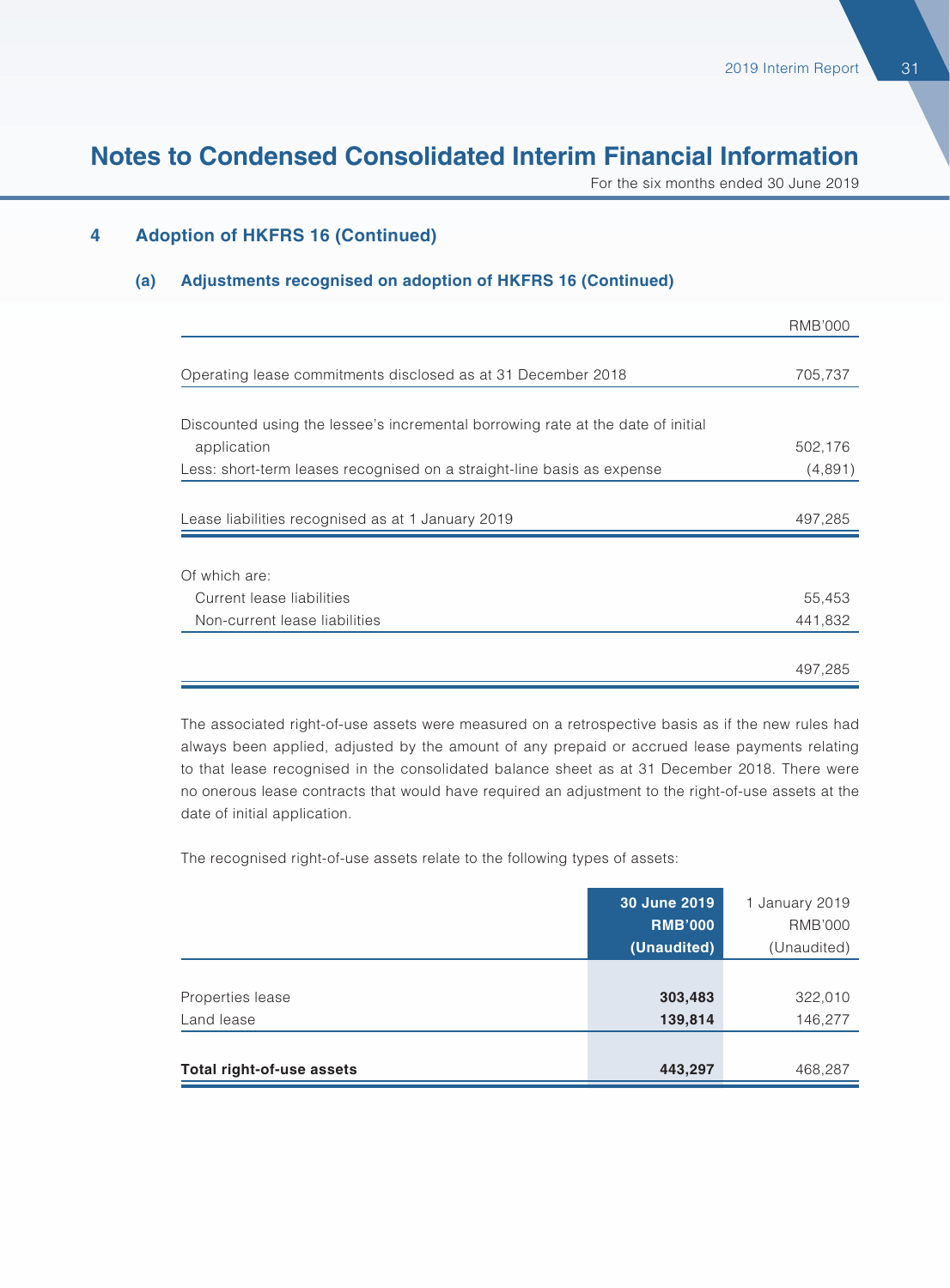# Notes to Condensed Consolidated Interim Financial Information

For the six months ended 30 June 2019

## 4 Adoption of HKFRS 16 (Continued)

### (a) Adjustments recognised on adoption of HKFRS 16 (Continued)

| | RMB'000 |
|---|---|
| Operating lease commitments disclosed as at 31 December 2018 | 705,737 |
| Discounted using the lessee's incremental borrowing rate at the date of initial application | 502,176 |
| Less: short-term leases recognised on a straight-line basis as expense | (4,891) |
| Lease liabilities recognised as at 1 January 2019 | 497,285 |
| Of which are: | |
| Current lease liabilities | 55,453 |
| Non-current lease liabilities | 441,832 |
| | 497,285 |

The associated right-of-use assets were measured on a retrospective basis as if the new rules had always been applied, adjusted by the amount of any prepaid or accrued lease payments relating to that lease recognised in the consolidated balance sheet as at 31 December 2018. There were no onerous lease contracts that would have required an adjustment to the right-of-use assets at the date of initial application.

The recognised right-of-use assets relate to the following types of assets:

| | **30 June 2019 RMB'000 (Unaudited)** | 1 January 2019 RMB'000 (Unaudited) |
|---|---|---|
| Properties lease | **303,483** | 322,010 |
| Land lease | **139,814** | 146,277 |
| **Total right-of-use assets** | **443,297** | 468,287 |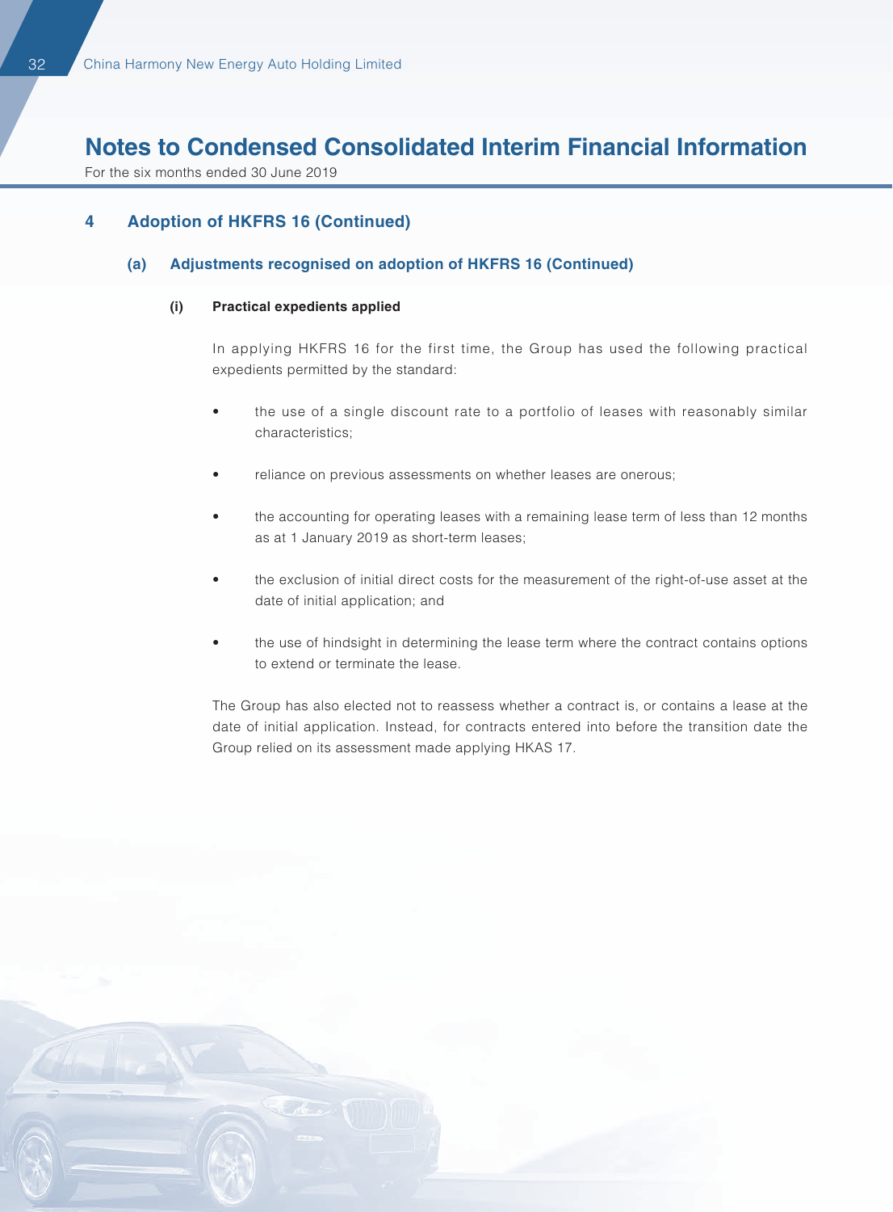# Notes to Condensed Consolidated Interim Financial Information

For the six months ended 30 June 2019

## 4 Adoption of HKFRS 16 (Continued)

### (a) Adjustments recognised on adoption of HKFRS 16 (Continued)

#### (i) Practical expedients applied

In applying HKFRS 16 for the first time, the Group has used the following practical expedients permitted by the standard:

- the use of a single discount rate to a portfolio of leases with reasonably similar characteristics;
- reliance on previous assessments on whether leases are onerous;
- the accounting for operating leases with a remaining lease term of less than 12 months as at 1 January 2019 as short-term leases;
- the exclusion of initial direct costs for the measurement of the right-of-use asset at the date of initial application; and
- the use of hindsight in determining the lease term where the contract contains options to extend or terminate the lease.

The Group has also elected not to reassess whether a contract is, or contains a lease at the date of initial application. Instead, for contracts entered into before the transition date the Group relied on its assessment made applying HKAS 17.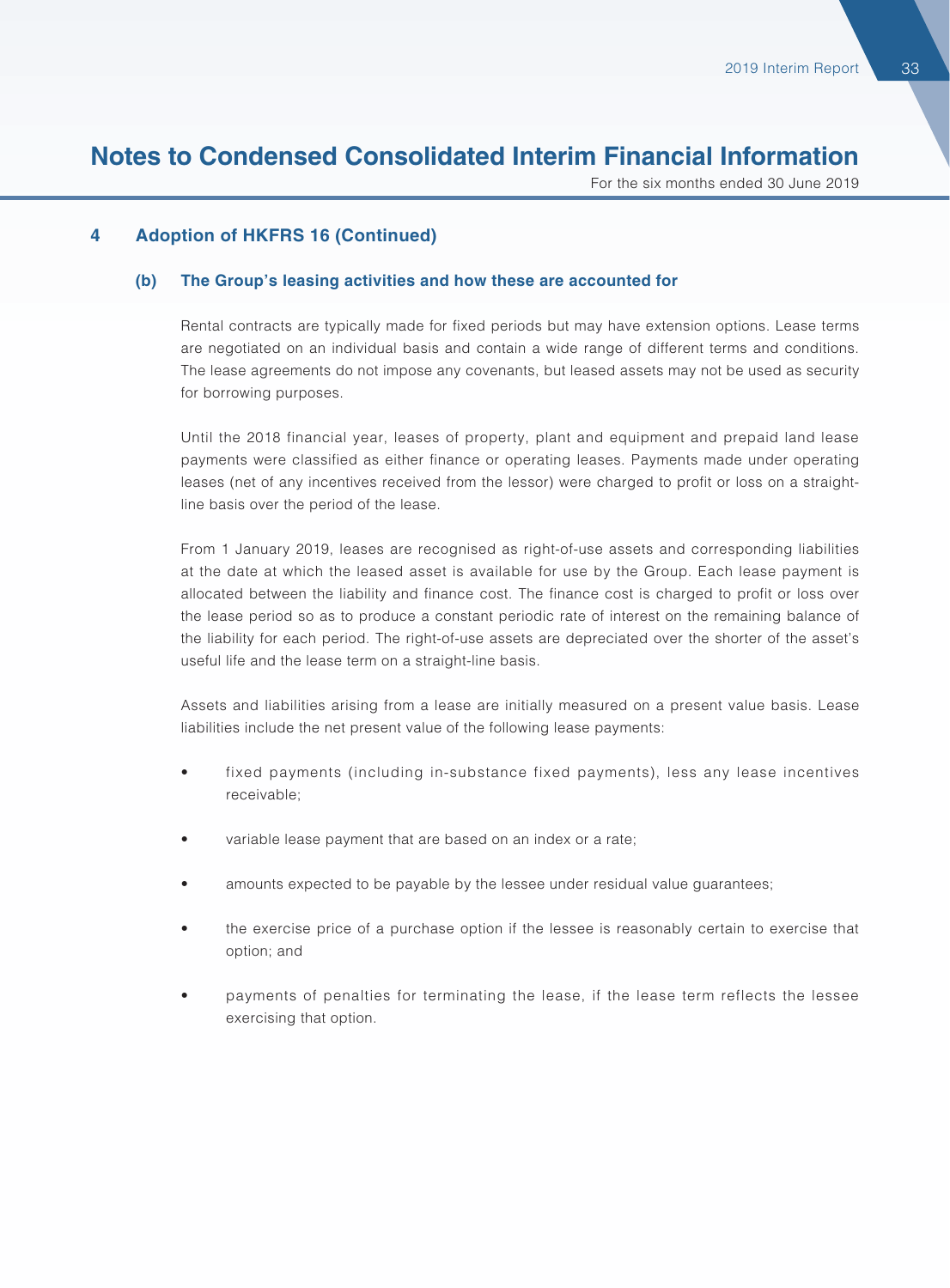# Notes to Condensed Consolidated Interim Financial Information

For the six months ended 30 June 2019

## 4 Adoption of HKFRS 16 (Continued)

### (b) The Group's leasing activities and how these are accounted for

Rental contracts are typically made for fixed periods but may have extension options. Lease terms are negotiated on an individual basis and contain a wide range of different terms and conditions. The lease agreements do not impose any covenants, but leased assets may not be used as security for borrowing purposes.

Until the 2018 financial year, leases of property, plant and equipment and prepaid land lease payments were classified as either finance or operating leases. Payments made under operating leases (net of any incentives received from the lessor) were charged to profit or loss on a straight-line basis over the period of the lease.

From 1 January 2019, leases are recognised as right-of-use assets and corresponding liabilities at the date at which the leased asset is available for use by the Group. Each lease payment is allocated between the liability and finance cost. The finance cost is charged to profit or loss over the lease period so as to produce a constant periodic rate of interest on the remaining balance of the liability for each period. The right-of-use assets are depreciated over the shorter of the asset's useful life and the lease term on a straight-line basis.

Assets and liabilities arising from a lease are initially measured on a present value basis. Lease liabilities include the net present value of the following lease payments:

- fixed payments (including in-substance fixed payments), less any lease incentives receivable;
- variable lease payment that are based on an index or a rate;
- amounts expected to be payable by the lessee under residual value guarantees;
- the exercise price of a purchase option if the lessee is reasonably certain to exercise that option; and
- payments of penalties for terminating the lease, if the lease term reflects the lessee exercising that option.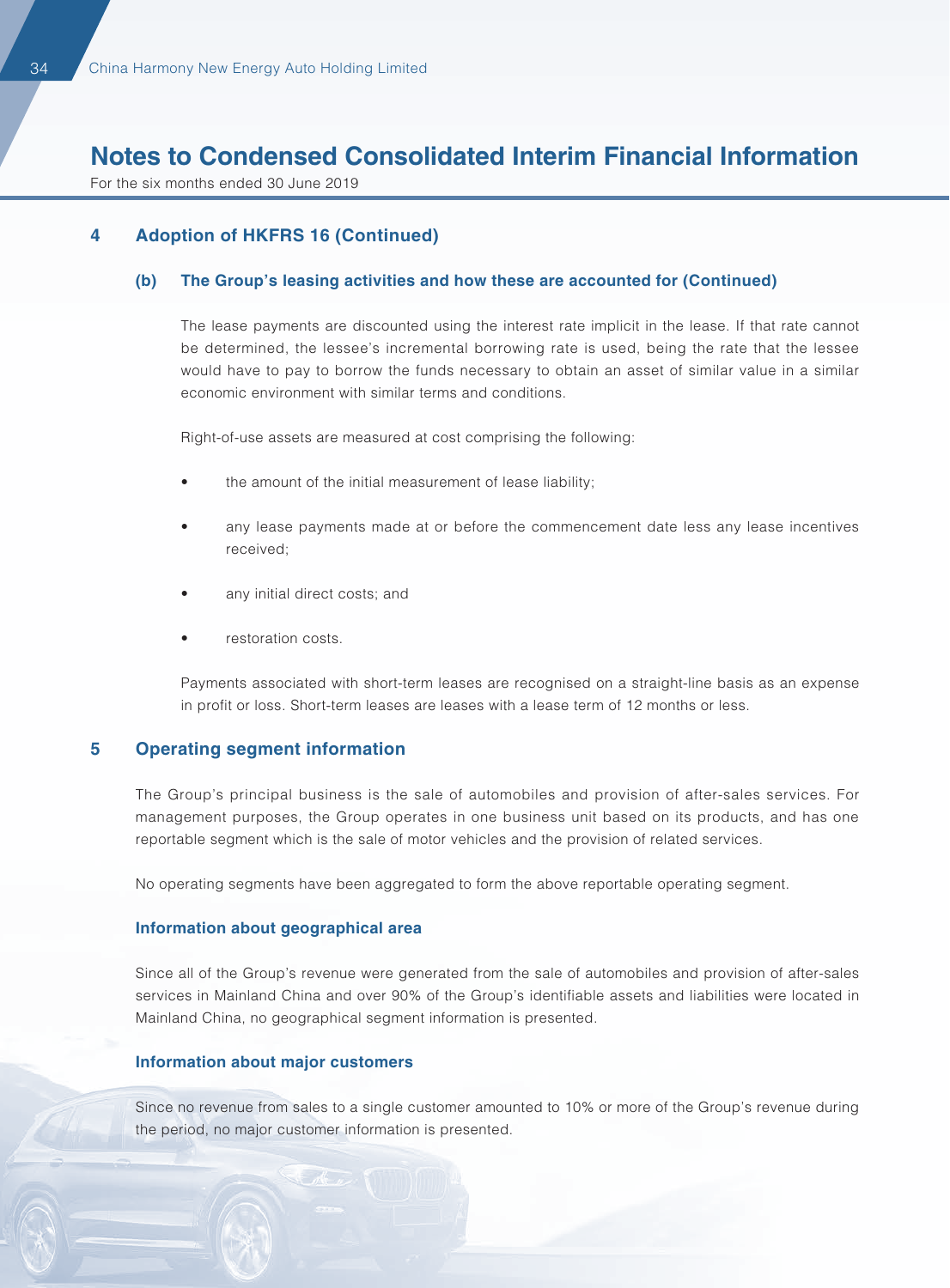# Notes to Condensed Consolidated Interim Financial Information

For the six months ended 30 June 2019

## 4 Adoption of HKFRS 16 (Continued)

### (b) The Group's leasing activities and how these are accounted for (Continued)

The lease payments are discounted using the interest rate implicit in the lease. If that rate cannot be determined, the lessee's incremental borrowing rate is used, being the rate that the lessee would have to pay to borrow the funds necessary to obtain an asset of similar value in a similar economic environment with similar terms and conditions.

Right-of-use assets are measured at cost comprising the following:

- the amount of the initial measurement of lease liability;
- any lease payments made at or before the commencement date less any lease incentives received;
- any initial direct costs; and
- restoration costs.

Payments associated with short-term leases are recognised on a straight-line basis as an expense in profit or loss. Short-term leases are leases with a lease term of 12 months or less.

## 5 Operating segment information

The Group's principal business is the sale of automobiles and provision of after-sales services. For management purposes, the Group operates in one business unit based on its products, and has one reportable segment which is the sale of motor vehicles and the provision of related services.

No operating segments have been aggregated to form the above reportable operating segment.

### Information about geographical area

Since all of the Group's revenue were generated from the sale of automobiles and provision of after-sales services in Mainland China and over 90% of the Group's identifiable assets and liabilities were located in Mainland China, no geographical segment information is presented.

### Information about major customers

Since no revenue from sales to a single customer amounted to 10% or more of the Group's revenue during the period, no major customer information is presented.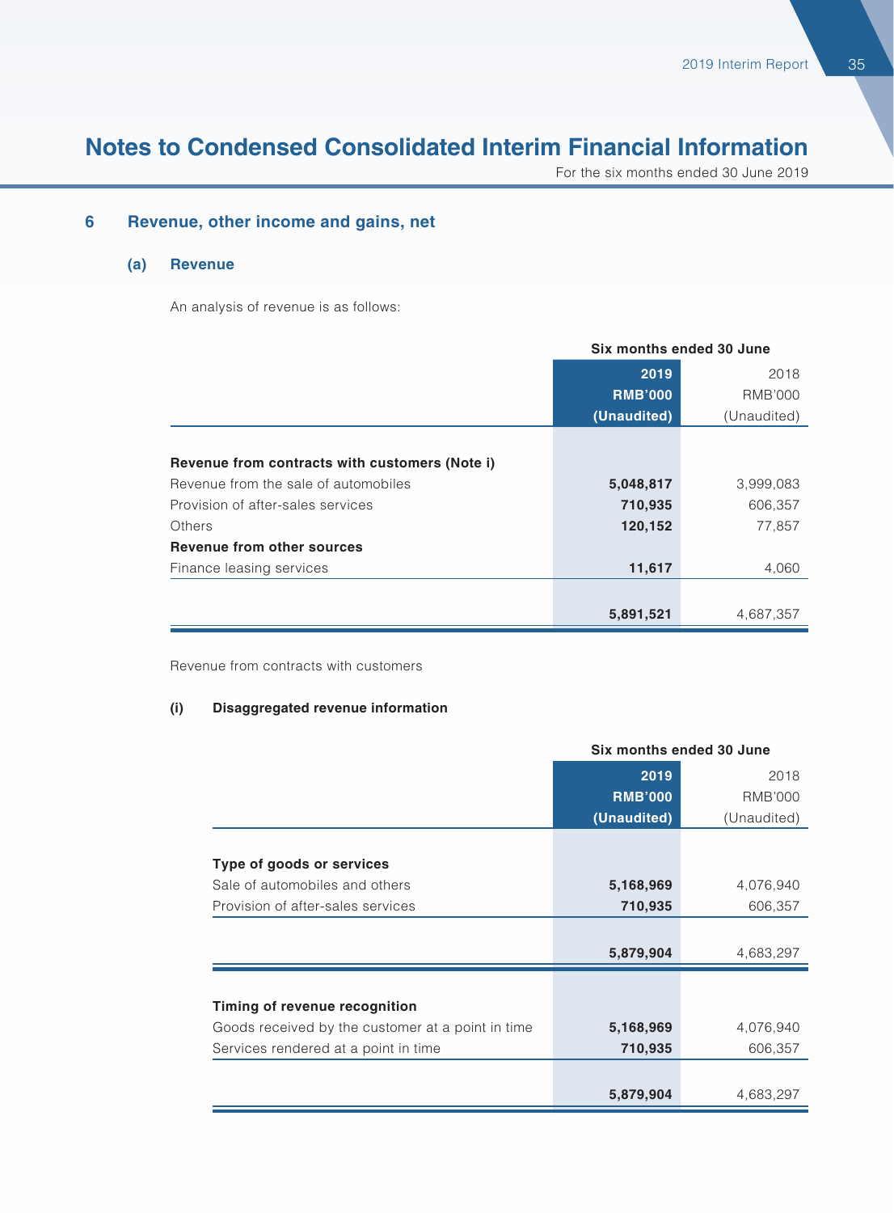# Notes to Condensed Consolidated Interim Financial Information

For the six months ended 30 June 2019

## 6 Revenue, other income and gains, net

### (a) Revenue

An analysis of revenue is as follows:

| | Six months ended 30 June | |
|---|---|---|
| | **2019** | 2018 |
| | **RMB'000** | RMB'000 |
| | **(Unaudited)** | (Unaudited) |
| **Revenue from contracts with customers (Note i)** | | |
| Revenue from the sale of automobiles | **5,048,817** | 3,999,083 |
| Provision of after-sales services | **710,935** | 606,357 |
| Others | **120,152** | 77,857 |
| **Revenue from other sources** | | |
| Finance leasing services | **11,617** | 4,060 |
| | **5,891,521** | 4,687,357 |

Revenue from contracts with customers

**(i) Disaggregated revenue information**

| | Six months ended 30 June | |
|---|---|---|
| | **2019** | 2018 |
| | **RMB'000** | RMB'000 |
| | **(Unaudited)** | (Unaudited) |
| **Type of goods or services** | | |
| Sale of automobiles and others | **5,168,969** | 4,076,940 |
| Provision of after-sales services | **710,935** | 606,357 |
| | **5,879,904** | 4,683,297 |
| **Timing of revenue recognition** | | |
| Goods received by the customer at a point in time | **5,168,969** | 4,076,940 |
| Services rendered at a point in time | **710,935** | 606,357 |
| | **5,879,904** | 4,683,297 |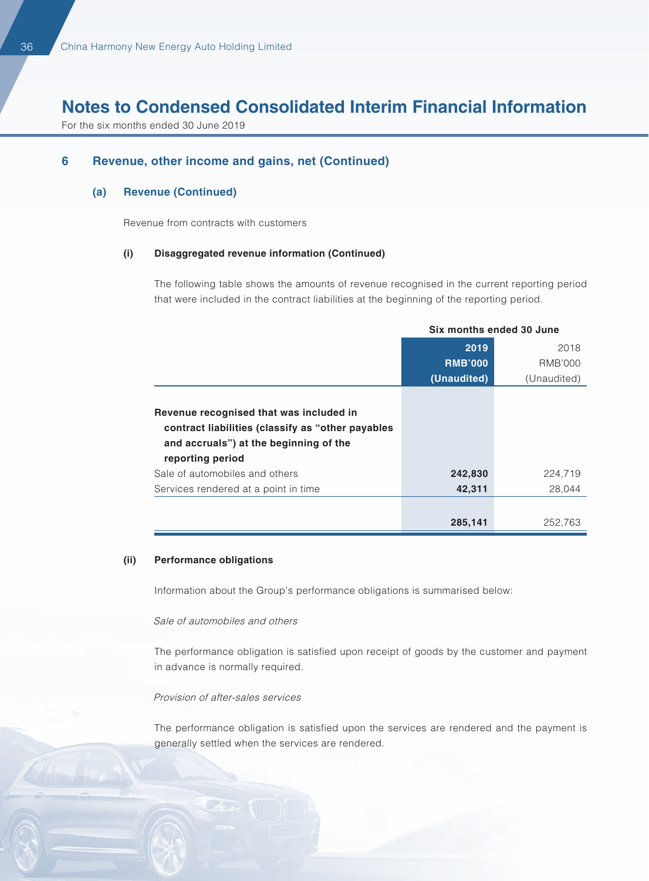# Notes to Condensed Consolidated Interim Financial Information

For the six months ended 30 June 2019

## 6 Revenue, other income and gains, net (Continued)

### (a) Revenue (Continued)

Revenue from contracts with customers

#### (i) Disaggregated revenue information (Continued)

The following table shows the amounts of revenue recognised in the current reporting period that were included in the contract liabilities at the beginning of the reporting period.

| | Six months ended 30 June | |
|---|---|---|
| | **2019** | 2018 |
| | **RMB'000** | RMB'000 |
| | **(Unaudited)** | (Unaudited) |
| **Revenue recognised that was included in contract liabilities (classify as "other payables and accruals") at the beginning of the reporting period** | | |
| Sale of automobiles and others | **242,830** | 224,719 |
| Services rendered at a point in time | **42,311** | 28,044 |
| | **285,141** | 252,763 |

#### (ii) Performance obligations

Information about the Group's performance obligations is summarised below:

*Sale of automobiles and others*

The performance obligation is satisfied upon receipt of goods by the customer and payment in advance is normally required.

*Provision of after-sales services*

The performance obligation is satisfied upon the services are rendered and the payment is generally settled when the services are rendered.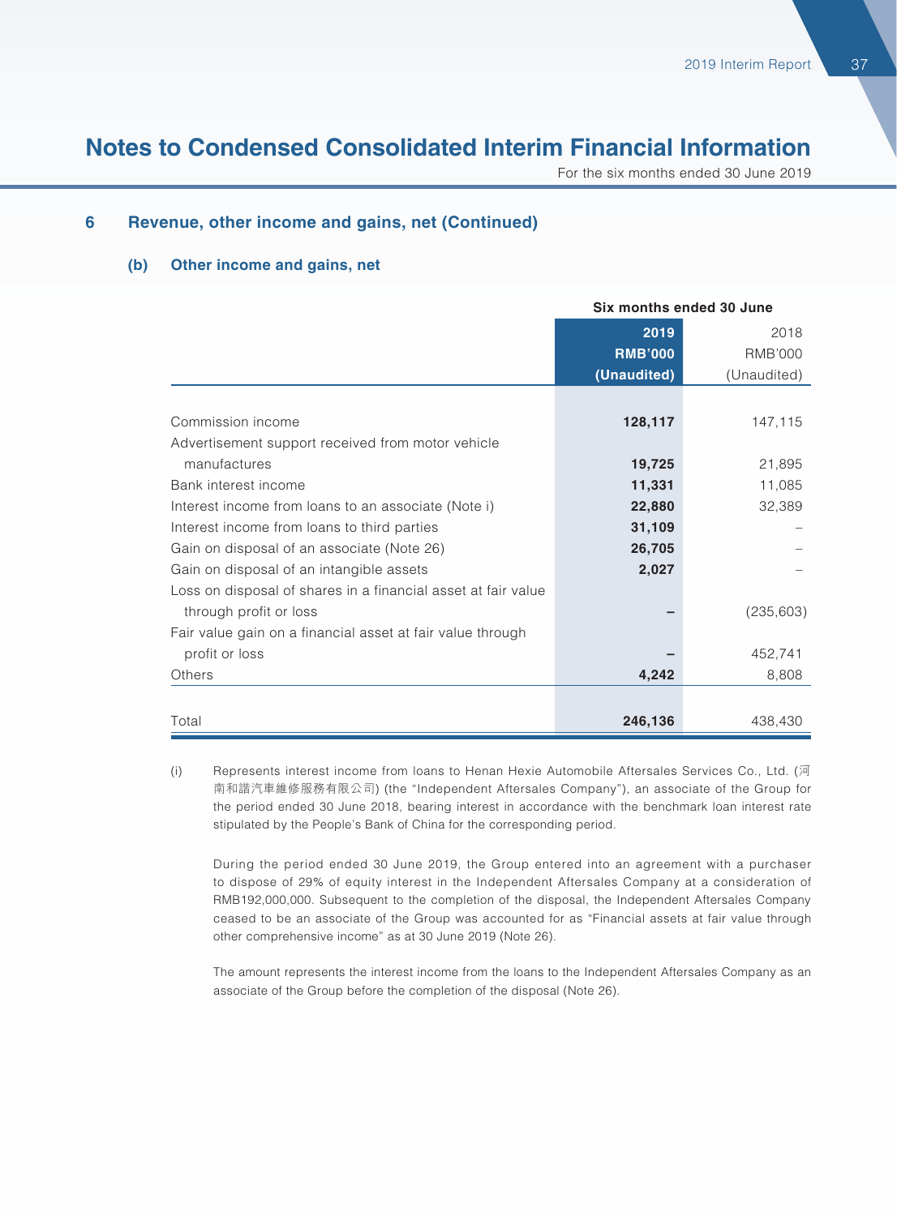# Notes to Condensed Consolidated Interim Financial Information

For the six months ended 30 June 2019

## 6 Revenue, other income and gains, net (Continued)

### (b) Other income and gains, net

| | Six months ended 30 June | |
|---|---|---|
| | **2019** | 2018 |
| | **RMB'000** | RMB'000 |
| | **(Unaudited)** | (Unaudited) |
| Commission income | **128,117** | 147,115 |
| Advertisement support received from motor vehicle manufactures | **19,725** | 21,895 |
| Bank interest income | **11,331** | 11,085 |
| Interest income from loans to an associate (Note i) | **22,880** | 32,389 |
| Interest income from loans to third parties | **31,109** | – |
| Gain on disposal of an associate (Note 26) | **26,705** | – |
| Gain on disposal of an intangible assets | **2,027** | – |
| Loss on disposal of shares in a financial asset at fair value through profit or loss | **–** | (235,603) |
| Fair value gain on a financial asset at fair value through profit or loss | **–** | 452,741 |
| Others | **4,242** | 8,808 |
| Total | **246,136** | 438,430 |

(i) Represents interest income from loans to Henan Hexie Automobile Aftersales Services Co., Ltd. (河南和諧汽車維修服務有限公司) (the "Independent Aftersales Company"), an associate of the Group for the period ended 30 June 2018, bearing interest in accordance with the benchmark loan interest rate stipulated by the People's Bank of China for the corresponding period.

During the period ended 30 June 2019, the Group entered into an agreement with a purchaser to dispose of 29% of equity interest in the Independent Aftersales Company at a consideration of RMB192,000,000. Subsequent to the completion of the disposal, the Independent Aftersales Company ceased to be an associate of the Group was accounted for as "Financial assets at fair value through other comprehensive income" as at 30 June 2019 (Note 26).

The amount represents the interest income from the loans to the Independent Aftersales Company as an associate of the Group before the completion of the disposal (Note 26).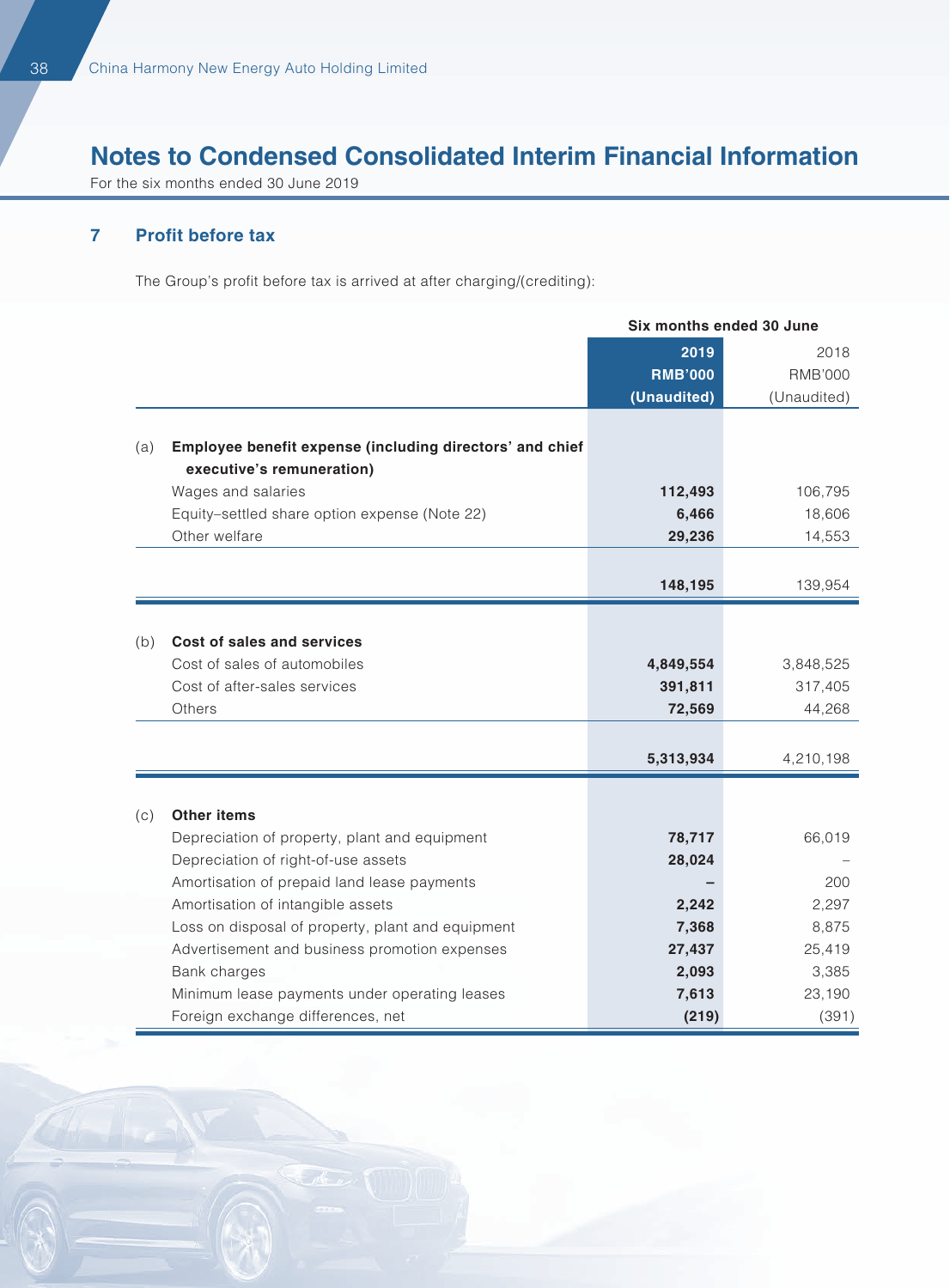# Notes to Condensed Consolidated Interim Financial Information

For the six months ended 30 June 2019

## 7 Profit before tax

The Group's profit before tax is arrived at after charging/(crediting):

| | | Six months ended 30 June | |
|---|---|---|---|
| | | **2019** | 2018 |
| | | **RMB'000** | RMB'000 |
| | | **(Unaudited)** | (Unaudited) |
| (a) | **Employee benefit expense (including directors' and chief executive's remuneration)** | | |
| | Wages and salaries | **112,493** | 106,795 |
| | Equity–settled share option expense (Note 22) | **6,466** | 18,606 |
| | Other welfare | **29,236** | 14,553 |
| | | **148,195** | 139,954 |
| (b) | **Cost of sales and services** | | |
| | Cost of sales of automobiles | **4,849,554** | 3,848,525 |
| | Cost of after-sales services | **391,811** | 317,405 |
| | Others | **72,569** | 44,268 |
| | | **5,313,934** | 4,210,198 |
| (c) | **Other items** | | |
| | Depreciation of property, plant and equipment | **78,717** | 66,019 |
| | Depreciation of right-of-use assets | **28,024** | – |
| | Amortisation of prepaid land lease payments | **–** | 200 |
| | Amortisation of intangible assets | **2,242** | 2,297 |
| | Loss on disposal of property, plant and equipment | **7,368** | 8,875 |
| | Advertisement and business promotion expenses | **27,437** | 25,419 |
| | Bank charges | **2,093** | 3,385 |
| | Minimum lease payments under operating leases | **7,613** | 23,190 |
| | Foreign exchange differences, net | **(219)** | (391) |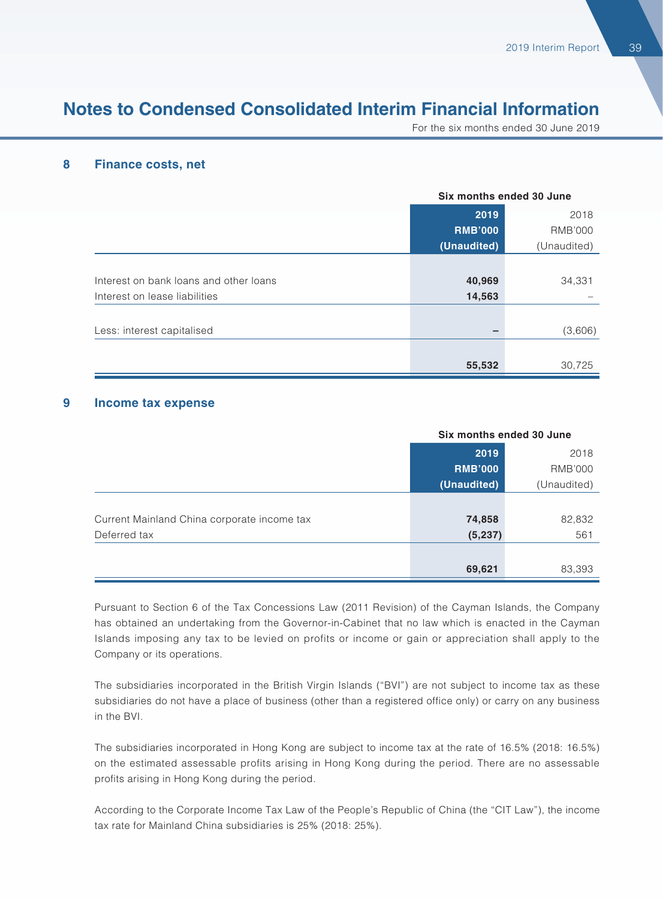# Notes to Condensed Consolidated Interim Financial Information

For the six months ended 30 June 2019

## 8 Finance costs, net

| | Six months ended 30 June | |
|---|---|---|
| | **2019** | 2018 |
| | **RMB'000** | RMB'000 |
| | **(Unaudited)** | (Unaudited) |
| Interest on bank loans and other loans | **40,969** | 34,331 |
| Interest on lease liabilities | **14,563** | – |
| Less: interest capitalised | **–** | (3,606) |
| | **55,532** | 30,725 |

## 9 Income tax expense

| | Six months ended 30 June | |
|---|---|---|
| | **2019** | 2018 |
| | **RMB'000** | RMB'000 |
| | **(Unaudited)** | (Unaudited) |
| Current Mainland China corporate income tax | **74,858** | 82,832 |
| Deferred tax | **(5,237)** | 561 |
| | **69,621** | 83,393 |

Pursuant to Section 6 of the Tax Concessions Law (2011 Revision) of the Cayman Islands, the Company has obtained an undertaking from the Governor-in-Cabinet that no law which is enacted in the Cayman Islands imposing any tax to be levied on profits or income or gain or appreciation shall apply to the Company or its operations.

The subsidiaries incorporated in the British Virgin Islands ("BVI") are not subject to income tax as these subsidiaries do not have a place of business (other than a registered office only) or carry on any business in the BVI.

The subsidiaries incorporated in Hong Kong are subject to income tax at the rate of 16.5% (2018: 16.5%) on the estimated assessable profits arising in Hong Kong during the period. There are no assessable profits arising in Hong Kong during the period.

According to the Corporate Income Tax Law of the People's Republic of China (the "CIT Law"), the income tax rate for Mainland China subsidiaries is 25% (2018: 25%).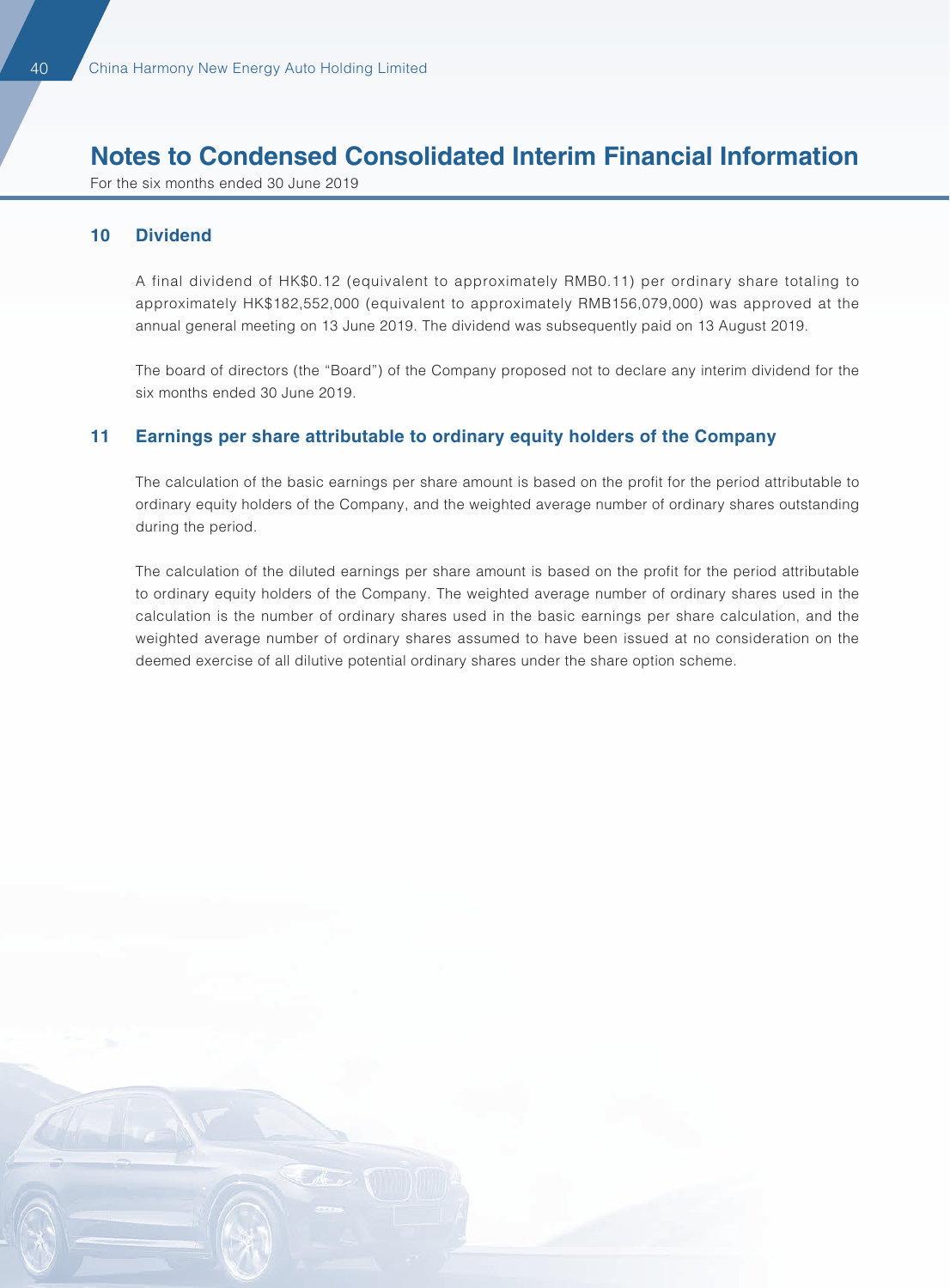# Notes to Condensed Consolidated Interim Financial Information

For the six months ended 30 June 2019

## 10 Dividend

A final dividend of HK$0.12 (equivalent to approximately RMB0.11) per ordinary share totaling to approximately HK$182,552,000 (equivalent to approximately RMB156,079,000) was approved at the annual general meeting on 13 June 2019. The dividend was subsequently paid on 13 August 2019.

The board of directors (the "Board") of the Company proposed not to declare any interim dividend for the six months ended 30 June 2019.

## 11 Earnings per share attributable to ordinary equity holders of the Company

The calculation of the basic earnings per share amount is based on the profit for the period attributable to ordinary equity holders of the Company, and the weighted average number of ordinary shares outstanding during the period.

The calculation of the diluted earnings per share amount is based on the profit for the period attributable to ordinary equity holders of the Company. The weighted average number of ordinary shares used in the calculation is the number of ordinary shares used in the basic earnings per share calculation, and the weighted average number of ordinary shares assumed to have been issued at no consideration on the deemed exercise of all dilutive potential ordinary shares under the share option scheme.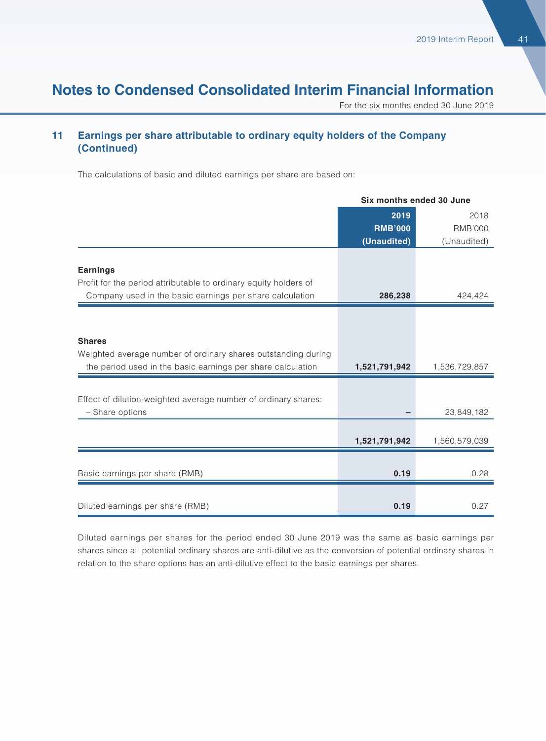# Notes to Condensed Consolidated Interim Financial Information

For the six months ended 30 June 2019

## 11 Earnings per share attributable to ordinary equity holders of the Company (Continued)

The calculations of basic and diluted earnings per share are based on:

| | Six months ended 30 June | |
|---|---|---|
| | **2019** | 2018 |
| | **RMB'000** | RMB'000 |
| | **(Unaudited)** | (Unaudited) |
| **Earnings** | | |
| Profit for the period attributable to ordinary equity holders of Company used in the basic earnings per share calculation | **286,238** | 424,424 |
| **Shares** | | |
| Weighted average number of ordinary shares outstanding during the period used in the basic earnings per share calculation | **1,521,791,942** | 1,536,729,857 |
| Effect of dilution-weighted average number of ordinary shares: | | |
| – Share options | **–** | 23,849,182 |
| | **1,521,791,942** | 1,560,579,039 |
| Basic earnings per share (RMB) | **0.19** | 0.28 |
| Diluted earnings per share (RMB) | **0.19** | 0.27 |

Diluted earnings per shares for the period ended 30 June 2019 was the same as basic earnings per shares since all potential ordinary shares are anti-dilutive as the conversion of potential ordinary shares in relation to the share options has an anti-dilutive effect to the basic earnings per shares.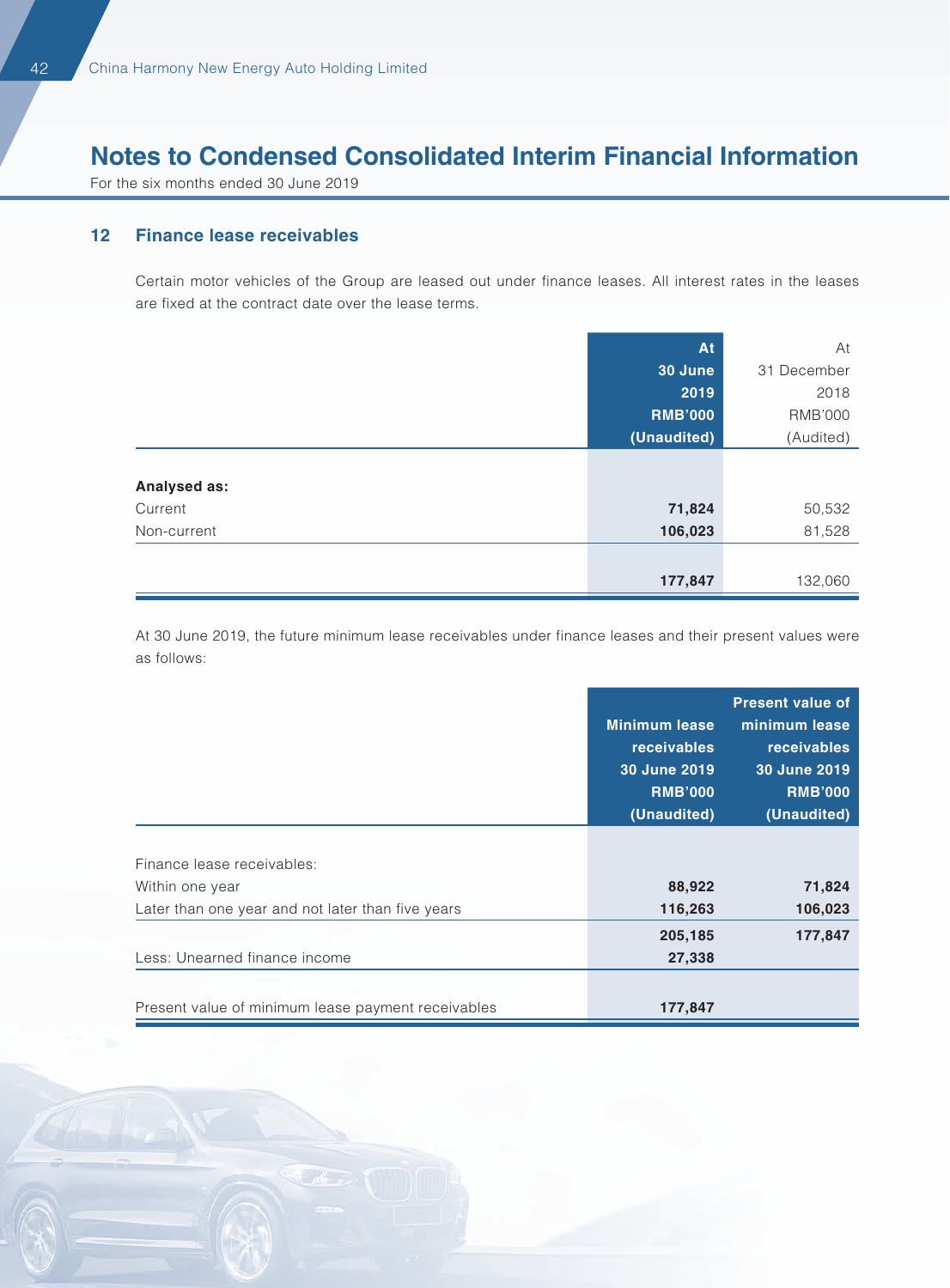# Notes to Condensed Consolidated Interim Financial Information

For the six months ended 30 June 2019

## 12 Finance lease receivables

Certain motor vehicles of the Group are leased out under finance leases. All interest rates in the leases are fixed at the contract date over the lease terms.

| | At 30 June 2019 RMB'000 (Unaudited) | At 31 December 2018 RMB'000 (Audited) |
|---|---|---|
| **Analysed as:** | | |
| Current | **71,824** | 50,532 |
| Non-current | **106,023** | 81,528 |
| | **177,847** | 132,060 |

At 30 June 2019, the future minimum lease receivables under finance leases and their present values were as follows:

| | Minimum lease receivables 30 June 2019 RMB'000 (Unaudited) | Present value of minimum lease receivables 30 June 2019 RMB'000 (Unaudited) |
|---|---|---|
| Finance lease receivables: | | |
| Within one year | **88,922** | **71,824** |
| Later than one year and not later than five years | **116,263** | **106,023** |
| | **205,185** | **177,847** |
| Less: Unearned finance income | **27,338** | |
| Present value of minimum lease payment receivables | **177,847** | |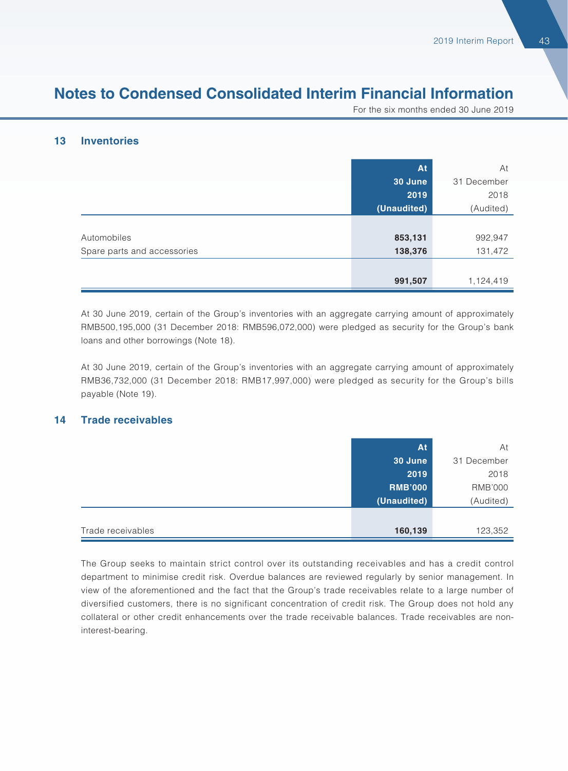# Notes to Condensed Consolidated Interim Financial Information

For the six months ended 30 June 2019

## 13 Inventories

| | **At 30 June 2019 (Unaudited)** | At 31 December 2018 (Audited) |
|---|---|---|
| Automobiles | **853,131** | 992,947 |
| Spare parts and accessories | **138,376** | 131,472 |
| | **991,507** | 1,124,419 |

At 30 June 2019, certain of the Group's inventories with an aggregate carrying amount of approximately RMB500,195,000 (31 December 2018: RMB596,072,000) were pledged as security for the Group's bank loans and other borrowings (Note 18).

At 30 June 2019, certain of the Group's inventories with an aggregate carrying amount of approximately RMB36,732,000 (31 December 2018: RMB17,997,000) were pledged as security for the Group's bills payable (Note 19).

## 14 Trade receivables

| | **At 30 June 2019 RMB'000 (Unaudited)** | At 31 December 2018 RMB'000 (Audited) |
|---|---|---|
| Trade receivables | **160,139** | 123,352 |

The Group seeks to maintain strict control over its outstanding receivables and has a credit control department to minimise credit risk. Overdue balances are reviewed regularly by senior management. In view of the aforementioned and the fact that the Group's trade receivables relate to a large number of diversified customers, there is no significant concentration of credit risk. The Group does not hold any collateral or other credit enhancements over the trade receivable balances. Trade receivables are non-interest-bearing.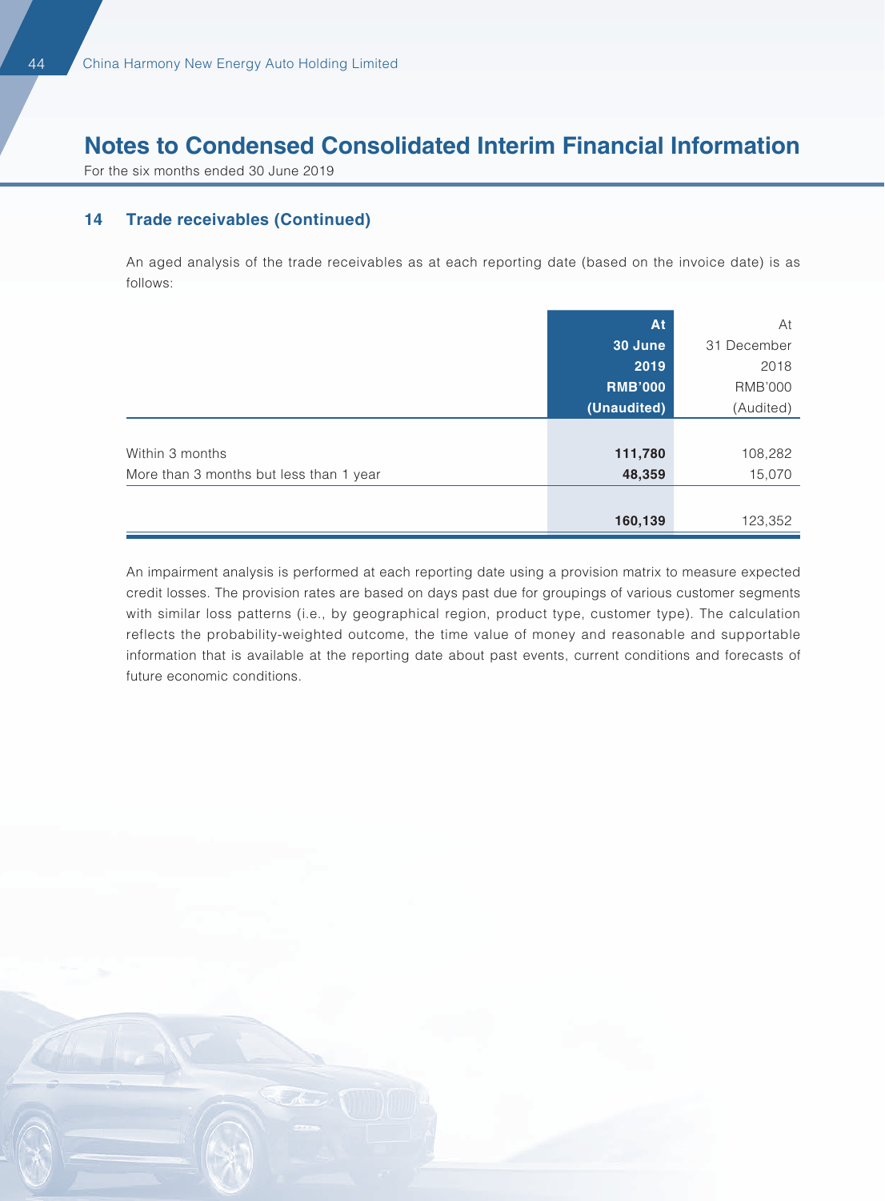# Notes to Condensed Consolidated Interim Financial Information

For the six months ended 30 June 2019

## 14 Trade receivables (Continued)

An aged analysis of the trade receivables as at each reporting date (based on the invoice date) is as follows:

| | At 30 June 2019 RMB'000 (Unaudited) | At 31 December 2018 RMB'000 (Audited) |
|---|---|---|
| Within 3 months | **111,780** | 108,282 |
| More than 3 months but less than 1 year | **48,359** | 15,070 |
| | **160,139** | 123,352 |

An impairment analysis is performed at each reporting date using a provision matrix to measure expected credit losses. The provision rates are based on days past due for groupings of various customer segments with similar loss patterns (i.e., by geographical region, product type, customer type). The calculation reflects the probability-weighted outcome, the time value of money and reasonable and supportable information that is available at the reporting date about past events, current conditions and forecasts of future economic conditions.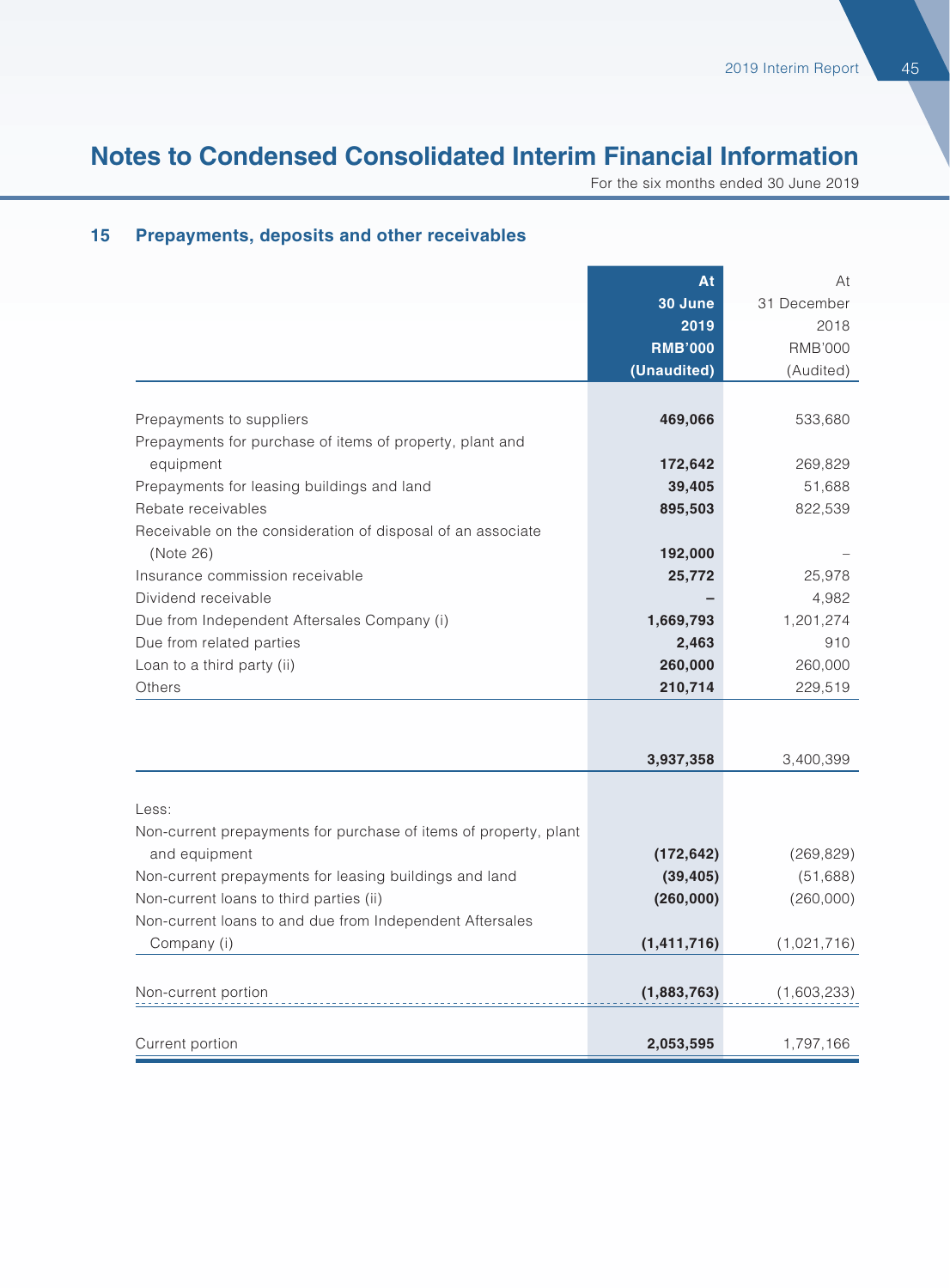## Notes to Condensed Consolidated Interim Financial Information

For the six months ended 30 June 2019

### 15 Prepayments, deposits and other receivables

| | At 30 June 2019 RMB'000 (Unaudited) | At 31 December 2018 RMB'000 (Audited) |
|---|---|---|
| Prepayments to suppliers | **469,066** | 533,680 |
| Prepayments for purchase of items of property, plant and equipment | **172,642** | 269,829 |
| Prepayments for leasing buildings and land | **39,405** | 51,688 |
| Rebate receivables | **895,503** | 822,539 |
| Receivable on the consideration of disposal of an associate (Note 26) | **192,000** | – |
| Insurance commission receivable | **25,772** | 25,978 |
| Dividend receivable | **–** | 4,982 |
| Due from Independent Aftersales Company (i) | **1,669,793** | 1,201,274 |
| Due from related parties | **2,463** | 910 |
| Loan to a third party (ii) | **260,000** | 260,000 |
| Others | **210,714** | 229,519 |
| | **3,937,358** | 3,400,399 |
| Less: | | |
| Non-current prepayments for purchase of items of property, plant and equipment | **(172,642)** | (269,829) |
| Non-current prepayments for leasing buildings and land | **(39,405)** | (51,688) |
| Non-current loans to third parties (ii) | **(260,000)** | (260,000) |
| Non-current loans to and due from Independent Aftersales Company (i) | **(1,411,716)** | (1,021,716) |
| Non-current portion | **(1,883,763)** | (1,603,233) |
| Current portion | **2,053,595** | 1,797,166 |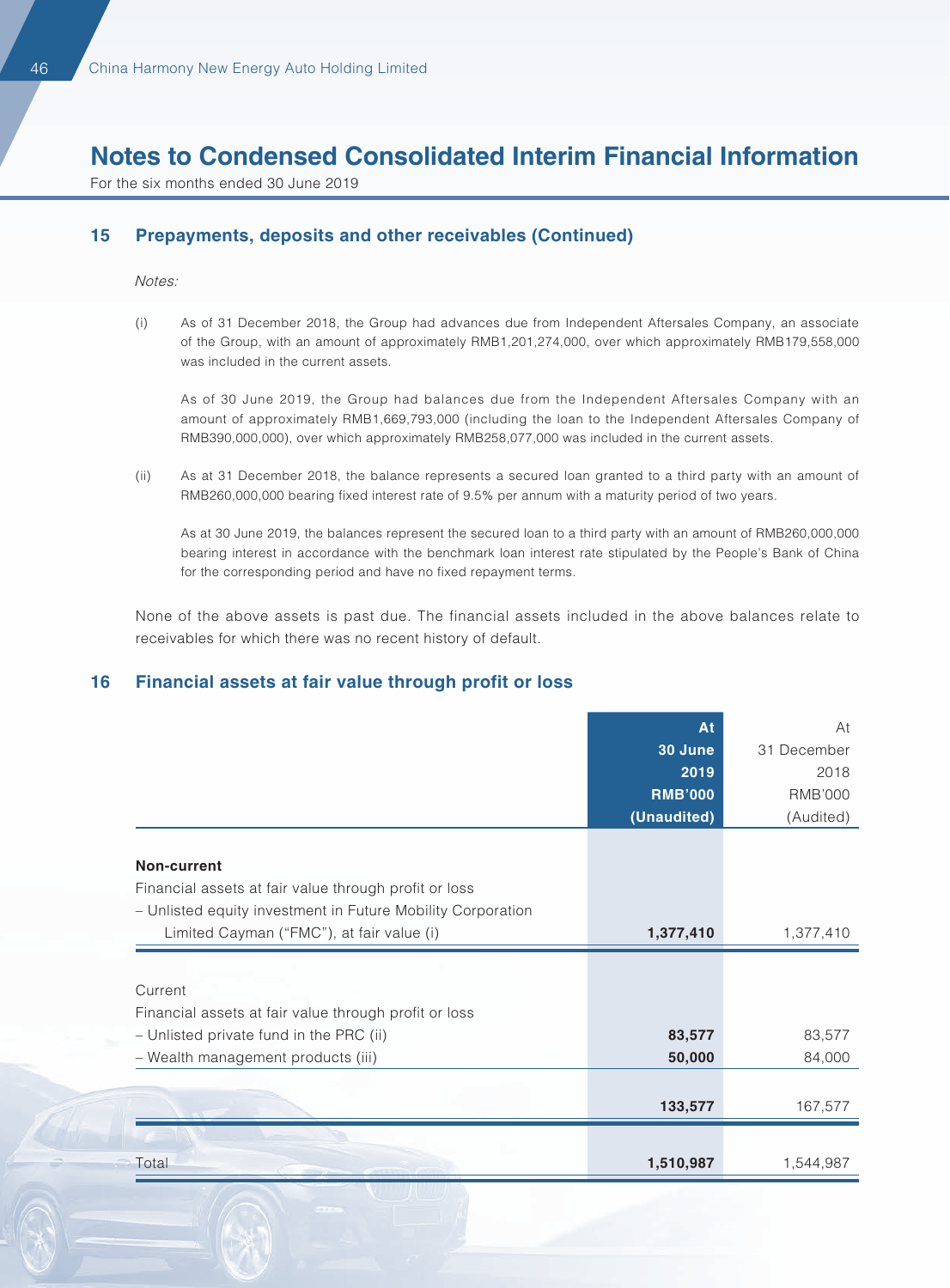# Notes to Condensed Consolidated Interim Financial Information

For the six months ended 30 June 2019

## 15 Prepayments, deposits and other receivables (Continued)

*Notes:*

(i) As of 31 December 2018, the Group had advances due from Independent Aftersales Company, an associate of the Group, with an amount of approximately RMB1,201,274,000, over which approximately RMB179,558,000 was included in the current assets.

As of 30 June 2019, the Group had balances due from the Independent Aftersales Company with an amount of approximately RMB1,669,793,000 (including the loan to the Independent Aftersales Company of RMB390,000,000), over which approximately RMB258,077,000 was included in the current assets.

(ii) As at 31 December 2018, the balance represents a secured loan granted to a third party with an amount of RMB260,000,000 bearing fixed interest rate of 9.5% per annum with a maturity period of two years.

As at 30 June 2019, the balances represent the secured loan to a third party with an amount of RMB260,000,000 bearing interest in accordance with the benchmark loan interest rate stipulated by the People's Bank of China for the corresponding period and have no fixed repayment terms.

None of the above assets is past due. The financial assets included in the above balances relate to receivables for which there was no recent history of default.

## 16 Financial assets at fair value through profit or loss

| | At 30 June 2019 RMB'000 (Unaudited) | At 31 December 2018 RMB'000 (Audited) |
|---|---|---|
| **Non-current** | | |
| Financial assets at fair value through profit or loss | | |
| – Unlisted equity investment in Future Mobility Corporation Limited Cayman ("FMC"), at fair value (i) | **1,377,410** | 1,377,410 |
| Current | | |
| Financial assets at fair value through profit or loss | | |
| – Unlisted private fund in the PRC (ii) | **83,577** | 83,577 |
| – Wealth management products (iii) | **50,000** | 84,000 |
| | **133,577** | 167,577 |
| Total | **1,510,987** | 1,544,987 |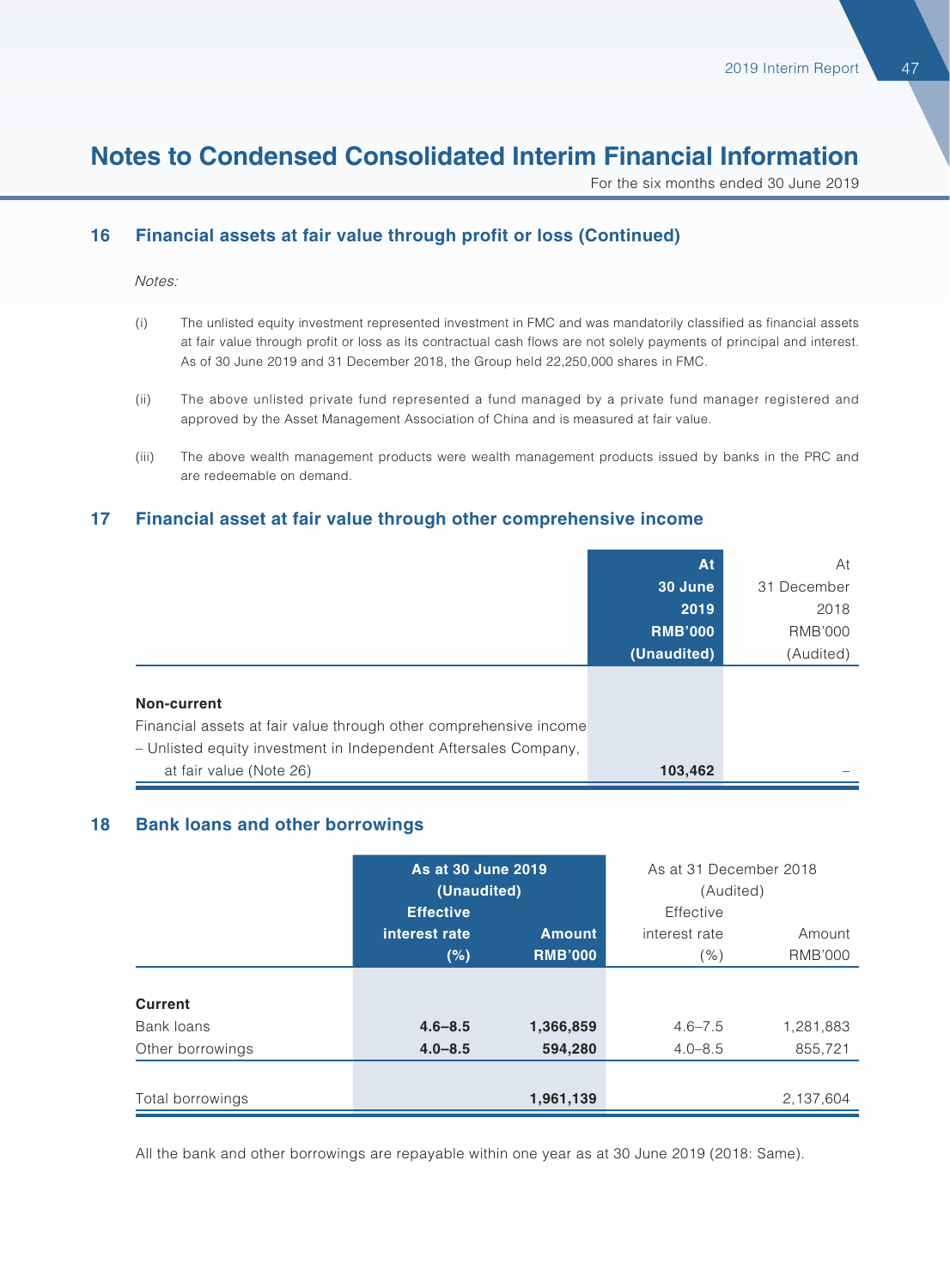# Notes to Condensed Consolidated Interim Financial Information

For the six months ended 30 June 2019

## 16 Financial assets at fair value through profit or loss (Continued)

*Notes:*

(i) The unlisted equity investment represented investment in FMC and was mandatorily classified as financial assets at fair value through profit or loss as its contractual cash flows are not solely payments of principal and interest. As of 30 June 2019 and 31 December 2018, the Group held 22,250,000 shares in FMC.

(ii) The above unlisted private fund represented a fund managed by a private fund manager registered and approved by the Asset Management Association of China and is measured at fair value.

(iii) The above wealth management products were wealth management products issued by banks in the PRC and are redeemable on demand.

## 17 Financial asset at fair value through other comprehensive income

| | At 30 June 2019 RMB'000 (Unaudited) | At 31 December 2018 RMB'000 (Audited) |
|---|---|---|
| **Non-current** | | |
| Financial assets at fair value through other comprehensive income | | |
| – Unlisted equity investment in Independent Aftersales Company, at fair value (Note 26) | **103,462** | – |

## 18 Bank loans and other borrowings

| | As at 30 June 2019 (Unaudited) | | As at 31 December 2018 (Audited) | |
|---|---|---|---|---|
| | Effective interest rate (%) | Amount RMB'000 | Effective interest rate (%) | Amount RMB'000 |
| **Current** | | | | |
| Bank loans | **4.6–8.5** | **1,366,859** | 4.6–7.5 | 1,281,883 |
| Other borrowings | **4.0–8.5** | **594,280** | 4.0–8.5 | 855,721 |
| Total borrowings | | **1,961,139** | | 2,137,604 |

All the bank and other borrowings are repayable within one year as at 30 June 2019 (2018: Same).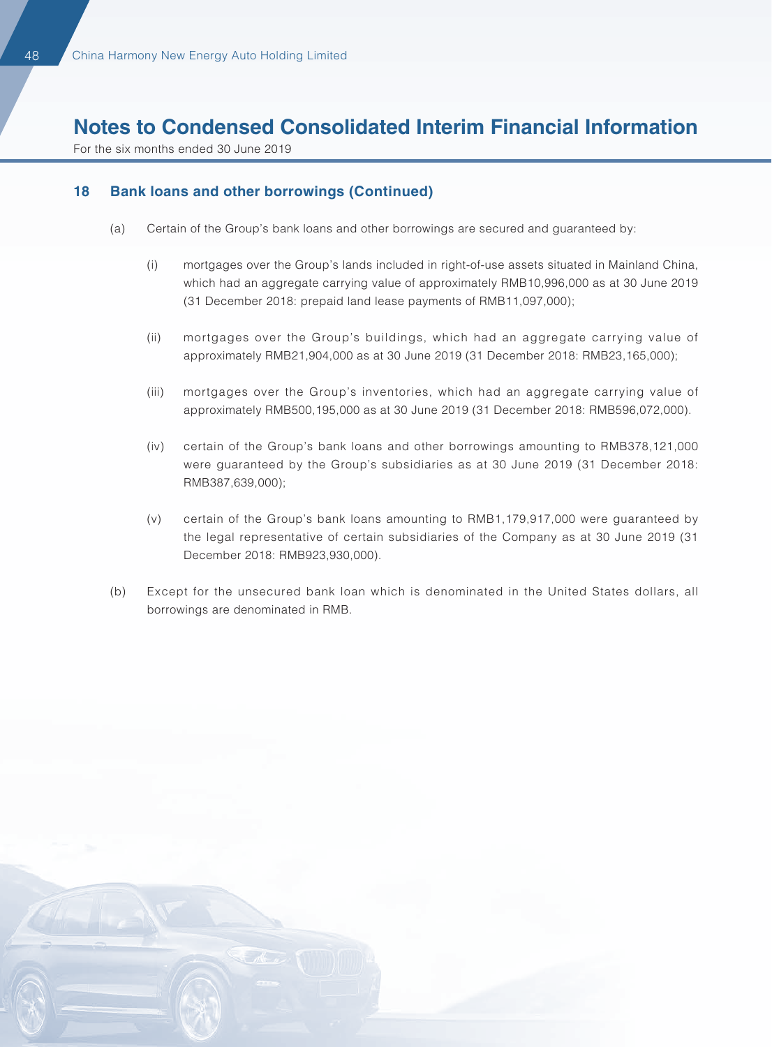# Notes to Condensed Consolidated Interim Financial Information

For the six months ended 30 June 2019

## 18 Bank loans and other borrowings (Continued)

(a) Certain of the Group's bank loans and other borrowings are secured and guaranteed by:

(i) mortgages over the Group's lands included in right-of-use assets situated in Mainland China, which had an aggregate carrying value of approximately RMB10,996,000 as at 30 June 2019 (31 December 2018: prepaid land lease payments of RMB11,097,000);

(ii) mortgages over the Group's buildings, which had an aggregate carrying value of approximately RMB21,904,000 as at 30 June 2019 (31 December 2018: RMB23,165,000);

(iii) mortgages over the Group's inventories, which had an aggregate carrying value of approximately RMB500,195,000 as at 30 June 2019 (31 December 2018: RMB596,072,000).

(iv) certain of the Group's bank loans and other borrowings amounting to RMB378,121,000 were guaranteed by the Group's subsidiaries as at 30 June 2019 (31 December 2018: RMB387,639,000);

(v) certain of the Group's bank loans amounting to RMB1,179,917,000 were guaranteed by the legal representative of certain subsidiaries of the Company as at 30 June 2019 (31 December 2018: RMB923,930,000).

(b) Except for the unsecured bank loan which is denominated in the United States dollars, all borrowings are denominated in RMB.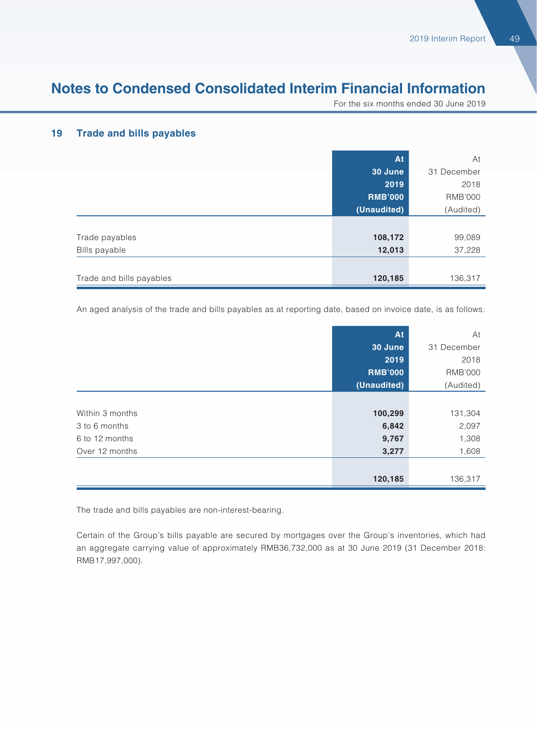# Notes to Condensed Consolidated Interim Financial Information

For the six months ended 30 June 2019

## 19 Trade and bills payables

| | At 30 June 2019 RMB'000 (Unaudited) | At 31 December 2018 RMB'000 (Audited) |
|---|---|---|
| Trade payables | **108,172** | 99,089 |
| Bills payable | **12,013** | 37,228 |
| Trade and bills payables | **120,185** | 136,317 |

An aged analysis of the trade and bills payables as at reporting date, based on invoice date, is as follows:

| | At 30 June 2019 RMB'000 (Unaudited) | At 31 December 2018 RMB'000 (Audited) |
|---|---|---|
| Within 3 months | **100,299** | 131,304 |
| 3 to 6 months | **6,842** | 2,097 |
| 6 to 12 months | **9,767** | 1,308 |
| Over 12 months | **3,277** | 1,608 |
| | **120,185** | 136,317 |

The trade and bills payables are non-interest-bearing.

Certain of the Group's bills payable are secured by mortgages over the Group's inventories, which had an aggregate carrying value of approximately RMB36,732,000 as at 30 June 2019 (31 December 2018: RMB17,997,000).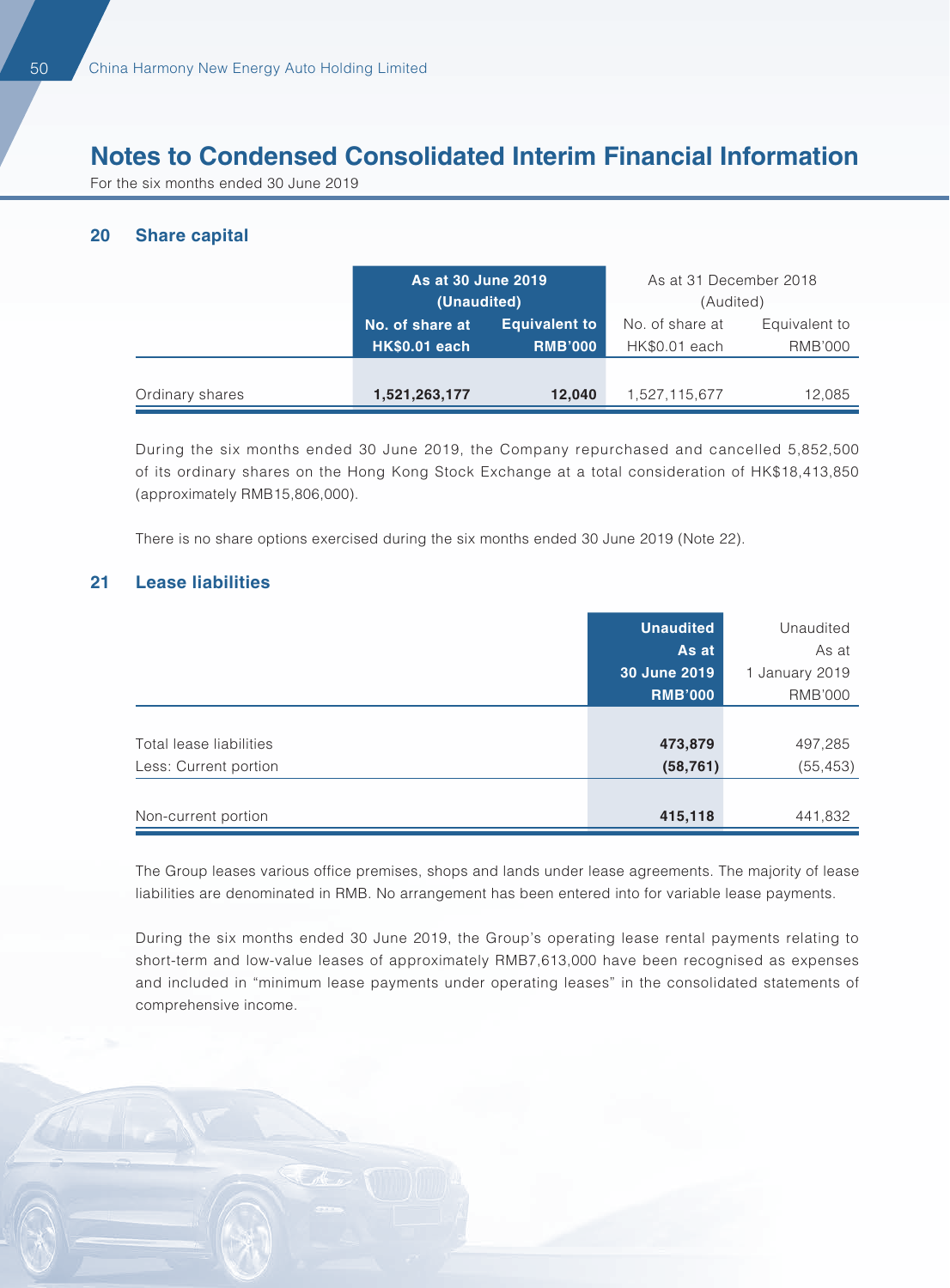# Notes to Condensed Consolidated Interim Financial Information

For the six months ended 30 June 2019

## 20 Share capital

| | As at 30 June 2019 (Unaudited) | | As at 31 December 2018 (Audited) | |
|---|---|---|---|---|
| | No. of share at HK$0.01 each | Equivalent to RMB'000 | No. of share at HK$0.01 each | Equivalent to RMB'000 |
| Ordinary shares | **1,521,263,177** | **12,040** | 1,527,115,677 | 12,085 |

During the six months ended 30 June 2019, the Company repurchased and cancelled 5,852,500 of its ordinary shares on the Hong Kong Stock Exchange at a total consideration of HK$18,413,850 (approximately RMB15,806,000).

There is no share options exercised during the six months ended 30 June 2019 (Note 22).

## 21 Lease liabilities

| | Unaudited As at 30 June 2019 RMB'000 | Unaudited As at 1 January 2019 RMB'000 |
|---|---|---|
| Total lease liabilities | **473,879** | 497,285 |
| Less: Current portion | **(58,761)** | (55,453) |
| Non-current portion | **415,118** | 441,832 |

The Group leases various office premises, shops and lands under lease agreements. The majority of lease liabilities are denominated in RMB. No arrangement has been entered into for variable lease payments.

During the six months ended 30 June 2019, the Group's operating lease rental payments relating to short-term and low-value leases of approximately RMB7,613,000 have been recognised as expenses and included in "minimum lease payments under operating leases" in the consolidated statements of comprehensive income.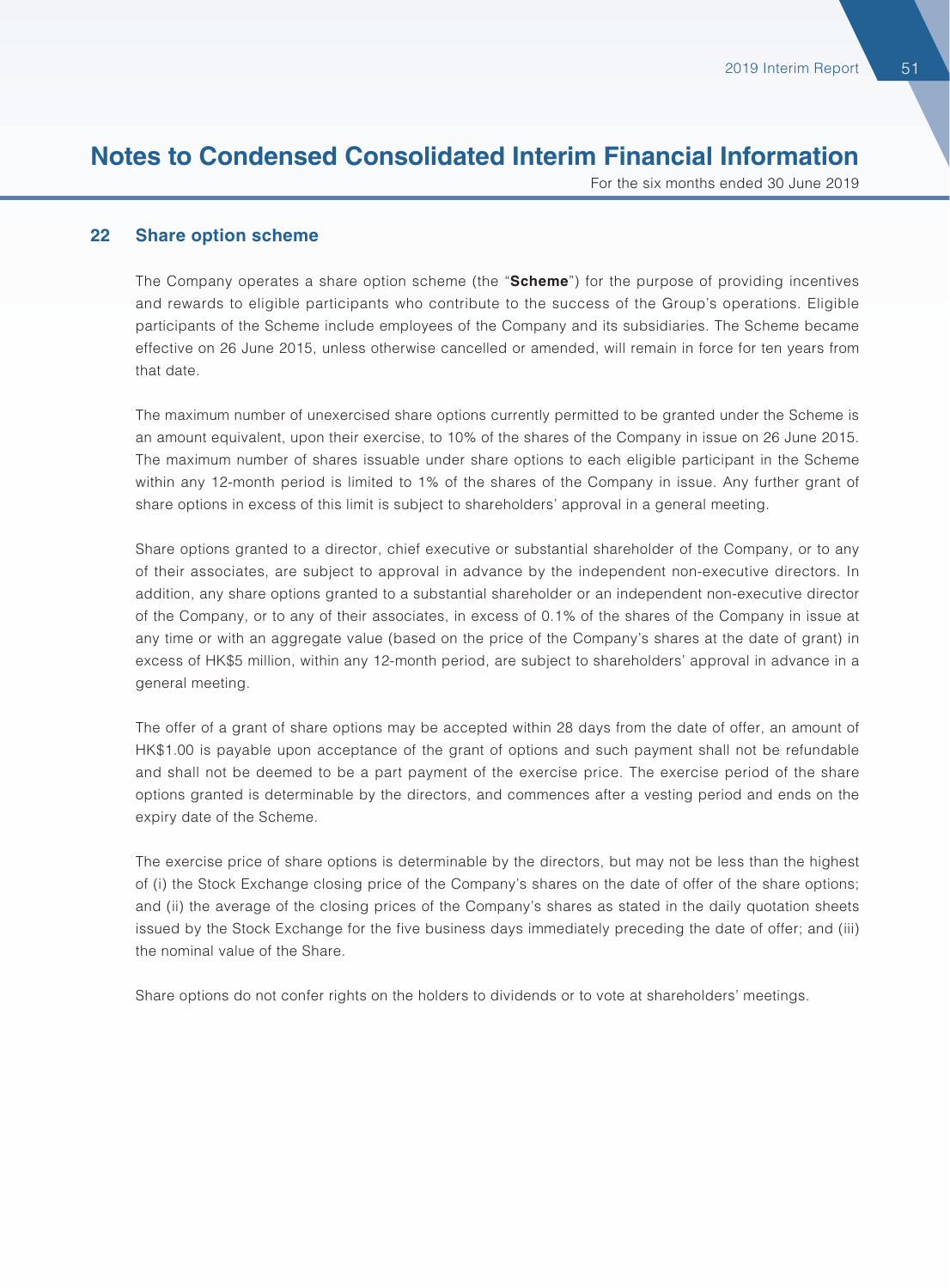# Notes to Condensed Consolidated Interim Financial Information

For the six months ended 30 June 2019

## 22 Share option scheme

The Company operates a share option scheme (the "**Scheme**") for the purpose of providing incentives and rewards to eligible participants who contribute to the success of the Group's operations. Eligible participants of the Scheme include employees of the Company and its subsidiaries. The Scheme became effective on 26 June 2015, unless otherwise cancelled or amended, will remain in force for ten years from that date.

The maximum number of unexercised share options currently permitted to be granted under the Scheme is an amount equivalent, upon their exercise, to 10% of the shares of the Company in issue on 26 June 2015. The maximum number of shares issuable under share options to each eligible participant in the Scheme within any 12-month period is limited to 1% of the shares of the Company in issue. Any further grant of share options in excess of this limit is subject to shareholders' approval in a general meeting.

Share options granted to a director, chief executive or substantial shareholder of the Company, or to any of their associates, are subject to approval in advance by the independent non-executive directors. In addition, any share options granted to a substantial shareholder or an independent non-executive director of the Company, or to any of their associates, in excess of 0.1% of the shares of the Company in issue at any time or with an aggregate value (based on the price of the Company's shares at the date of grant) in excess of HK$5 million, within any 12-month period, are subject to shareholders' approval in advance in a general meeting.

The offer of a grant of share options may be accepted within 28 days from the date of offer, an amount of HK$1.00 is payable upon acceptance of the grant of options and such payment shall not be refundable and shall not be deemed to be a part payment of the exercise price. The exercise period of the share options granted is determinable by the directors, and commences after a vesting period and ends on the expiry date of the Scheme.

The exercise price of share options is determinable by the directors, but may not be less than the highest of (i) the Stock Exchange closing price of the Company's shares on the date of offer of the share options; and (ii) the average of the closing prices of the Company's shares as stated in the daily quotation sheets issued by the Stock Exchange for the five business days immediately preceding the date of offer; and (iii) the nominal value of the Share.

Share options do not confer rights on the holders to dividends or to vote at shareholders' meetings.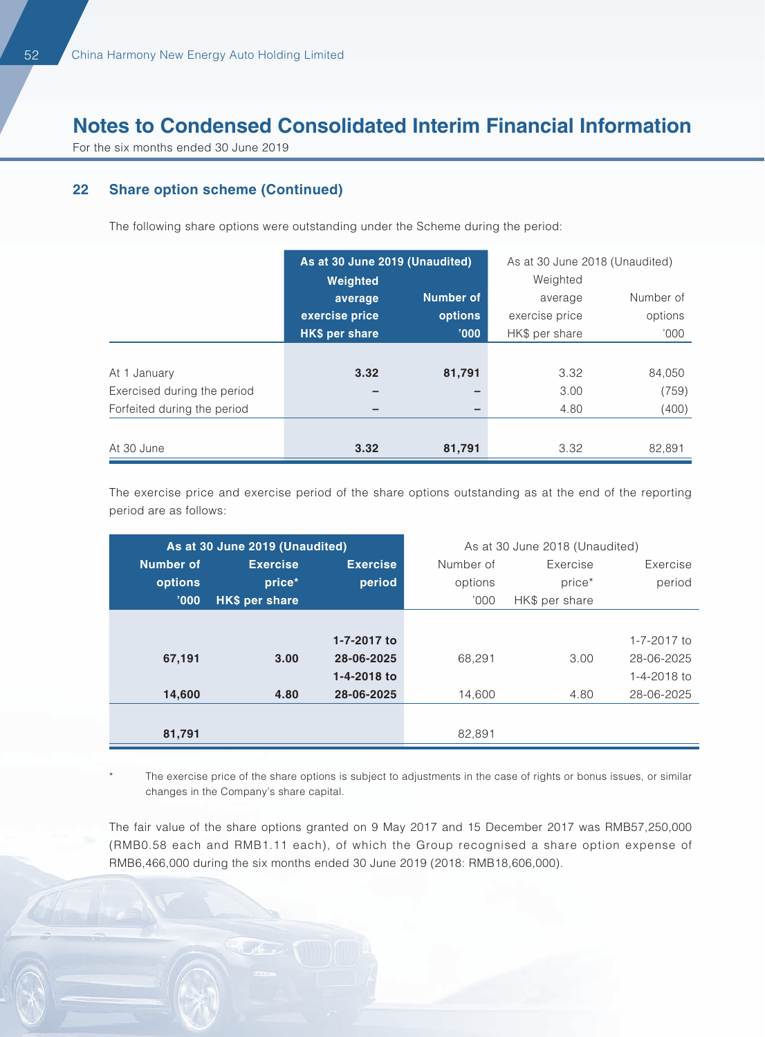# Notes to Condensed Consolidated Interim Financial Information

For the six months ended 30 June 2019

### 22 Share option scheme (Continued)

The following share options were outstanding under the Scheme during the period:

| | As at 30 June 2019 (Unaudited) | | As at 30 June 2018 (Unaudited) | |
|---|---|---|---|---|
| | Weighted average exercise price HK$ per share | Number of options '000 | Weighted average exercise price HK$ per share | Number of options '000 |
| At 1 January | 3.32 | 81,791 | 3.32 | 84,050 |
| Exercised during the period | – | – | 3.00 | (759) |
| Forfeited during the period | – | – | 4.80 | (400) |
| At 30 June | 3.32 | 81,791 | 3.32 | 82,891 |

The exercise price and exercise period of the share options outstanding as at the end of the reporting period are as follows:

| As at 30 June 2019 (Unaudited) | | | As at 30 June 2018 (Unaudited) | | |
|---|---|---|---|---|---|
| Number of options '000 | Exercise price* HK$ per share | Exercise period | Number of options '000 | Exercise price* HK$ per share | Exercise period |
| 67,191 | 3.00 | 1-7-2017 to 28-06-2025 | 68,291 | 3.00 | 1-7-2017 to 28-06-2025 |
| 14,600 | 4.80 | 1-4-2018 to 28-06-2025 | 14,600 | 4.80 | 1-4-2018 to 28-06-2025 |
| 81,791 | | | 82,891 | | |

\* The exercise price of the share options is subject to adjustments in the case of rights or bonus issues, or similar changes in the Company's share capital.

The fair value of the share options granted on 9 May 2017 and 15 December 2017 was RMB57,250,000 (RMB0.58 each and RMB1.11 each), of which the Group recognised a share option expense of RMB6,466,000 during the six months ended 30 June 2019 (2018: RMB18,606,000).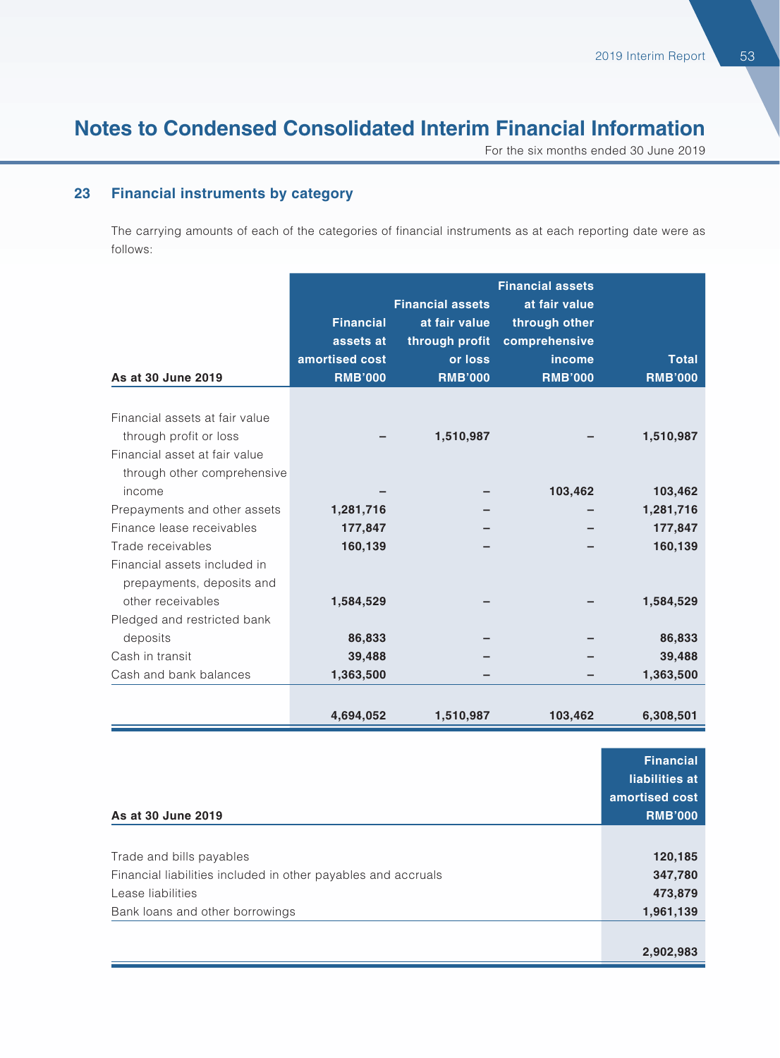# Notes to Condensed Consolidated Interim Financial Information

For the six months ended 30 June 2019

## 23 Financial instruments by category

The carrying amounts of each of the categories of financial instruments as at each reporting date were as follows:

| As at 30 June 2019 | Financial assets at amortised cost RMB'000 | Financial assets at fair value through profit or loss RMB'000 | Financial assets at fair value through other comprehensive income RMB'000 | Total RMB'000 |
|---|---|---|---|---|
| Financial assets at fair value through profit or loss | – | 1,510,987 | – | 1,510,987 |
| Financial asset at fair value through other comprehensive income | – | – | 103,462 | 103,462 |
| Prepayments and other assets | 1,281,716 | – | – | 1,281,716 |
| Finance lease receivables | 177,847 | – | – | 177,847 |
| Trade receivables | 160,139 | – | – | 160,139 |
| Financial assets included in prepayments, deposits and other receivables | 1,584,529 | – | – | 1,584,529 |
| Pledged and restricted bank deposits | 86,833 | – | – | 86,833 |
| Cash in transit | 39,488 | – | – | 39,488 |
| Cash and bank balances | 1,363,500 | – | – | 1,363,500 |
| | 4,694,052 | 1,510,987 | 103,462 | 6,308,501 |

| As at 30 June 2019 | Financial liabilities at amortised cost RMB'000 |
|---|---|
| Trade and bills payables | 120,185 |
| Financial liabilities included in other payables and accruals | 347,780 |
| Lease liabilities | 473,879 |
| Bank loans and other borrowings | 1,961,139 |
| | 2,902,983 |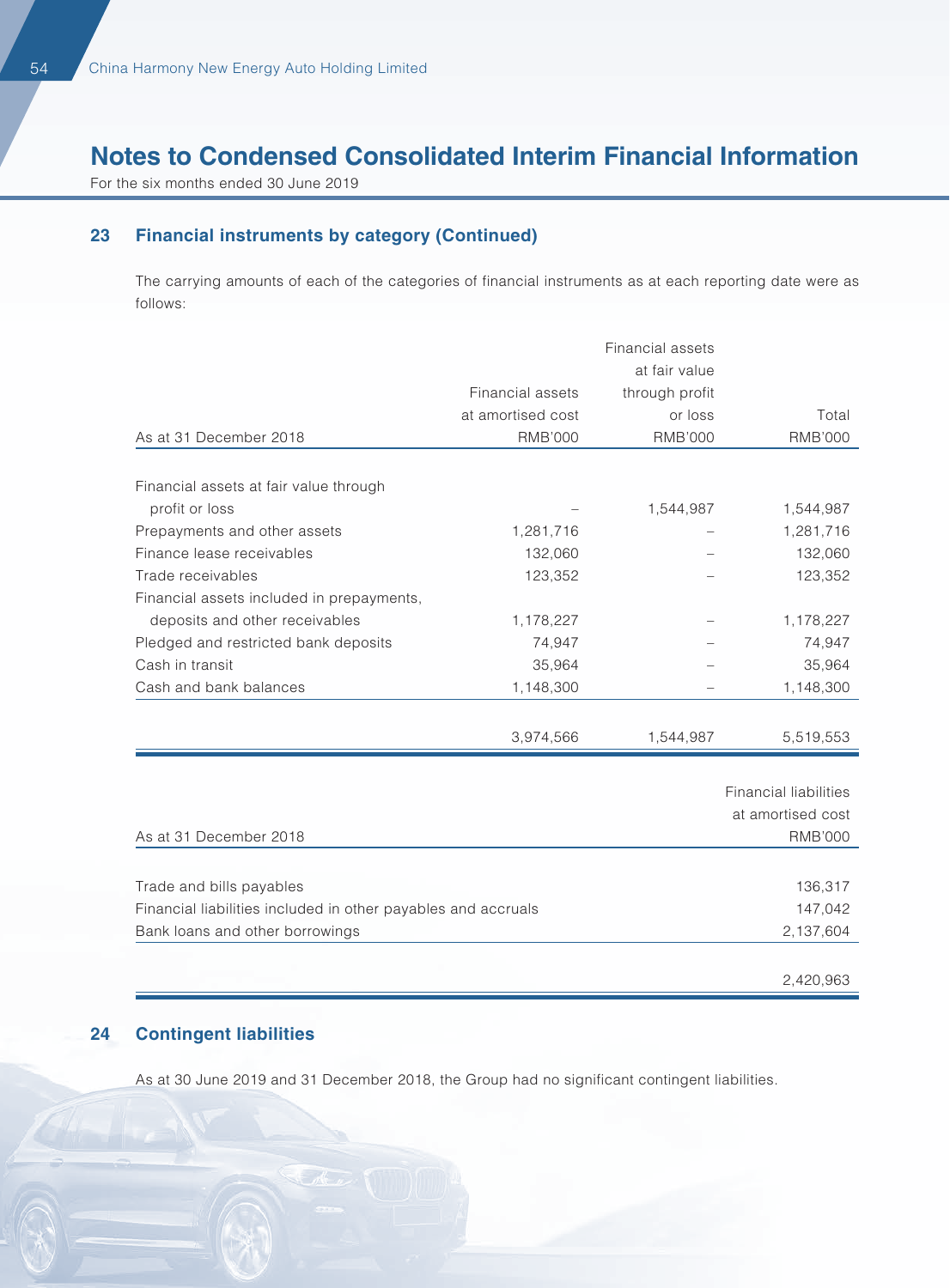# Notes to Condensed Consolidated Interim Financial Information

For the six months ended 30 June 2019

## 23 Financial instruments by category (Continued)

The carrying amounts of each of the categories of financial instruments as at each reporting date were as follows:

| As at 31 December 2018 | Financial assets at amortised cost RMB'000 | Financial assets at fair value through profit or loss RMB'000 | Total RMB'000 |
|---|---|---|---|
| Financial assets at fair value through profit or loss | – | 1,544,987 | 1,544,987 |
| Prepayments and other assets | 1,281,716 | – | 1,281,716 |
| Finance lease receivables | 132,060 | – | 132,060 |
| Trade receivables | 123,352 | – | 123,352 |
| Financial assets included in prepayments, deposits and other receivables | 1,178,227 | – | 1,178,227 |
| Pledged and restricted bank deposits | 74,947 | – | 74,947 |
| Cash in transit | 35,964 | – | 35,964 |
| Cash and bank balances | 1,148,300 | – | 1,148,300 |
| | 3,974,566 | 1,544,987 | 5,519,553 |

| As at 31 December 2018 | Financial liabilities at amortised cost RMB'000 |
|---|---|
| Trade and bills payables | 136,317 |
| Financial liabilities included in other payables and accruals | 147,042 |
| Bank loans and other borrowings | 2,137,604 |
| | 2,420,963 |

## 24 Contingent liabilities

As at 30 June 2019 and 31 December 2018, the Group had no significant contingent liabilities.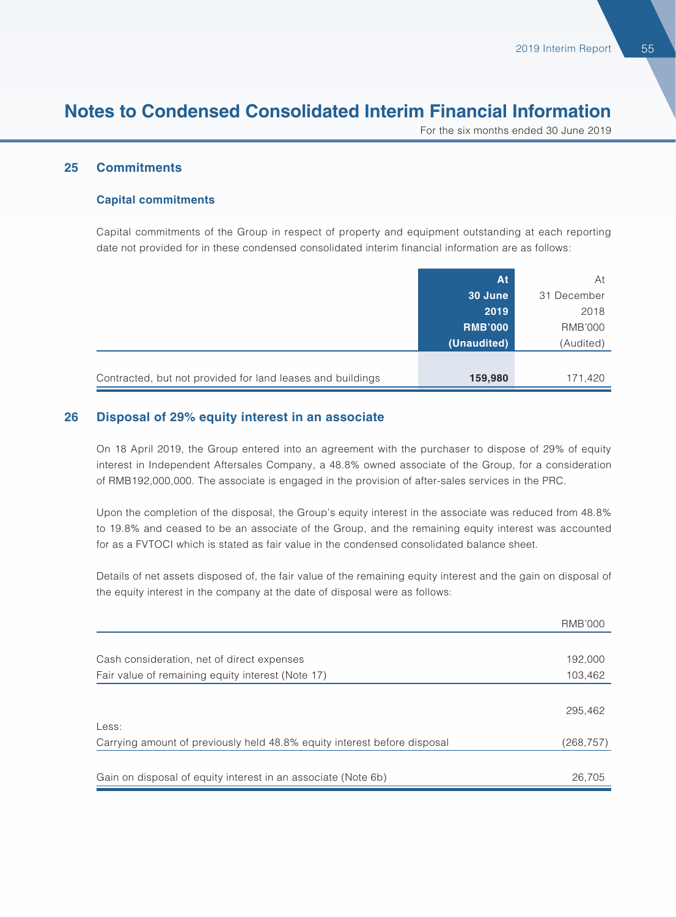# Notes to Condensed Consolidated Interim Financial Information

For the six months ended 30 June 2019

## 25 Commitments

### Capital commitments

Capital commitments of the Group in respect of property and equipment outstanding at each reporting date not provided for in these condensed consolidated interim financial information are as follows:

| | **At 30 June 2019 RMB'000 (Unaudited)** | At 31 December 2018 RMB'000 (Audited) |
|---|---|---|
| Contracted, but not provided for land leases and buildings | **159,980** | 171,420 |

## 26 Disposal of 29% equity interest in an associate

On 18 April 2019, the Group entered into an agreement with the purchaser to dispose of 29% of equity interest in Independent Aftersales Company, a 48.8% owned associate of the Group, for a consideration of RMB192,000,000. The associate is engaged in the provision of after-sales services in the PRC.

Upon the completion of the disposal, the Group's equity interest in the associate was reduced from 48.8% to 19.8% and ceased to be an associate of the Group, and the remaining equity interest was accounted for as a FVTOCI which is stated as fair value in the condensed consolidated balance sheet.

Details of net assets disposed of, the fair value of the remaining equity interest and the gain on disposal of the equity interest in the company at the date of disposal were as follows:

| | RMB'000 |
|---|---|
| Cash consideration, net of direct expenses | 192,000 |
| Fair value of remaining equity interest (Note 17) | 103,462 |
| | 295,462 |
| Less: | |
| Carrying amount of previously held 48.8% equity interest before disposal | (268,757) |
| Gain on disposal of equity interest in an associate (Note 6b) | 26,705 |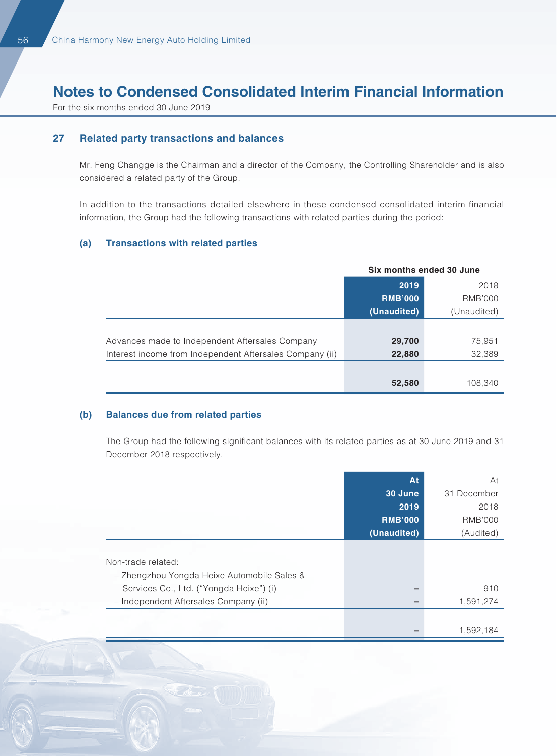# Notes to Condensed Consolidated Interim Financial Information

For the six months ended 30 June 2019

## 27 Related party transactions and balances

Mr. Feng Changge is the Chairman and a director of the Company, the Controlling Shareholder and is also considered a related party of the Group.

In addition to the transactions detailed elsewhere in these condensed consolidated interim financial information, the Group had the following transactions with related parties during the period:

### (a) Transactions with related parties

| | Six months ended 30 June | |
|---|---|---|
| | **2019** | 2018 |
| | **RMB'000** | RMB'000 |
| | **(Unaudited)** | (Unaudited) |
| Advances made to Independent Aftersales Company | **29,700** | 75,951 |
| Interest income from Independent Aftersales Company (ii) | **22,880** | 32,389 |
| | **52,580** | 108,340 |

### (b) Balances due from related parties

The Group had the following significant balances with its related parties as at 30 June 2019 and 31 December 2018 respectively.

| | **At 30 June 2019** | At 31 December 2018 |
|---|---|---|
| | **RMB'000** | RMB'000 |
| | **(Unaudited)** | (Audited) |
| Non-trade related: | | |
| – Zhengzhou Yongda Heixe Automobile Sales & Services Co., Ltd. ("Yongda Heixe") (i) | **–** | 910 |
| – Independent Aftersales Company (ii) | **–** | 1,591,274 |
| | **–** | 1,592,184 |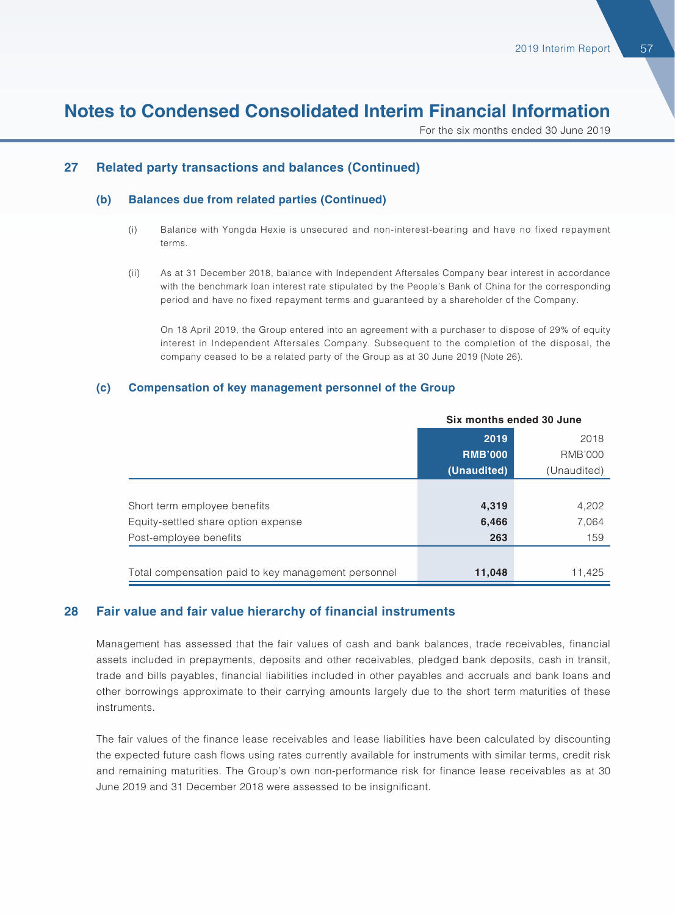# Notes to Condensed Consolidated Interim Financial Information

For the six months ended 30 June 2019

## 27 Related party transactions and balances (Continued)

### (b) Balances due from related parties (Continued)

(i) Balance with Yongda Hexie is unsecured and non-interest-bearing and have no fixed repayment terms.

(ii) As at 31 December 2018, balance with Independent Aftersales Company bear interest in accordance with the benchmark loan interest rate stipulated by the People's Bank of China for the corresponding period and have no fixed repayment terms and guaranteed by a shareholder of the Company.

On 18 April 2019, the Group entered into an agreement with a purchaser to dispose of 29% of equity interest in Independent Aftersales Company. Subsequent to the completion of the disposal, the company ceased to be a related party of the Group as at 30 June 2019 (Note 26).

### (c) Compensation of key management personnel of the Group

| | Six months ended 30 June | |
|---|---|---|
| | **2019** | 2018 |
| | **RMB'000** | RMB'000 |
| | **(Unaudited)** | (Unaudited) |
| Short term employee benefits | **4,319** | 4,202 |
| Equity-settled share option expense | **6,466** | 7,064 |
| Post-employee benefits | **263** | 159 |
| Total compensation paid to key management personnel | **11,048** | 11,425 |

## 28 Fair value and fair value hierarchy of financial instruments

Management has assessed that the fair values of cash and bank balances, trade receivables, financial assets included in prepayments, deposits and other receivables, pledged bank deposits, cash in transit, trade and bills payables, financial liabilities included in other payables and accruals and bank loans and other borrowings approximate to their carrying amounts largely due to the short term maturities of these instruments.

The fair values of the finance lease receivables and lease liabilities have been calculated by discounting the expected future cash flows using rates currently available for instruments with similar terms, credit risk and remaining maturities. The Group's own non-performance risk for finance lease receivables as at 30 June 2019 and 31 December 2018 were assessed to be insignificant.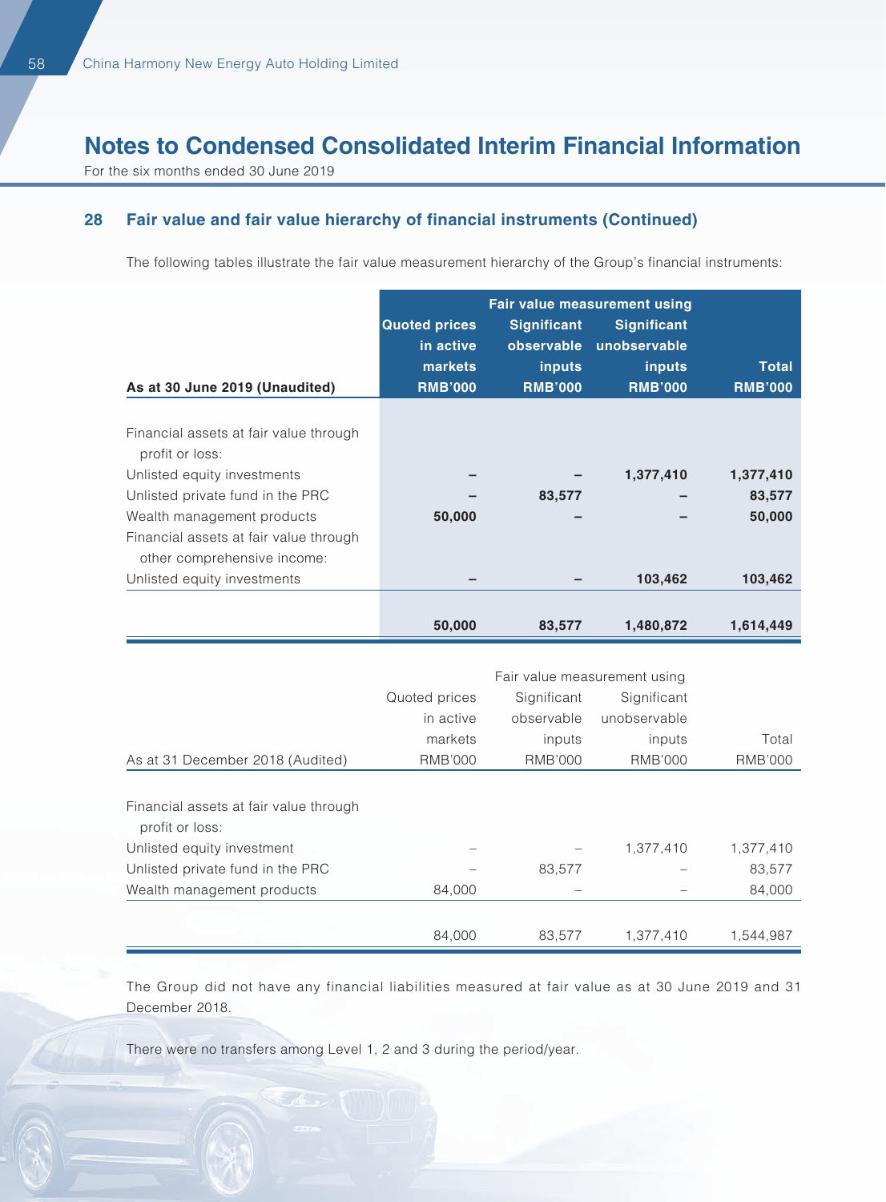# Notes to Condensed Consolidated Interim Financial Information

For the six months ended 30 June 2019

## 28 Fair value and fair value hierarchy of financial instruments (Continued)

The following tables illustrate the fair value measurement hierarchy of the Group's financial instruments:

| As at 30 June 2019 (Unaudited) | Fair value measurement using Quoted prices in active markets RMB'000 | Significant observable inputs RMB'000 | Significant unobservable inputs RMB'000 | Total RMB'000 |
|---|---|---|---|---|
| Financial assets at fair value through profit or loss: | | | | |
| Unlisted equity investments | – | – | 1,377,410 | 1,377,410 |
| Unlisted private fund in the PRC | – | 83,577 | – | 83,577 |
| Wealth management products | 50,000 | – | – | 50,000 |
| Financial assets at fair value through other comprehensive income: | | | | |
| Unlisted equity investments | – | – | 103,462 | 103,462 |
| | 50,000 | 83,577 | 1,480,872 | 1,614,449 |

| As at 31 December 2018 (Audited) | Fair value measurement using Quoted prices in active markets RMB'000 | Significant observable inputs RMB'000 | Significant unobservable inputs RMB'000 | Total RMB'000 |
|---|---|---|---|---|
| Financial assets at fair value through profit or loss: | | | | |
| Unlisted equity investment | – | – | 1,377,410 | 1,377,410 |
| Unlisted private fund in the PRC | – | 83,577 | – | 83,577 |
| Wealth management products | 84,000 | – | – | 84,000 |
| | 84,000 | 83,577 | 1,377,410 | 1,544,987 |

The Group did not have any financial liabilities measured at fair value as at 30 June 2019 and 31 December 2018.

There were no transfers among Level 1, 2 and 3 during the period/year.